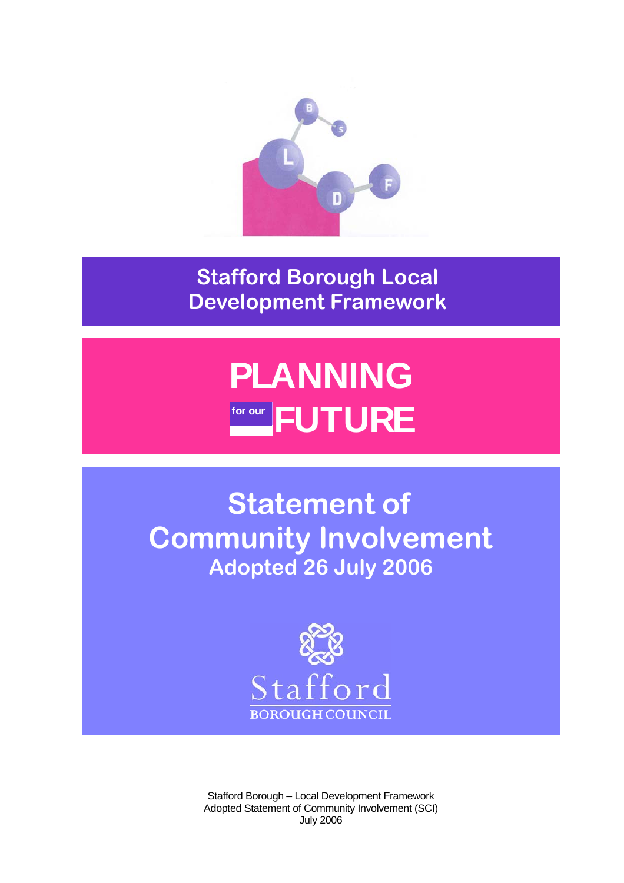# Stafford Borough Local Development Framework

# PLANNING for our FUTURE

## Statement of Community Involvement

### Adopted 26 July 2006

Stafford
BOROUGH COUNCIL

Stafford Borough – Local Development Framework
Adopted Statement of Community Involvement (SCI)
July 2006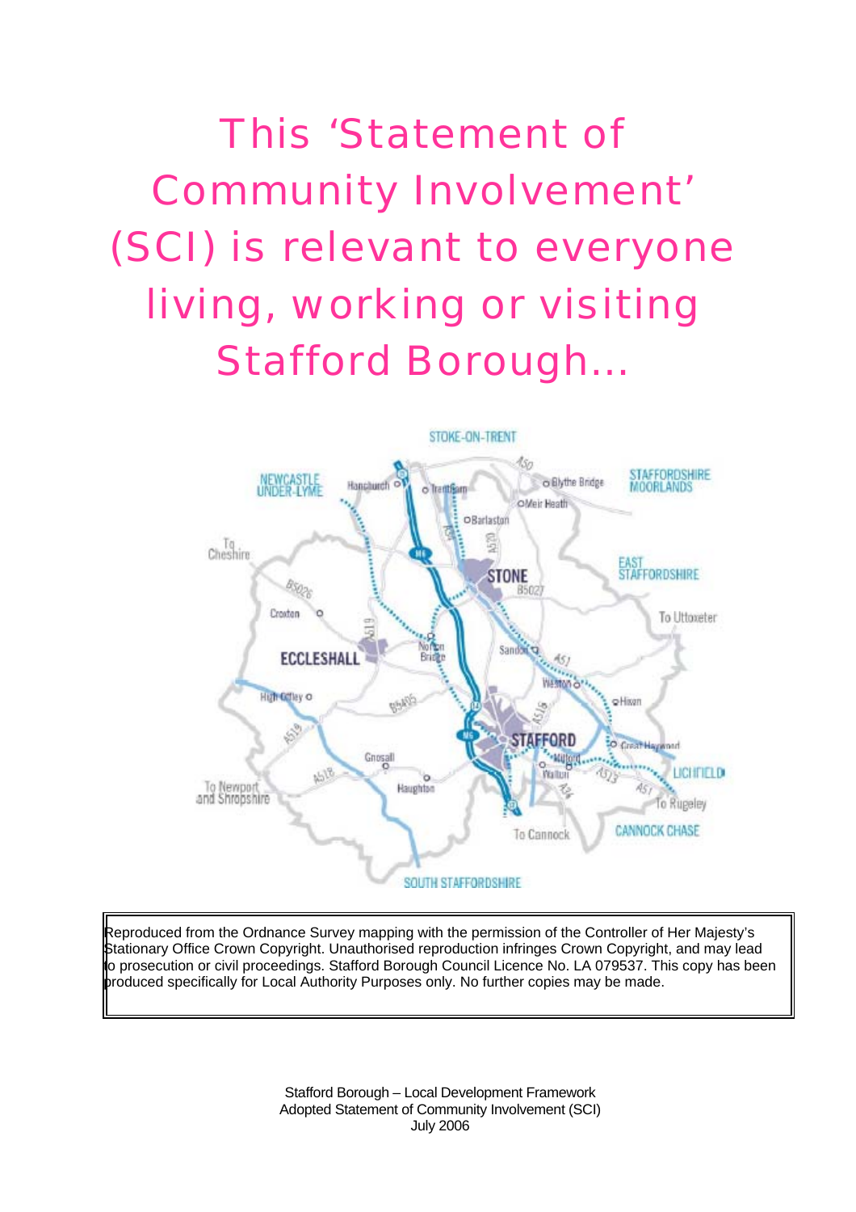# This 'Statement of Community Involvement' (SCI) is relevant to everyone living, working or visiting Stafford Borough…

Reproduced from the Ordnance Survey mapping with the permission of the Controller of Her Majesty's Stationary Office Crown Copyright. Unauthorised reproduction infringes Crown Copyright, and may lead to prosecution or civil proceedings. Stafford Borough Council Licence No. LA 079537. This copy has been produced specifically for Local Authority Purposes only. No further copies may be made.

Stafford Borough – Local Development Framework
Adopted Statement of Community Involvement (SCI)
July 2006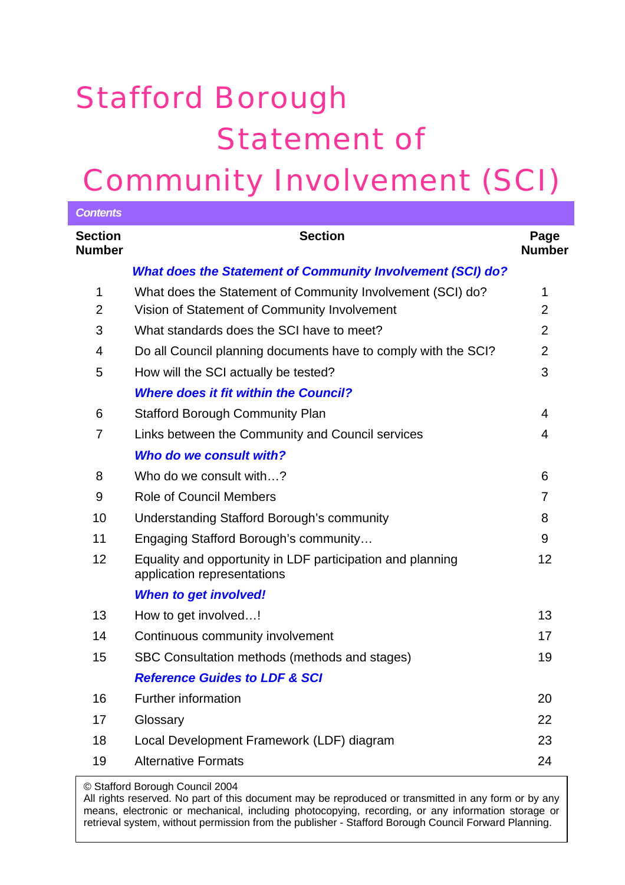# Stafford Borough Statement of Community Involvement (SCI)

**Contents**

| Section Number | Section | Page Number |
|---|---|---|
| | ***What does the Statement of Community Involvement (SCI) do?*** | |
| 1 | What does the Statement of Community Involvement (SCI) do? | 1 |
| 2 | Vision of Statement of Community Involvement | 2 |
| 3 | What standards does the SCI have to meet? | 2 |
| 4 | Do all Council planning documents have to comply with the SCI? | 2 |
| 5 | How will the SCI actually be tested? | 3 |
| | ***Where does it fit within the Council?*** | |
| 6 | Stafford Borough Community Plan | 4 |
| 7 | Links between the Community and Council services | 4 |
| | ***Who do we consult with?*** | |
| 8 | Who do we consult with…? | 6 |
| 9 | Role of Council Members | 7 |
| 10 | Understanding Stafford Borough's community | 8 |
| 11 | Engaging Stafford Borough's community… | 9 |
| 12 | Equality and opportunity in LDF participation and planning application representations | 12 |
| | ***When to get involved!*** | |
| 13 | How to get involved…! | 13 |
| 14 | Continuous community involvement | 17 |
| 15 | SBC Consultation methods (methods and stages) | 19 |
| | ***Reference Guides to LDF & SCI*** | |
| 16 | Further information | 20 |
| 17 | Glossary | 22 |
| 18 | Local Development Framework (LDF) diagram | 23 |
| 19 | Alternative Formats | 24 |

© Stafford Borough Council 2004
All rights reserved. No part of this document may be reproduced or transmitted in any form or by any means, electronic or mechanical, including photocopying, recording, or any information storage or retrieval system, without permission from the publisher - Stafford Borough Council Forward Planning.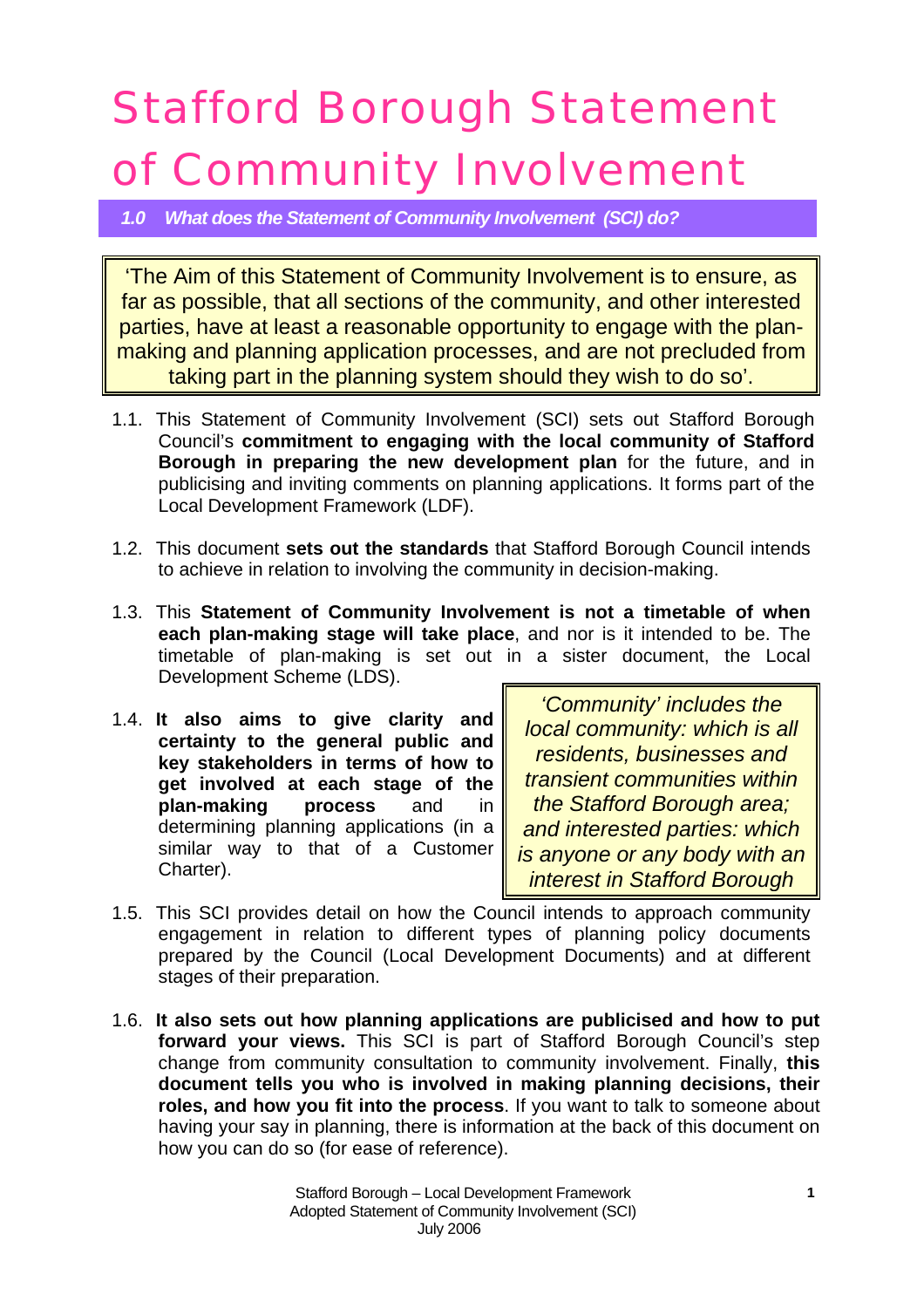# Stafford Borough Statement of Community Involvement

## *1.0 What does the Statement of Community Involvement (SCI) do?*

> 'The Aim of this Statement of Community Involvement is to ensure, as far as possible, that all sections of the community, and other interested parties, have at least a reasonable opportunity to engage with the plan-making and planning application processes, and are not precluded from taking part in the planning system should they wish to do so'.

1.1. This Statement of Community Involvement (SCI) sets out Stafford Borough Council's **commitment to engaging with the local community of Stafford Borough in preparing the new development plan** for the future, and in publicising and inviting comments on planning applications. It forms part of the Local Development Framework (LDF).

1.2. This document **sets out the standards** that Stafford Borough Council intends to achieve in relation to involving the community in decision-making.

1.3. This **Statement of Community Involvement is not a timetable of when each plan-making stage will take place**, and nor is it intended to be. The timetable of plan-making is set out in a sister document, the Local Development Scheme (LDS).

1.4. **It also aims to give clarity and certainty to the general public and key stakeholders in terms of how to get involved at each stage of the plan-making process** and in determining planning applications (in a similar way to that of a Customer Charter).

> *'Community' includes the local community: which is all residents, businesses and transient communities within the Stafford Borough area; and interested parties: which is anyone or any body with an interest in Stafford Borough*

1.5. This SCI provides detail on how the Council intends to approach community engagement in relation to different types of planning policy documents prepared by the Council (Local Development Documents) and at different stages of their preparation.

1.6. **It also sets out how planning applications are publicised and how to put forward your views.** This SCI is part of Stafford Borough Council's step change from community consultation to community involvement. Finally, **this document tells you who is involved in making planning decisions, their roles, and how you fit into the process**. If you want to talk to someone about having your say in planning, there is information at the back of this document on how you can do so (for ease of reference).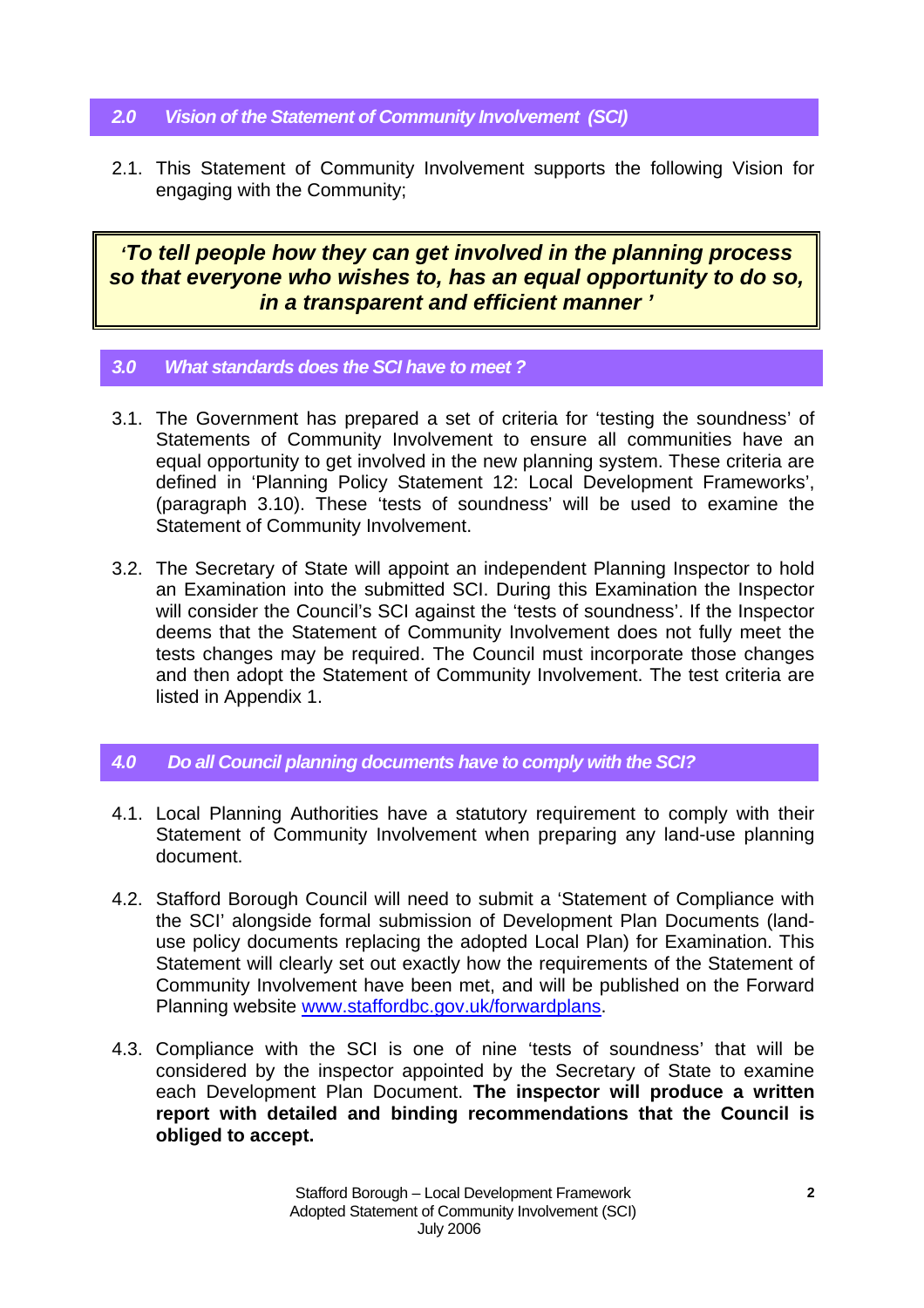## 2.0 Vision of the Statement of Community Involvement (SCI)

2.1. This Statement of Community Involvement supports the following Vision for engaging with the Community;

> ***'To tell people how they can get involved in the planning process so that everyone who wishes to, has an equal opportunity to do so, in a transparent and efficient manner '***

## 3.0 What standards does the SCI have to meet ?

3.1. The Government has prepared a set of criteria for 'testing the soundness' of Statements of Community Involvement to ensure all communities have an equal opportunity to get involved in the new planning system. These criteria are defined in 'Planning Policy Statement 12: Local Development Frameworks', (paragraph 3.10). These 'tests of soundness' will be used to examine the Statement of Community Involvement.

3.2. The Secretary of State will appoint an independent Planning Inspector to hold an Examination into the submitted SCI. During this Examination the Inspector will consider the Council's SCI against the 'tests of soundness'. If the Inspector deems that the Statement of Community Involvement does not fully meet the tests changes may be required. The Council must incorporate those changes and then adopt the Statement of Community Involvement. The test criteria are listed in Appendix 1.

## 4.0 Do all Council planning documents have to comply with the SCI?

4.1. Local Planning Authorities have a statutory requirement to comply with their Statement of Community Involvement when preparing any land-use planning document.

4.2. Stafford Borough Council will need to submit a 'Statement of Compliance with the SCI' alongside formal submission of Development Plan Documents (land-use policy documents replacing the adopted Local Plan) for Examination. This Statement will clearly set out exactly how the requirements of the Statement of Community Involvement have been met, and will be published on the Forward Planning website www.staffordbc.gov.uk/forwardplans.

4.3. Compliance with the SCI is one of nine 'tests of soundness' that will be considered by the inspector appointed by the Secretary of State to examine each Development Plan Document. **The inspector will produce a written report with detailed and binding recommendations that the Council is obliged to accept.**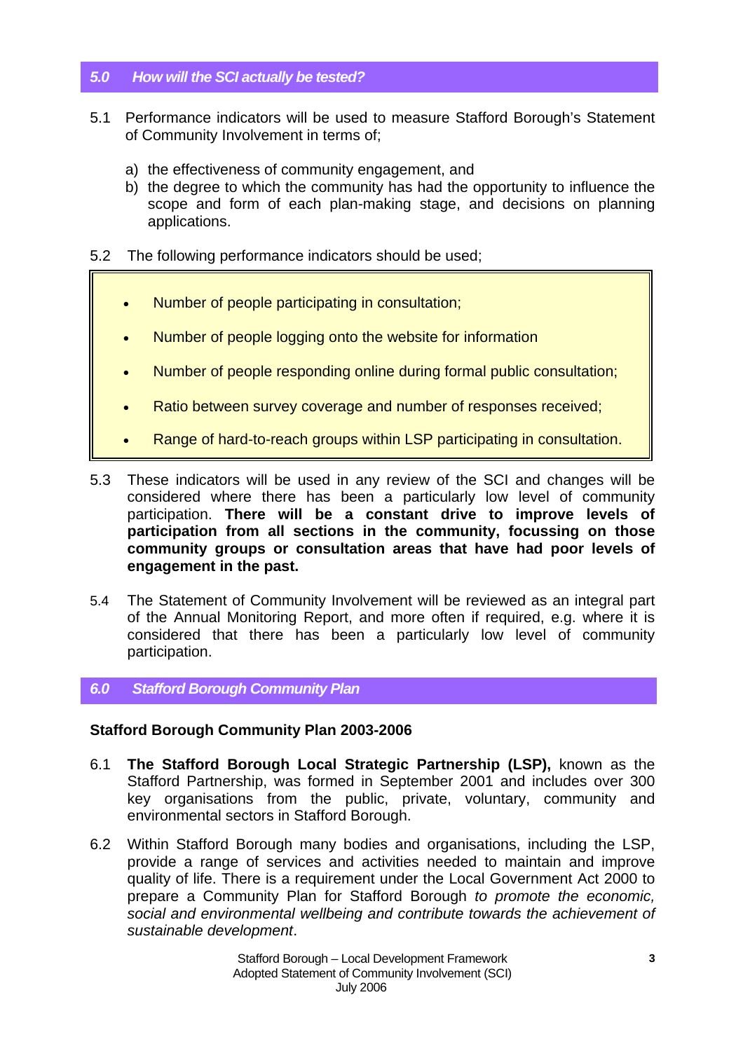## *5.0 How will the SCI actually be tested?*

5.1 Performance indicators will be used to measure Stafford Borough's Statement of Community Involvement in terms of;

a) the effectiveness of community engagement, and
b) the degree to which the community has had the opportunity to influence the scope and form of each plan-making stage, and decisions on planning applications.

5.2 The following performance indicators should be used;

- Number of people participating in consultation;
- Number of people logging onto the website for information
- Number of people responding online during formal public consultation;
- Ratio between survey coverage and number of responses received;
- Range of hard-to-reach groups within LSP participating in consultation.

5.3 These indicators will be used in any review of the SCI and changes will be considered where there has been a particularly low level of community participation. **There will be a constant drive to improve levels of participation from all sections in the community, focussing on those community groups or consultation areas that have had poor levels of engagement in the past.**

5.4 The Statement of Community Involvement will be reviewed as an integral part of the Annual Monitoring Report, and more often if required, e.g. where it is considered that there has been a particularly low level of community participation.

## *6.0 Stafford Borough Community Plan*

### Stafford Borough Community Plan 2003-2006

6.1 **The Stafford Borough Local Strategic Partnership (LSP),** known as the Stafford Partnership, was formed in September 2001 and includes over 300 key organisations from the public, private, voluntary, community and environmental sectors in Stafford Borough.

6.2 Within Stafford Borough many bodies and organisations, including the LSP, provide a range of services and activities needed to maintain and improve quality of life. There is a requirement under the Local Government Act 2000 to prepare a Community Plan for Stafford Borough *to promote the economic, social and environmental wellbeing and contribute towards the achievement of sustainable development*.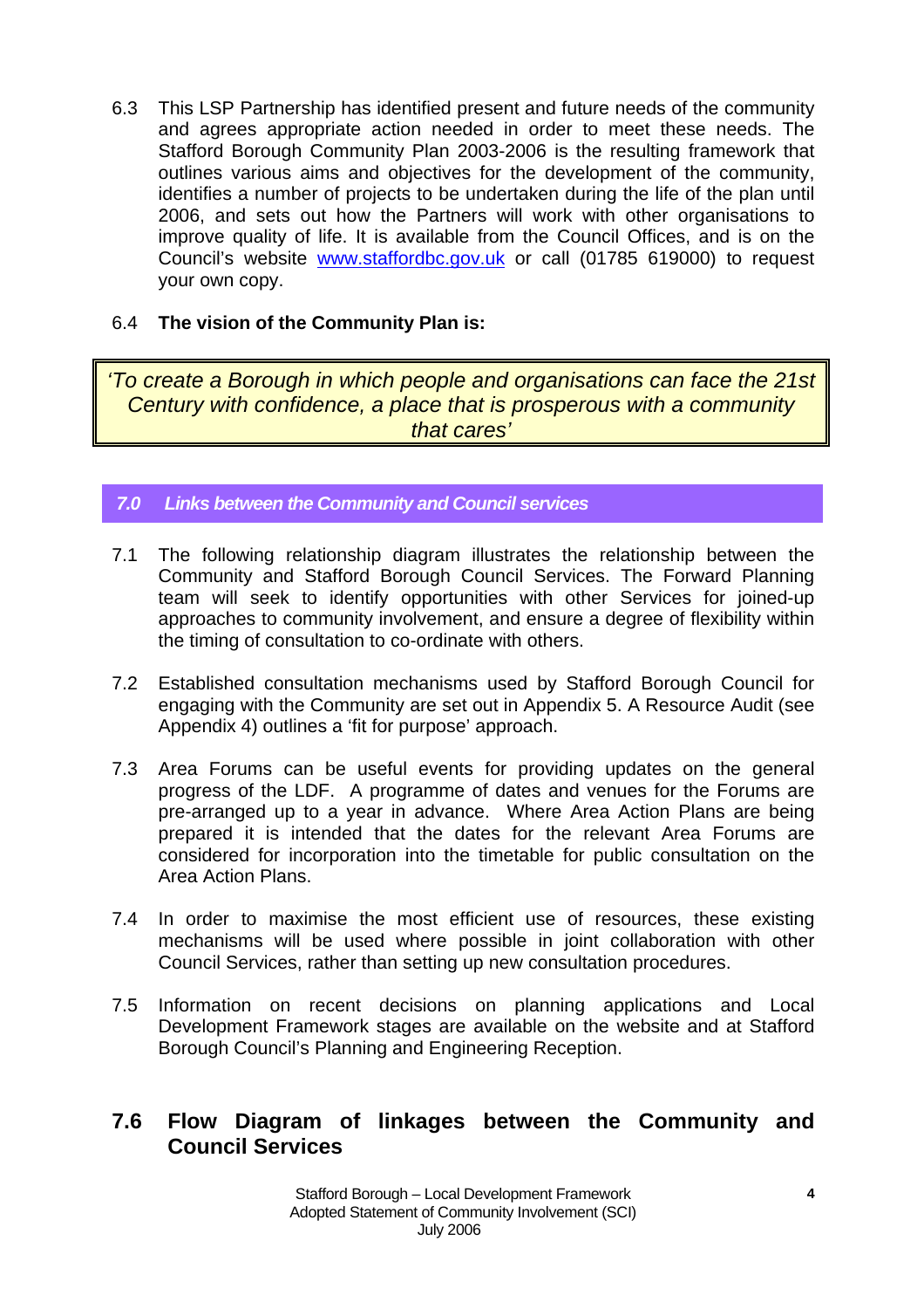6.3 This LSP Partnership has identified present and future needs of the community and agrees appropriate action needed in order to meet these needs. The Stafford Borough Community Plan 2003-2006 is the resulting framework that outlines various aims and objectives for the development of the community, identifies a number of projects to be undertaken during the life of the plan until 2006, and sets out how the Partners will work with other organisations to improve quality of life. It is available from the Council Offices, and is on the Council's website www.staffordbc.gov.uk or call (01785 619000) to request your own copy.

6.4 **The vision of the Community Plan is:**

> *'To create a Borough in which people and organisations can face the 21st Century with confidence, a place that is prosperous with a community that cares'*

## *7.0 Links between the Community and Council services*

7.1 The following relationship diagram illustrates the relationship between the Community and Stafford Borough Council Services. The Forward Planning team will seek to identify opportunities with other Services for joined-up approaches to community involvement, and ensure a degree of flexibility within the timing of consultation to co-ordinate with others.

7.2 Established consultation mechanisms used by Stafford Borough Council for engaging with the Community are set out in Appendix 5. A Resource Audit (see Appendix 4) outlines a 'fit for purpose' approach.

7.3 Area Forums can be useful events for providing updates on the general progress of the LDF. A programme of dates and venues for the Forums are pre-arranged up to a year in advance. Where Area Action Plans are being prepared it is intended that the dates for the relevant Area Forums are considered for incorporation into the timetable for public consultation on the Area Action Plans.

7.4 In order to maximise the most efficient use of resources, these existing mechanisms will be used where possible in joint collaboration with other Council Services, rather than setting up new consultation procedures.

7.5 Information on recent decisions on planning applications and Local Development Framework stages are available on the website and at Stafford Borough Council's Planning and Engineering Reception.

## 7.6 Flow Diagram of linkages between the Community and Council Services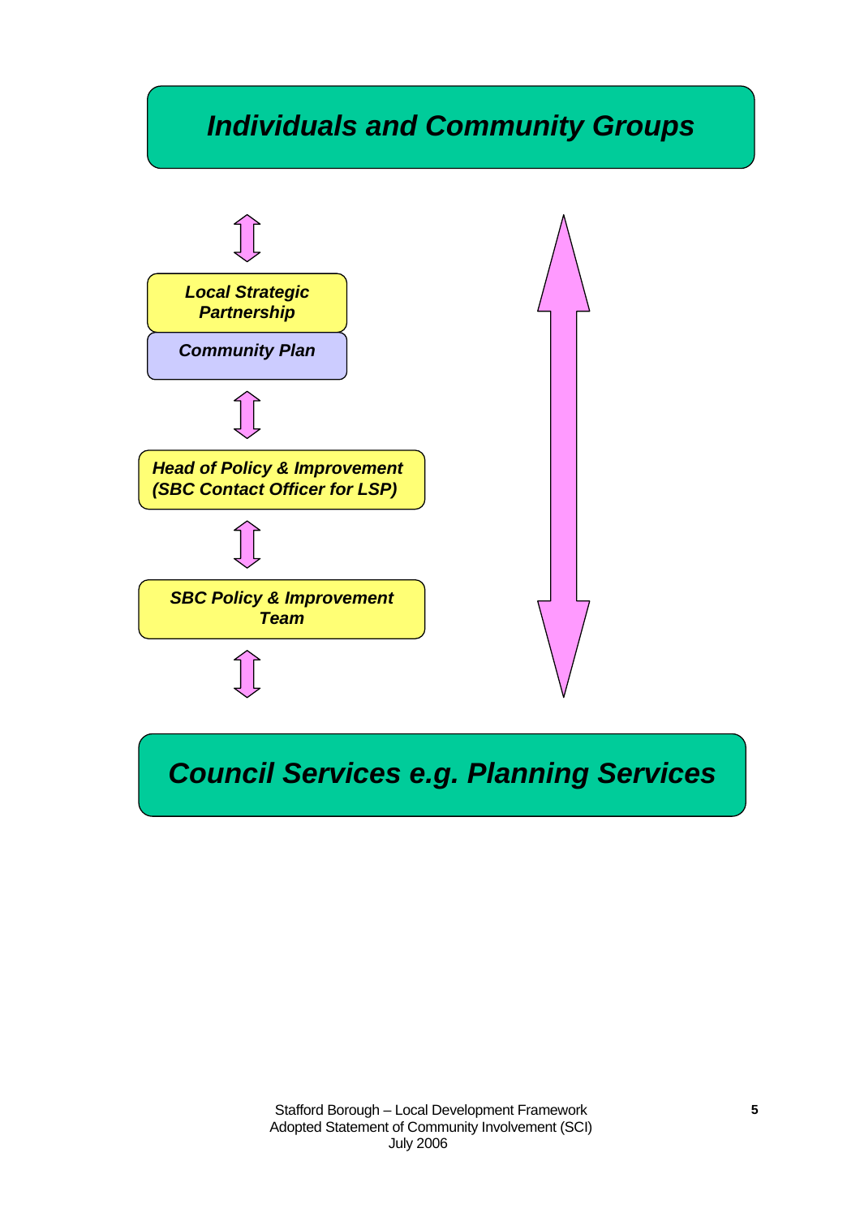***Individuals and Community Groups***

***Local Strategic Partnership***

***Community Plan***

***Head of Policy & Improvement (SBC Contact Officer for LSP)***

***SBC Policy & Improvement Team***

***Council Services e.g. Planning Services***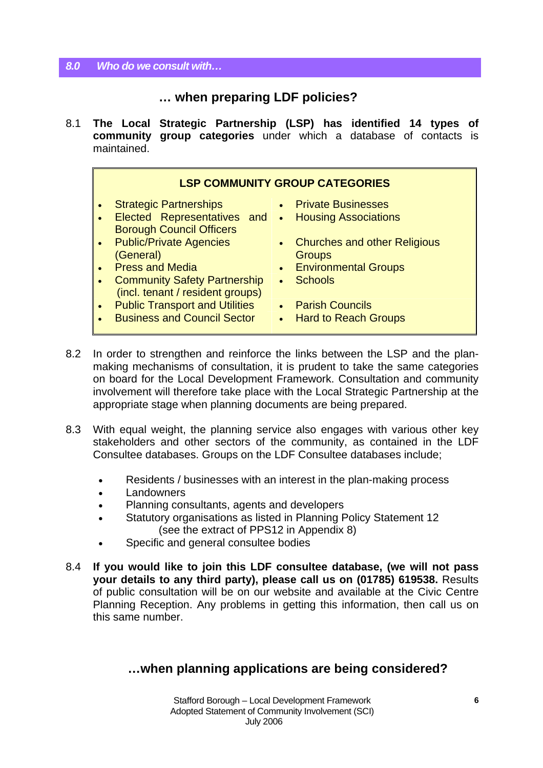## 8.0 *Who do we consult with…*

### … when preparing LDF policies?

8.1 **The Local Strategic Partnership (LSP) has identified 14 types of community group categories** under which a database of contacts is maintained.

**LSP COMMUNITY GROUP CATEGORIES**

- Strategic Partnerships
- Elected Representatives and Borough Council Officers
- Public/Private Agencies (General)
- Press and Media
- Community Safety Partnership (incl. tenant / resident groups)
- Public Transport and Utilities
- Business and Council Sector
- Private Businesses
- Housing Associations
- Churches and other Religious Groups
- Environmental Groups
- Schools
- Parish Councils
- Hard to Reach Groups

8.2 In order to strengthen and reinforce the links between the LSP and the plan-making mechanisms of consultation, it is prudent to take the same categories on board for the Local Development Framework. Consultation and community involvement will therefore take place with the Local Strategic Partnership at the appropriate stage when planning documents are being prepared.

8.3 With equal weight, the planning service also engages with various other key stakeholders and other sectors of the community, as contained in the LDF Consultee databases. Groups on the LDF Consultee databases include;

- Residents / businesses with an interest in the plan-making process
- Landowners
- Planning consultants, agents and developers
- Statutory organisations as listed in Planning Policy Statement 12 (see the extract of PPS12 in Appendix 8)
- Specific and general consultee bodies

8.4 **If you would like to join this LDF consultee database, (we will not pass your details to any third party), please call us on (01785) 619538.** Results of public consultation will be on our website and available at the Civic Centre Planning Reception. Any problems in getting this information, then call us on this same number.

### …when planning applications are being considered?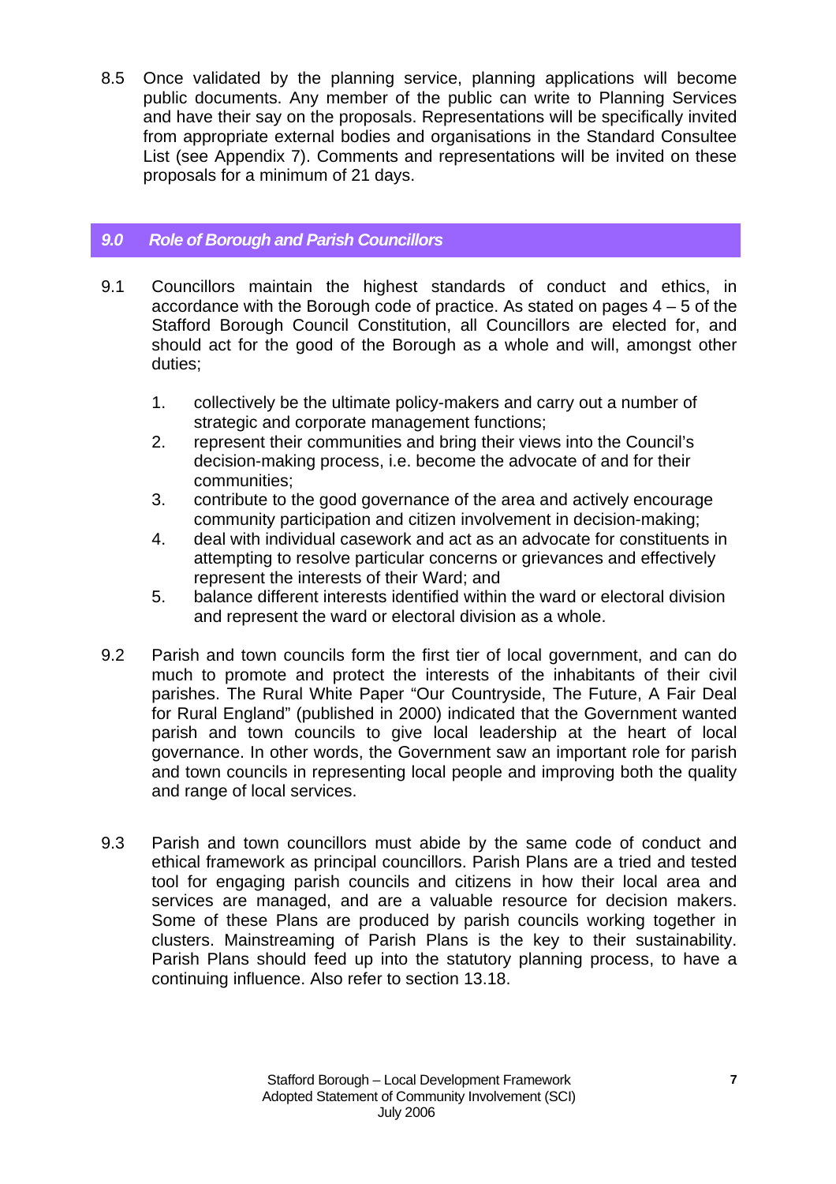8.5 Once validated by the planning service, planning applications will become public documents. Any member of the public can write to Planning Services and have their say on the proposals. Representations will be specifically invited from appropriate external bodies and organisations in the Standard Consultee List (see Appendix 7). Comments and representations will be invited on these proposals for a minimum of 21 days.

## *9.0 Role of Borough and Parish Councillors*

9.1 Councillors maintain the highest standards of conduct and ethics, in accordance with the Borough code of practice. As stated on pages 4 – 5 of the Stafford Borough Council Constitution, all Councillors are elected for, and should act for the good of the Borough as a whole and will, amongst other duties;

1. collectively be the ultimate policy-makers and carry out a number of strategic and corporate management functions;
2. represent their communities and bring their views into the Council's decision-making process, i.e. become the advocate of and for their communities;
3. contribute to the good governance of the area and actively encourage community participation and citizen involvement in decision-making;
4. deal with individual casework and act as an advocate for constituents in attempting to resolve particular concerns or grievances and effectively represent the interests of their Ward; and
5. balance different interests identified within the ward or electoral division and represent the ward or electoral division as a whole.

9.2 Parish and town councils form the first tier of local government, and can do much to promote and protect the interests of the inhabitants of their civil parishes. The Rural White Paper "Our Countryside, The Future, A Fair Deal for Rural England" (published in 2000) indicated that the Government wanted parish and town councils to give local leadership at the heart of local governance. In other words, the Government saw an important role for parish and town councils in representing local people and improving both the quality and range of local services.

9.3 Parish and town councillors must abide by the same code of conduct and ethical framework as principal councillors. Parish Plans are a tried and tested tool for engaging parish councils and citizens in how their local area and services are managed, and are a valuable resource for decision makers. Some of these Plans are produced by parish councils working together in clusters. Mainstreaming of Parish Plans is the key to their sustainability. Parish Plans should feed up into the statutory planning process, to have a continuing influence. Also refer to section 13.18.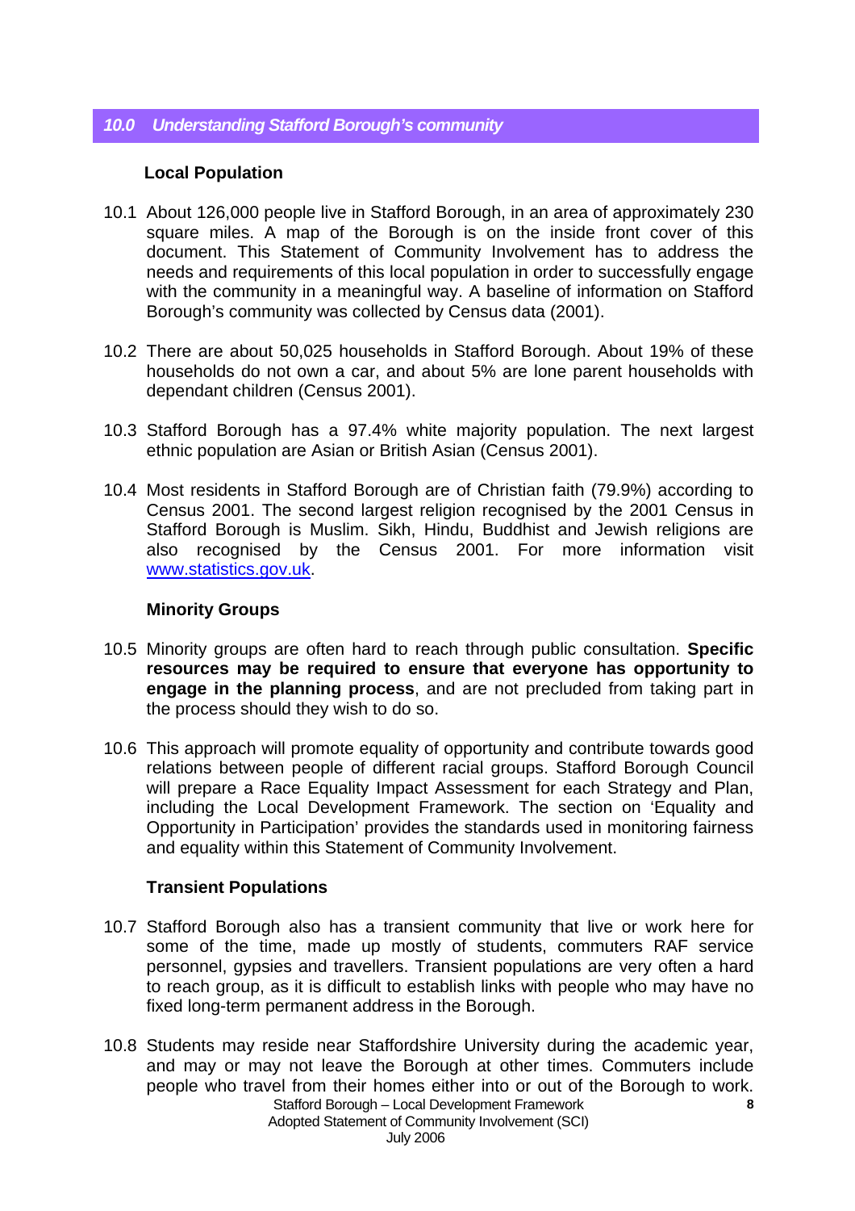## 10.0 Understanding Stafford Borough's community

### Local Population

10.1 About 126,000 people live in Stafford Borough, in an area of approximately 230 square miles. A map of the Borough is on the inside front cover of this document. This Statement of Community Involvement has to address the needs and requirements of this local population in order to successfully engage with the community in a meaningful way. A baseline of information on Stafford Borough's community was collected by Census data (2001).

10.2 There are about 50,025 households in Stafford Borough. About 19% of these households do not own a car, and about 5% are lone parent households with dependant children (Census 2001).

10.3 Stafford Borough has a 97.4% white majority population. The next largest ethnic population are Asian or British Asian (Census 2001).

10.4 Most residents in Stafford Borough are of Christian faith (79.9%) according to Census 2001. The second largest religion recognised by the 2001 Census in Stafford Borough is Muslim. Sikh, Hindu, Buddhist and Jewish religions are also recognised by the Census 2001. For more information visit www.statistics.gov.uk.

### Minority Groups

10.5 Minority groups are often hard to reach through public consultation. **Specific resources may be required to ensure that everyone has opportunity to engage in the planning process**, and are not precluded from taking part in the process should they wish to do so.

10.6 This approach will promote equality of opportunity and contribute towards good relations between people of different racial groups. Stafford Borough Council will prepare a Race Equality Impact Assessment for each Strategy and Plan, including the Local Development Framework. The section on 'Equality and Opportunity in Participation' provides the standards used in monitoring fairness and equality within this Statement of Community Involvement.

### Transient Populations

10.7 Stafford Borough also has a transient community that live or work here for some of the time, made up mostly of students, commuters RAF service personnel, gypsies and travellers. Transient populations are very often a hard to reach group, as it is difficult to establish links with people who may have no fixed long-term permanent address in the Borough.

10.8 Students may reside near Staffordshire University during the academic year, and may or may not leave the Borough at other times. Commuters include people who travel from their homes either into or out of the Borough to work.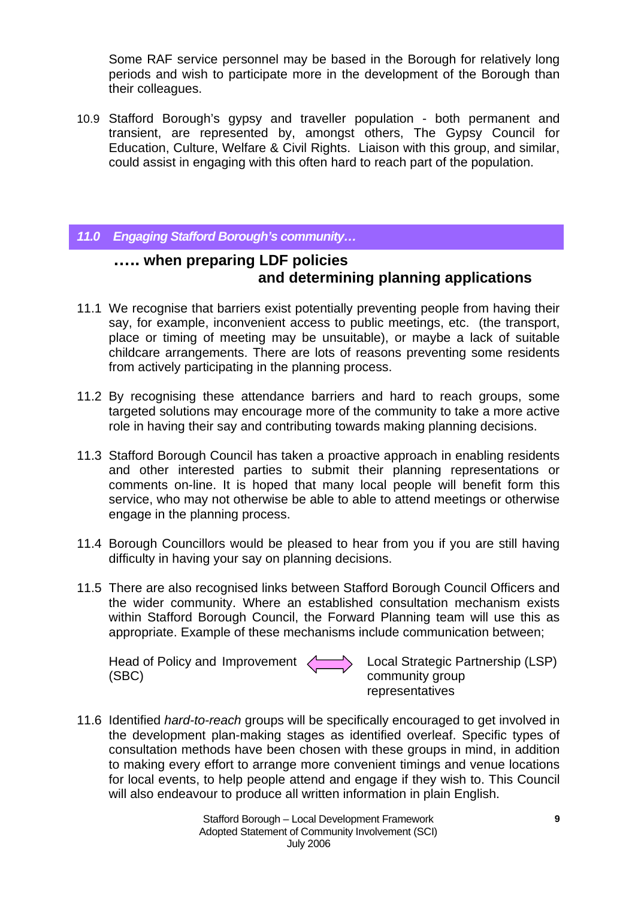Some RAF service personnel may be based in the Borough for relatively long periods and wish to participate more in the development of the Borough than their colleagues.

10.9 Stafford Borough's gypsy and traveller population - both permanent and transient, are represented by, amongst others, The Gypsy Council for Education, Culture, Welfare & Civil Rights. Liaison with this group, and similar, could assist in engaging with this often hard to reach part of the population.

## *11.0 Engaging Stafford Borough's community…*

### ….. when preparing LDF policies and determining planning applications

11.1 We recognise that barriers exist potentially preventing people from having their say, for example, inconvenient access to public meetings, etc. (the transport, place or timing of meeting may be unsuitable), or maybe a lack of suitable childcare arrangements. There are lots of reasons preventing some residents from actively participating in the planning process.

11.2 By recognising these attendance barriers and hard to reach groups, some targeted solutions may encourage more of the community to take a more active role in having their say and contributing towards making planning decisions.

11.3 Stafford Borough Council has taken a proactive approach in enabling residents and other interested parties to submit their planning representations or comments on-line. It is hoped that many local people will benefit form this service, who may not otherwise be able to able to attend meetings or otherwise engage in the planning process.

11.4 Borough Councillors would be pleased to hear from you if you are still having difficulty in having your say on planning decisions.

11.5 There are also recognised links between Stafford Borough Council Officers and the wider community. Where an established consultation mechanism exists within Stafford Borough Council, the Forward Planning team will use this as appropriate. Example of these mechanisms include communication between;

Head of Policy and Improvement (SBC) ⟷ Local Strategic Partnership (LSP) community group representatives

11.6 Identified *hard-to-reach* groups will be specifically encouraged to get involved in the development plan-making stages as identified overleaf. Specific types of consultation methods have been chosen with these groups in mind, in addition to making every effort to arrange more convenient timings and venue locations for local events, to help people attend and engage if they wish to. This Council will also endeavour to produce all written information in plain English.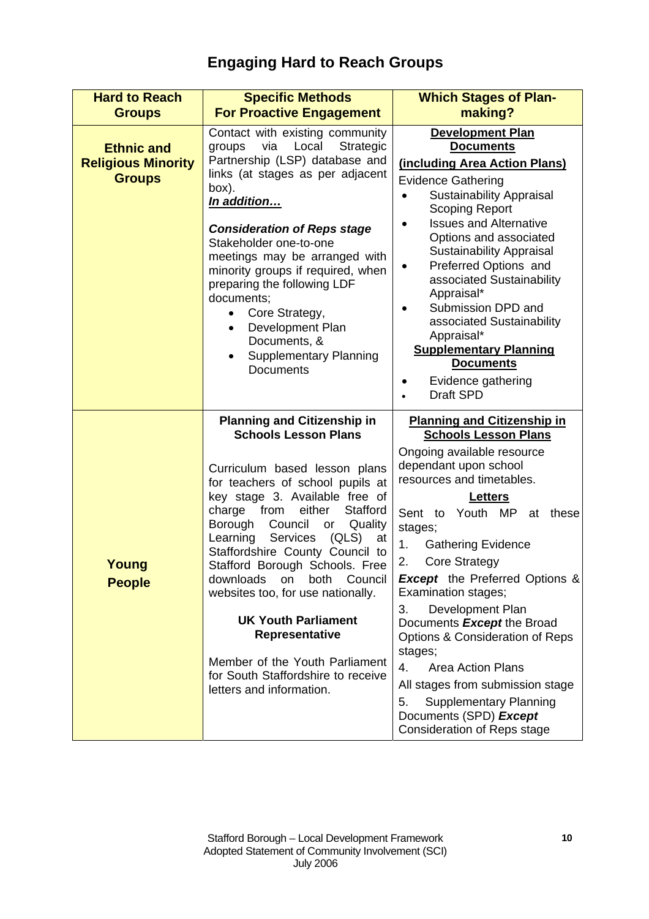# Engaging Hard to Reach Groups

| Hard to Reach Groups | Specific Methods For Proactive Engagement | Which Stages of Plan-making? |
| --- | --- | --- |
| **Ethnic and Religious Minority Groups** | Contact with existing community groups via Local Strategic Partnership (LSP) database and links (at stages as per adjacent box).<br>***In addition…***<br><br>***Consideration of Reps stage***<br>Stakeholder one-to-one meetings may be arranged with minority groups if required, when preparing the following LDF documents;<br>• Core Strategy,<br>• Development Plan Documents, &<br>• Supplementary Planning Documents | **Development Plan Documents**<br>**(including Area Action Plans)**<br>Evidence Gathering<br>• Sustainability Appraisal Scoping Report<br>• Issues and Alternative Options and associated Sustainability Appraisal<br>• Preferred Options and associated Sustainability Appraisal*<br>• Submission DPD and associated Sustainability Appraisal*<br>**Supplementary Planning Documents**<br>• Evidence gathering<br>• Draft SPD |
| **Young People** | **Planning and Citizenship in Schools Lesson Plans**<br><br>Curriculum based lesson plans for teachers of school pupils at key stage 3. Available free of charge from either Stafford Borough Council or Quality Learning Services (QLS) at Staffordshire County Council to Stafford Borough Schools. Free downloads on both Council websites too, for use nationally.<br><br>**UK Youth Parliament Representative**<br><br>Member of the Youth Parliament for South Staffordshire to receive letters and information. | **Planning and Citizenship in Schools Lesson Plans**<br>Ongoing available resource dependant upon school resources and timetables.<br>**Letters**<br>Sent to Youth MP at these stages;<br>1. Gathering Evidence<br>2. Core Strategy<br>***Except*** the Preferred Options & Examination stages;<br>3. Development Plan Documents ***Except*** the Broad Options & Consideration of Reps stages;<br>4. Area Action Plans<br>All stages from submission stage<br>5. Supplementary Planning Documents (SPD) ***Except*** Consideration of Reps stage |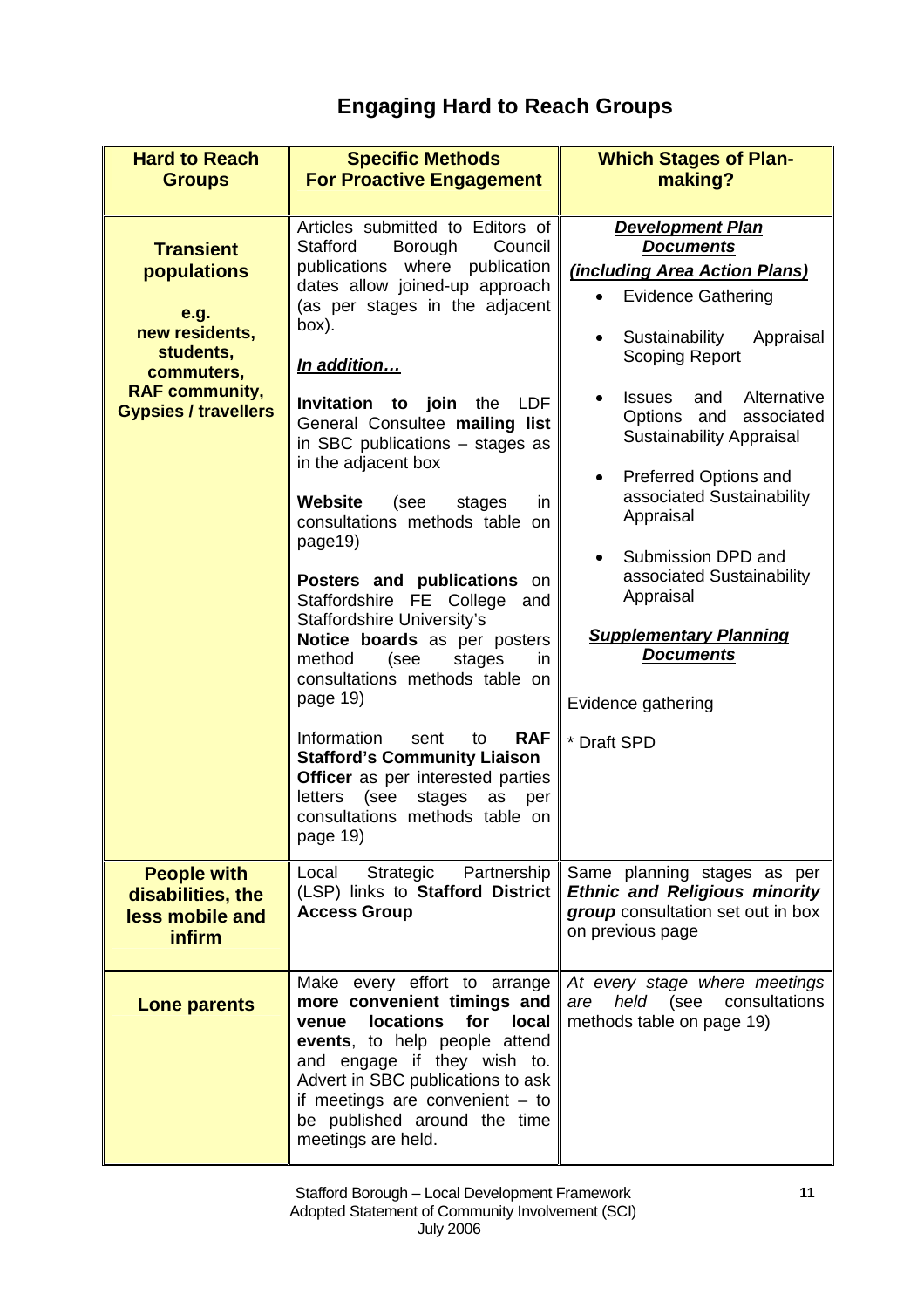# Engaging Hard to Reach Groups

| Hard to Reach Groups | Specific Methods For Proactive Engagement | Which Stages of Plan-making? |
|---|---|---|
| **Transient populations**<br><br>**e.g.**<br>**new residents, students, commuters, RAF community, Gypsies / travellers** | Articles submitted to Editors of Stafford Borough Council publications where publication dates allow joined-up approach (as per stages in the adjacent box).<br><br>***In addition…***<br><br>**Invitation to join** the LDF General Consultee **mailing list** in SBC publications – stages as in the adjacent box<br><br>**Website** (see stages in consultations methods table on page19)<br><br>**Posters and publications** on Staffordshire FE College and Staffordshire University's **Notice boards** as per posters method (see stages in consultations methods table on page 19)<br><br>Information sent to **RAF Stafford's Community Liaison Officer** as per interested parties letters (see stages as per consultations methods table on page 19) | ***Development Plan Documents***<br>***(including Area Action Plans)***<br>• Evidence Gathering<br>• Sustainability Appraisal Scoping Report<br>• Issues and Alternative Options and associated Sustainability Appraisal<br>• Preferred Options and associated Sustainability Appraisal<br>• Submission DPD and associated Sustainability Appraisal<br><br>***Supplementary Planning Documents***<br><br>Evidence gathering<br><br>* Draft SPD |
| **People with disabilities, the less mobile and infirm** | Local Strategic Partnership (LSP) links to **Stafford District Access Group** | Same planning stages as per ***Ethnic and Religious minority group*** consultation set out in box on previous page |
| **Lone parents** | Make every effort to arrange **more convenient timings and venue locations for local events**, to help people attend and engage if they wish to. Advert in SBC publications to ask if meetings are convenient – to be published around the time meetings are held. | *At every stage where meetings are held* (see consultations methods table on page 19) |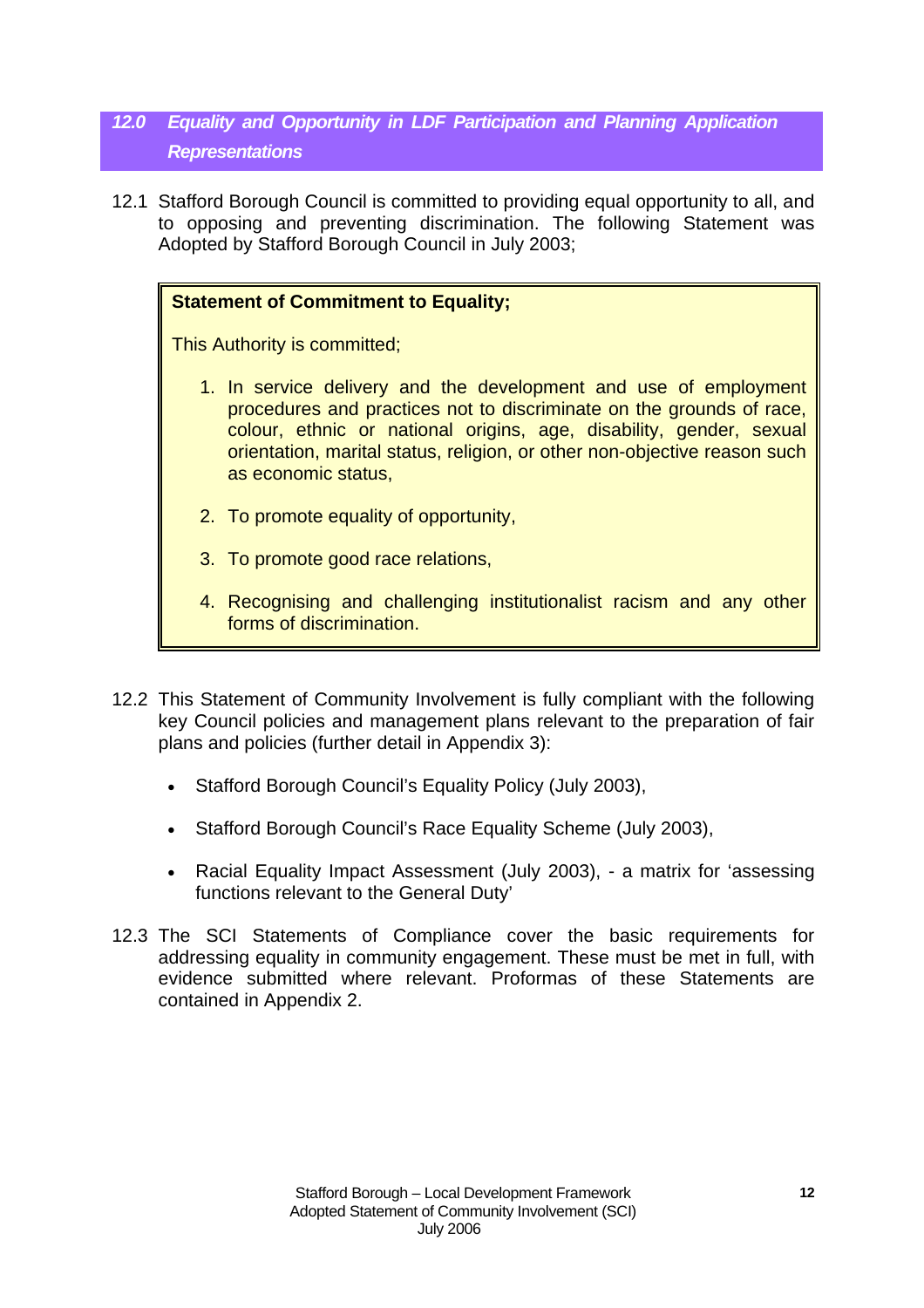## *12.0 Equality and Opportunity in LDF Participation and Planning Application Representations*

12.1 Stafford Borough Council is committed to providing equal opportunity to all, and to opposing and preventing discrimination. The following Statement was Adopted by Stafford Borough Council in July 2003;

> **Statement of Commitment to Equality;**
>
> This Authority is committed;
>
> 1. In service delivery and the development and use of employment procedures and practices not to discriminate on the grounds of race, colour, ethnic or national origins, age, disability, gender, sexual orientation, marital status, religion, or other non-objective reason such as economic status,
> 2. To promote equality of opportunity,
> 3. To promote good race relations,
> 4. Recognising and challenging institutionalist racism and any other forms of discrimination.

12.2 This Statement of Community Involvement is fully compliant with the following key Council policies and management plans relevant to the preparation of fair plans and policies (further detail in Appendix 3):

- Stafford Borough Council's Equality Policy (July 2003),
- Stafford Borough Council's Race Equality Scheme (July 2003),
- Racial Equality Impact Assessment (July 2003), - a matrix for 'assessing functions relevant to the General Duty'

12.3 The SCI Statements of Compliance cover the basic requirements for addressing equality in community engagement. These must be met in full, with evidence submitted where relevant. Proformas of these Statements are contained in Appendix 2.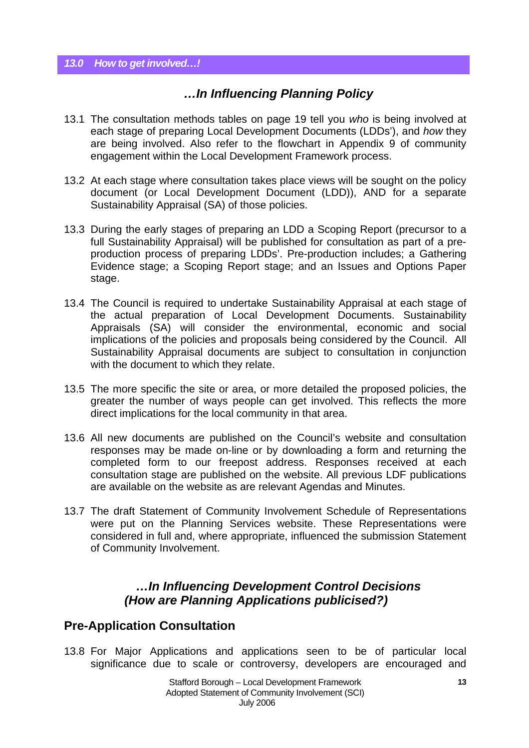## *13.0 How to get involved…!*

### *…In Influencing Planning Policy*

13.1 The consultation methods tables on page 19 tell you *who* is being involved at each stage of preparing Local Development Documents (LDDs'), and *how* they are being involved. Also refer to the flowchart in Appendix 9 of community engagement within the Local Development Framework process.

13.2 At each stage where consultation takes place views will be sought on the policy document (or Local Development Document (LDD)), AND for a separate Sustainability Appraisal (SA) of those policies.

13.3 During the early stages of preparing an LDD a Scoping Report (precursor to a full Sustainability Appraisal) will be published for consultation as part of a pre-production process of preparing LDDs'. Pre-production includes; a Gathering Evidence stage; a Scoping Report stage; and an Issues and Options Paper stage.

13.4 The Council is required to undertake Sustainability Appraisal at each stage of the actual preparation of Local Development Documents. Sustainability Appraisals (SA) will consider the environmental, economic and social implications of the policies and proposals being considered by the Council. All Sustainability Appraisal documents are subject to consultation in conjunction with the document to which they relate.

13.5 The more specific the site or area, or more detailed the proposed policies, the greater the number of ways people can get involved. This reflects the more direct implications for the local community in that area.

13.6 All new documents are published on the Council's website and consultation responses may be made on-line or by downloading a form and returning the completed form to our freepost address. Responses received at each consultation stage are published on the website. All previous LDF publications are available on the website as are relevant Agendas and Minutes.

13.7 The draft Statement of Community Involvement Schedule of Representations were put on the Planning Services website. These Representations were considered in full and, where appropriate, influenced the submission Statement of Community Involvement.

### *…In Influencing Development Control Decisions (How are Planning Applications publicised?)*

## Pre-Application Consultation

13.8 For Major Applications and applications seen to be of particular local significance due to scale or controversy, developers are encouraged and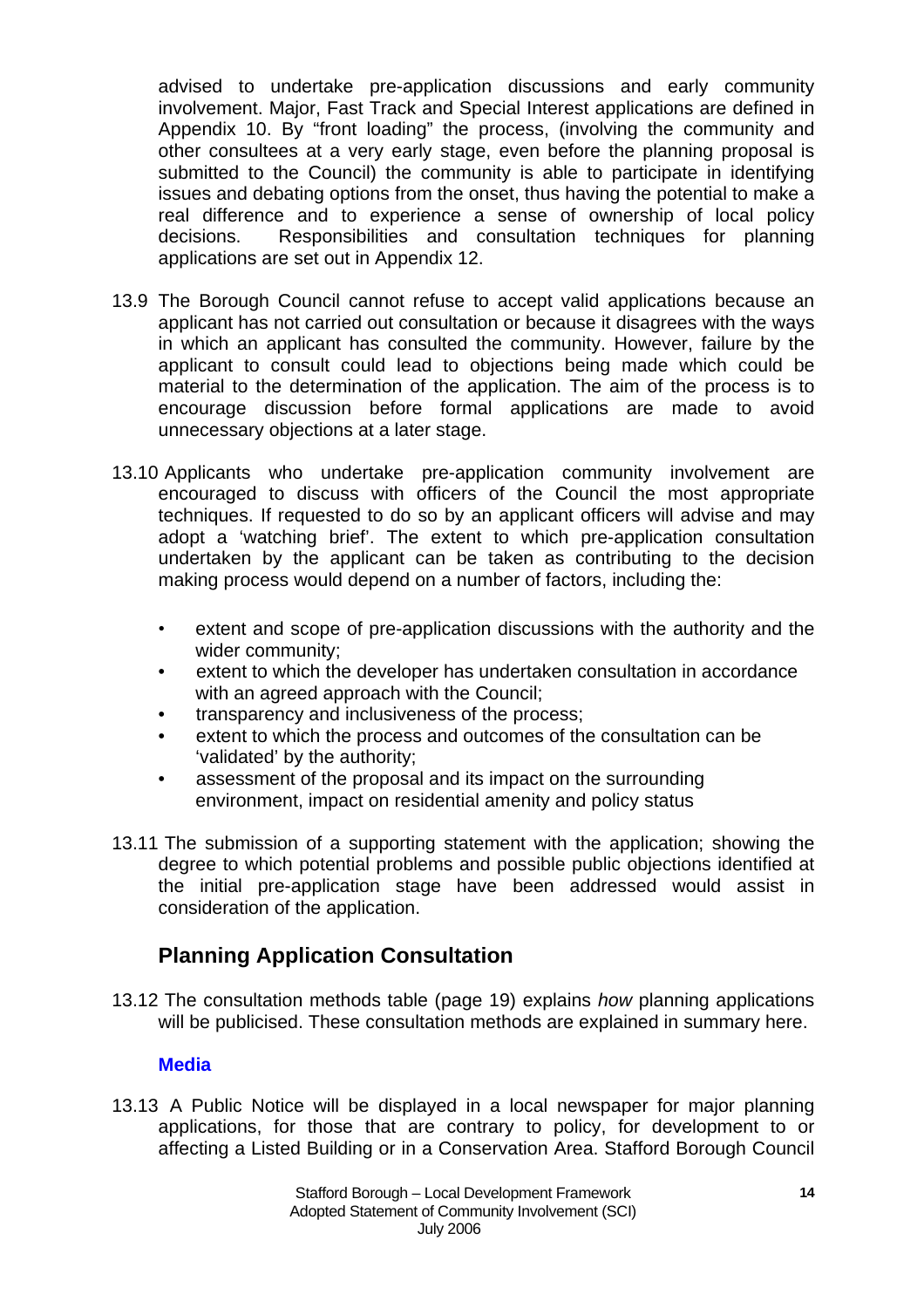advised to undertake pre-application discussions and early community involvement. Major, Fast Track and Special Interest applications are defined in Appendix 10. By "front loading" the process, (involving the community and other consultees at a very early stage, even before the planning proposal is submitted to the Council) the community is able to participate in identifying issues and debating options from the onset, thus having the potential to make a real difference and to experience a sense of ownership of local policy decisions. Responsibilities and consultation techniques for planning applications are set out in Appendix 12.

13.9 The Borough Council cannot refuse to accept valid applications because an applicant has not carried out consultation or because it disagrees with the ways in which an applicant has consulted the community. However, failure by the applicant to consult could lead to objections being made which could be material to the determination of the application. The aim of the process is to encourage discussion before formal applications are made to avoid unnecessary objections at a later stage.

13.10 Applicants who undertake pre-application community involvement are encouraged to discuss with officers of the Council the most appropriate techniques. If requested to do so by an applicant officers will advise and may adopt a 'watching brief'. The extent to which pre-application consultation undertaken by the applicant can be taken as contributing to the decision making process would depend on a number of factors, including the:

- extent and scope of pre-application discussions with the authority and the wider community;
- extent to which the developer has undertaken consultation in accordance with an agreed approach with the Council;
- transparency and inclusiveness of the process;
- extent to which the process and outcomes of the consultation can be 'validated' by the authority;
- assessment of the proposal and its impact on the surrounding environment, impact on residential amenity and policy status

13.11 The submission of a supporting statement with the application; showing the degree to which potential problems and possible public objections identified at the initial pre-application stage have been addressed would assist in consideration of the application.

## Planning Application Consultation

13.12 The consultation methods table (page 19) explains *how* planning applications will be publicised. These consultation methods are explained in summary here.

### Media

13.13 A Public Notice will be displayed in a local newspaper for major planning applications, for those that are contrary to policy, for development to or affecting a Listed Building or in a Conservation Area. Stafford Borough Council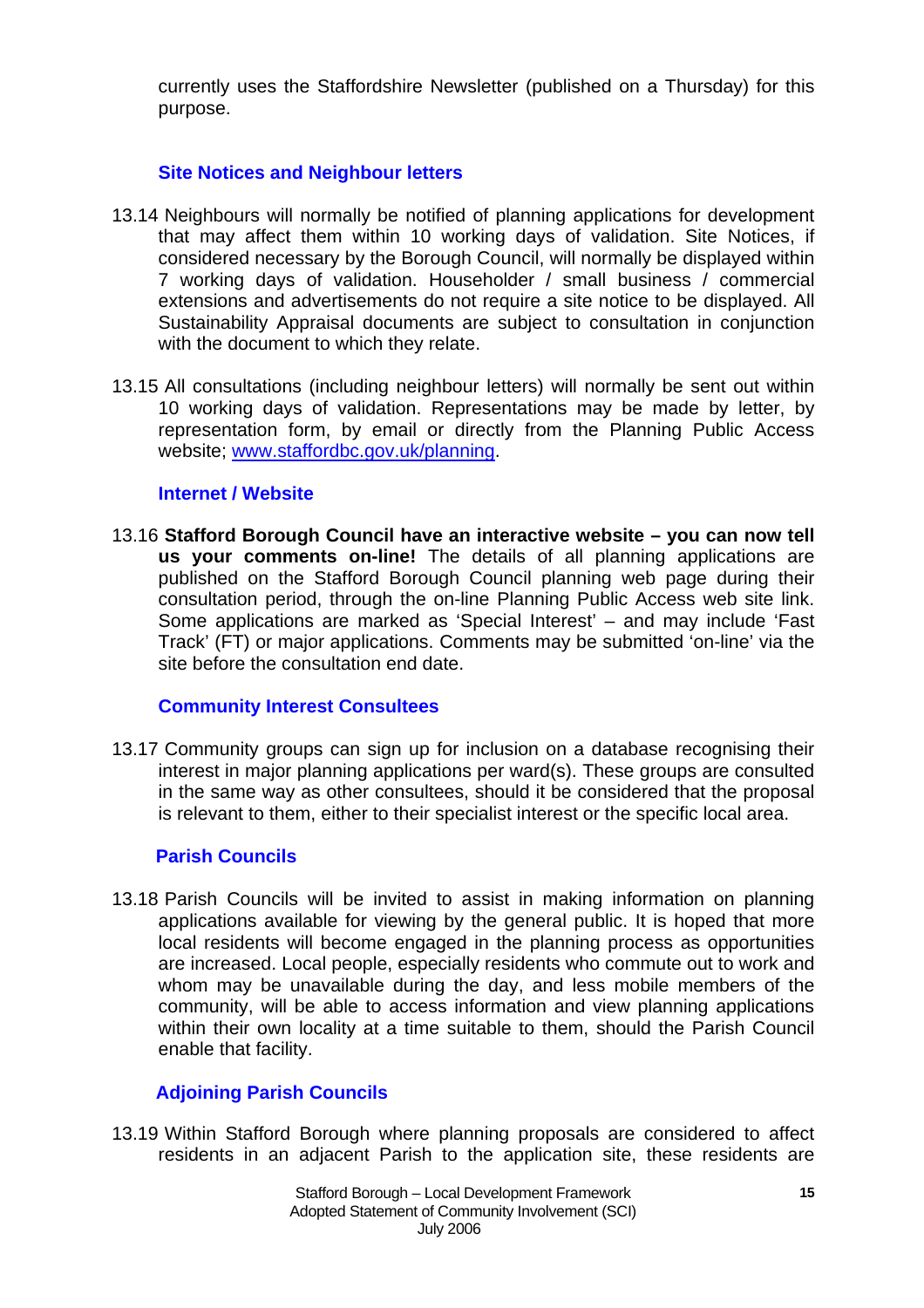currently uses the Staffordshire Newsletter (published on a Thursday) for this purpose.

### Site Notices and Neighbour letters

13.14 Neighbours will normally be notified of planning applications for development that may affect them within 10 working days of validation. Site Notices, if considered necessary by the Borough Council, will normally be displayed within 7 working days of validation. Householder / small business / commercial extensions and advertisements do not require a site notice to be displayed. All Sustainability Appraisal documents are subject to consultation in conjunction with the document to which they relate.

13.15 All consultations (including neighbour letters) will normally be sent out within 10 working days of validation. Representations may be made by letter, by representation form, by email or directly from the Planning Public Access website; [www.staffordbc.gov.uk/planning](http://www.staffordbc.gov.uk/planning).

### Internet / Website

13.16 **Stafford Borough Council have an interactive website – you can now tell us your comments on-line!** The details of all planning applications are published on the Stafford Borough Council planning web page during their consultation period, through the on-line Planning Public Access web site link. Some applications are marked as 'Special Interest' – and may include 'Fast Track' (FT) or major applications. Comments may be submitted 'on-line' via the site before the consultation end date.

### Community Interest Consultees

13.17 Community groups can sign up for inclusion on a database recognising their interest in major planning applications per ward(s). These groups are consulted in the same way as other consultees, should it be considered that the proposal is relevant to them, either to their specialist interest or the specific local area.

### Parish Councils

13.18 Parish Councils will be invited to assist in making information on planning applications available for viewing by the general public. It is hoped that more local residents will become engaged in the planning process as opportunities are increased. Local people, especially residents who commute out to work and whom may be unavailable during the day, and less mobile members of the community, will be able to access information and view planning applications within their own locality at a time suitable to them, should the Parish Council enable that facility.

### Adjoining Parish Councils

13.19 Within Stafford Borough where planning proposals are considered to affect residents in an adjacent Parish to the application site, these residents are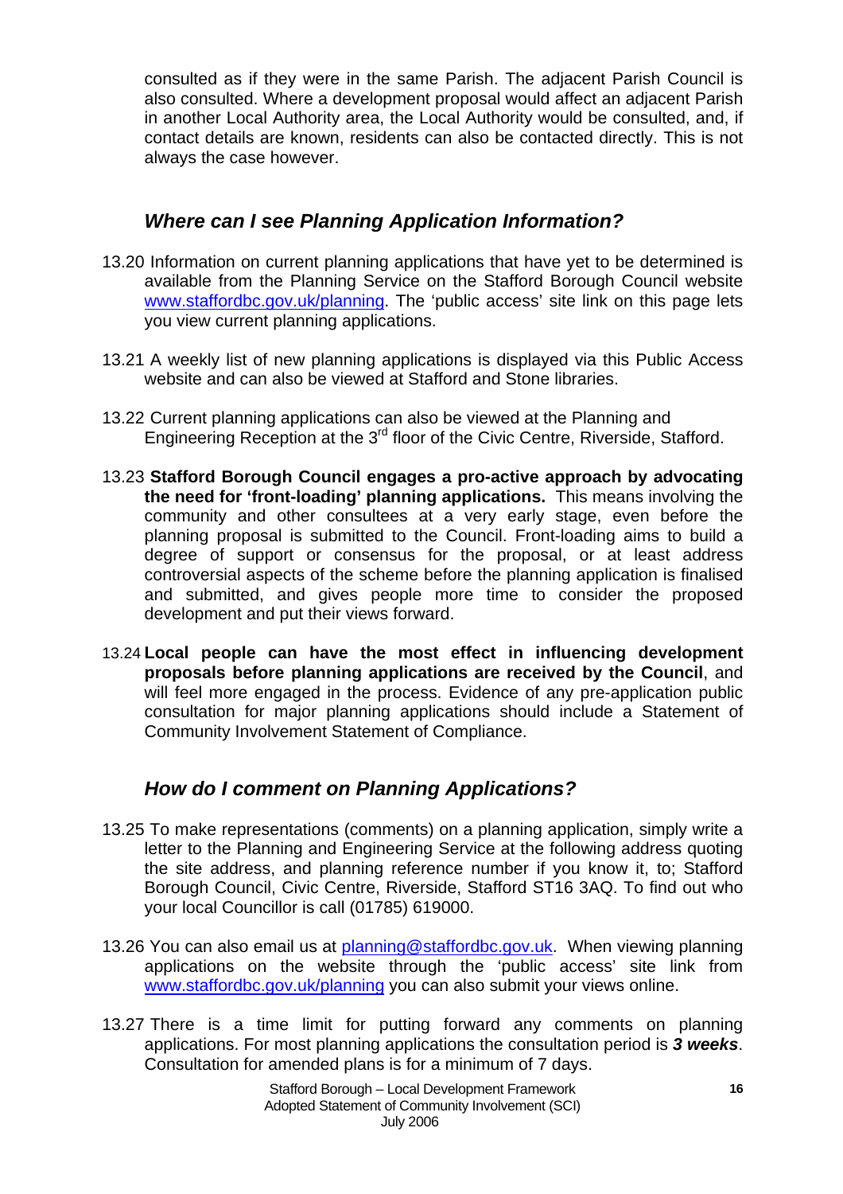consulted as if they were in the same Parish. The adjacent Parish Council is also consulted. Where a development proposal would affect an adjacent Parish in another Local Authority area, the Local Authority would be consulted, and, if contact details are known, residents can also be contacted directly. This is not always the case however.

### *Where can I see Planning Application Information?*

13.20 Information on current planning applications that have yet to be determined is available from the Planning Service on the Stafford Borough Council website www.staffordbc.gov.uk/planning. The 'public access' site link on this page lets you view current planning applications.

13.21 A weekly list of new planning applications is displayed via this Public Access website and can also be viewed at Stafford and Stone libraries.

13.22 Current planning applications can also be viewed at the Planning and Engineering Reception at the 3rd floor of the Civic Centre, Riverside, Stafford.

13.23 **Stafford Borough Council engages a pro-active approach by advocating the need for 'front-loading' planning applications.** This means involving the community and other consultees at a very early stage, even before the planning proposal is submitted to the Council. Front-loading aims to build a degree of support or consensus for the proposal, or at least address controversial aspects of the scheme before the planning application is finalised and submitted, and gives people more time to consider the proposed development and put their views forward.

13.24 **Local people can have the most effect in influencing development proposals before planning applications are received by the Council**, and will feel more engaged in the process. Evidence of any pre-application public consultation for major planning applications should include a Statement of Community Involvement Statement of Compliance.

### *How do I comment on Planning Applications?*

13.25 To make representations (comments) on a planning application, simply write a letter to the Planning and Engineering Service at the following address quoting the site address, and planning reference number if you know it, to; Stafford Borough Council, Civic Centre, Riverside, Stafford ST16 3AQ. To find out who your local Councillor is call (01785) 619000.

13.26 You can also email us at planning@staffordbc.gov.uk. When viewing planning applications on the website through the 'public access' site link from www.staffordbc.gov.uk/planning you can also submit your views online.

13.27 There is a time limit for putting forward any comments on planning applications. For most planning applications the consultation period is ***3 weeks***. Consultation for amended plans is for a minimum of 7 days.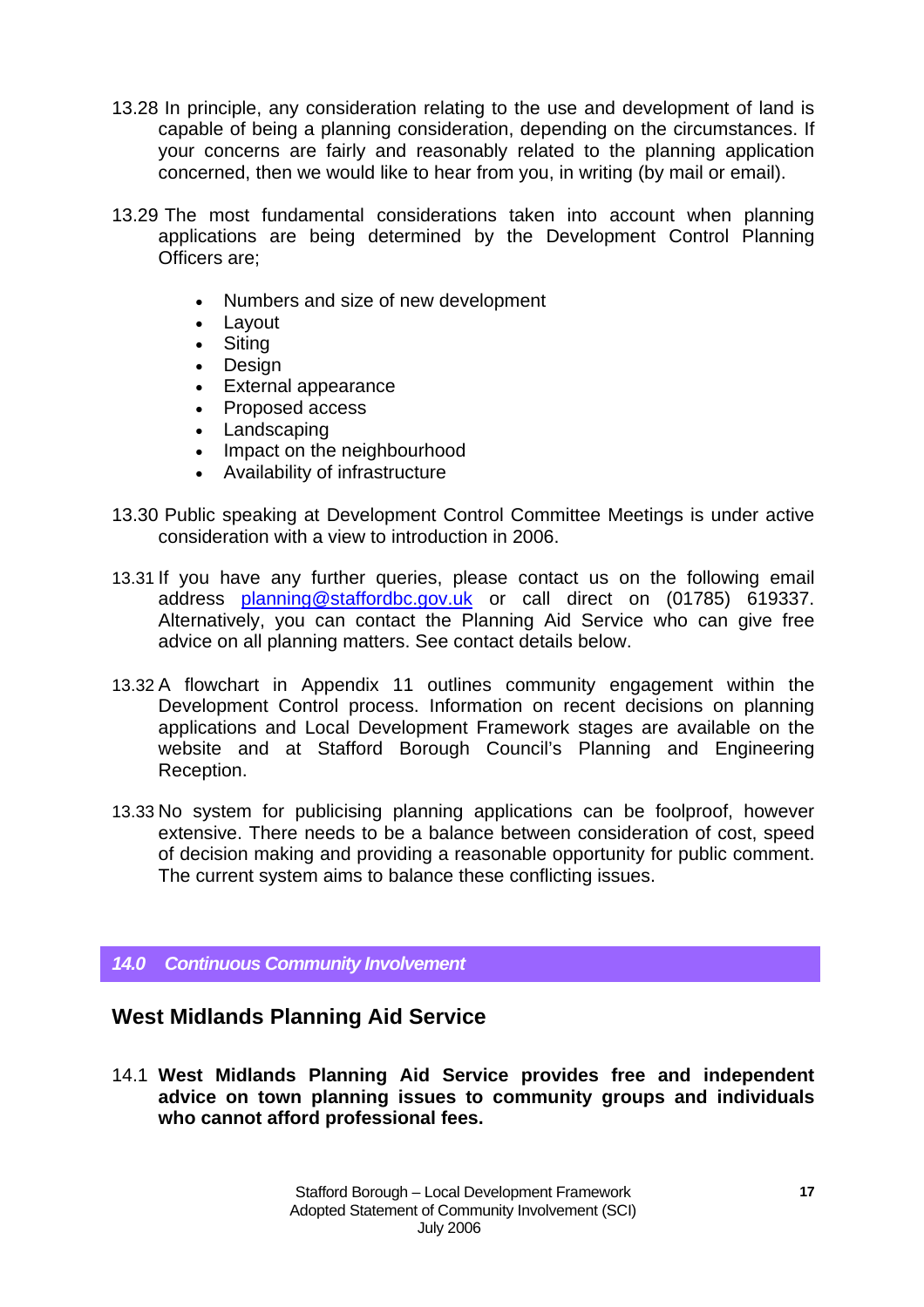13.28 In principle, any consideration relating to the use and development of land is capable of being a planning consideration, depending on the circumstances. If your concerns are fairly and reasonably related to the planning application concerned, then we would like to hear from you, in writing (by mail or email).

13.29 The most fundamental considerations taken into account when planning applications are being determined by the Development Control Planning Officers are;

- Numbers and size of new development
- Layout
- Siting
- Design
- External appearance
- Proposed access
- Landscaping
- Impact on the neighbourhood
- Availability of infrastructure

13.30 Public speaking at Development Control Committee Meetings is under active consideration with a view to introduction in 2006.

13.31 If you have any further queries, please contact us on the following email address planning@staffordbc.gov.uk or call direct on (01785) 619337. Alternatively, you can contact the Planning Aid Service who can give free advice on all planning matters. See contact details below.

13.32 A flowchart in Appendix 11 outlines community engagement within the Development Control process. Information on recent decisions on planning applications and Local Development Framework stages are available on the website and at Stafford Borough Council's Planning and Engineering Reception.

13.33 No system for publicising planning applications can be foolproof, however extensive. There needs to be a balance between consideration of cost, speed of decision making and providing a reasonable opportunity for public comment. The current system aims to balance these conflicting issues.

## *14.0 Continuous Community Involvement*

### West Midlands Planning Aid Service

14.1 **West Midlands Planning Aid Service provides free and independent advice on town planning issues to community groups and individuals who cannot afford professional fees.**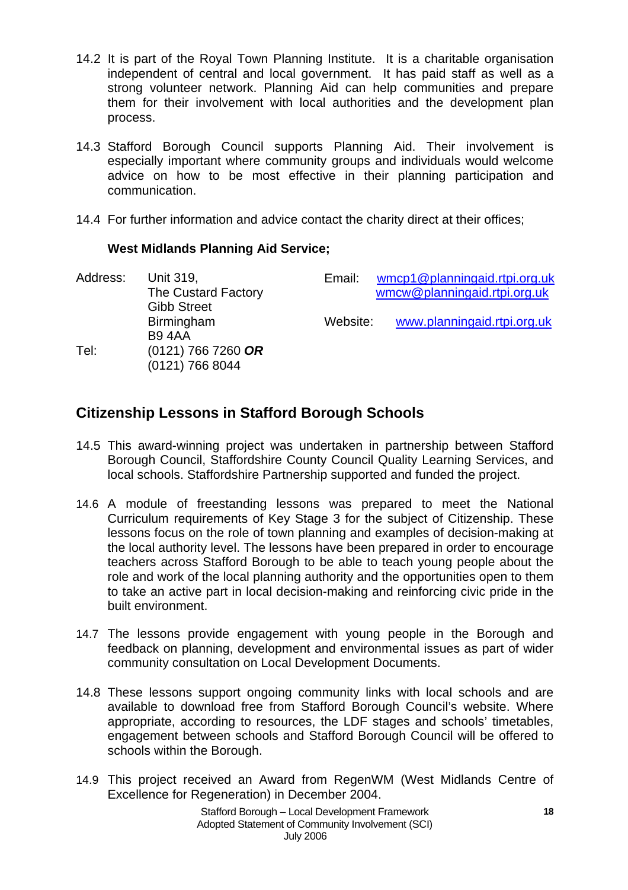14.2 It is part of the Royal Town Planning Institute. It is a charitable organisation independent of central and local government. It has paid staff as well as a strong volunteer network. Planning Aid can help communities and prepare them for their involvement with local authorities and the development plan process.

14.3 Stafford Borough Council supports Planning Aid. Their involvement is especially important where community groups and individuals would welcome advice on how to be most effective in their planning participation and communication.

14.4 For further information and advice contact the charity direct at their offices;

**West Midlands Planning Aid Service;**

Address: Unit 319,
The Custard Factory
Gibb Street
Birmingham
B9 4AA

Tel: (0121) 766 7260 ***OR***
(0121) 766 8044

Email: wmcp1@planningaid.rtpi.org.uk
wmcw@planningaid.rtpi.org.uk

Website: www.planningaid.rtpi.org.uk

## Citizenship Lessons in Stafford Borough Schools

14.5 This award-winning project was undertaken in partnership between Stafford Borough Council, Staffordshire County Council Quality Learning Services, and local schools. Staffordshire Partnership supported and funded the project.

14.6 A module of freestanding lessons was prepared to meet the National Curriculum requirements of Key Stage 3 for the subject of Citizenship. These lessons focus on the role of town planning and examples of decision-making at the local authority level. The lessons have been prepared in order to encourage teachers across Stafford Borough to be able to teach young people about the role and work of the local planning authority and the opportunities open to them to take an active part in local decision-making and reinforcing civic pride in the built environment.

14.7 The lessons provide engagement with young people in the Borough and feedback on planning, development and environmental issues as part of wider community consultation on Local Development Documents.

14.8 These lessons support ongoing community links with local schools and are available to download free from Stafford Borough Council's website. Where appropriate, according to resources, the LDF stages and schools' timetables, engagement between schools and Stafford Borough Council will be offered to schools within the Borough.

14.9 This project received an Award from RegenWM (West Midlands Centre of Excellence for Regeneration) in December 2004.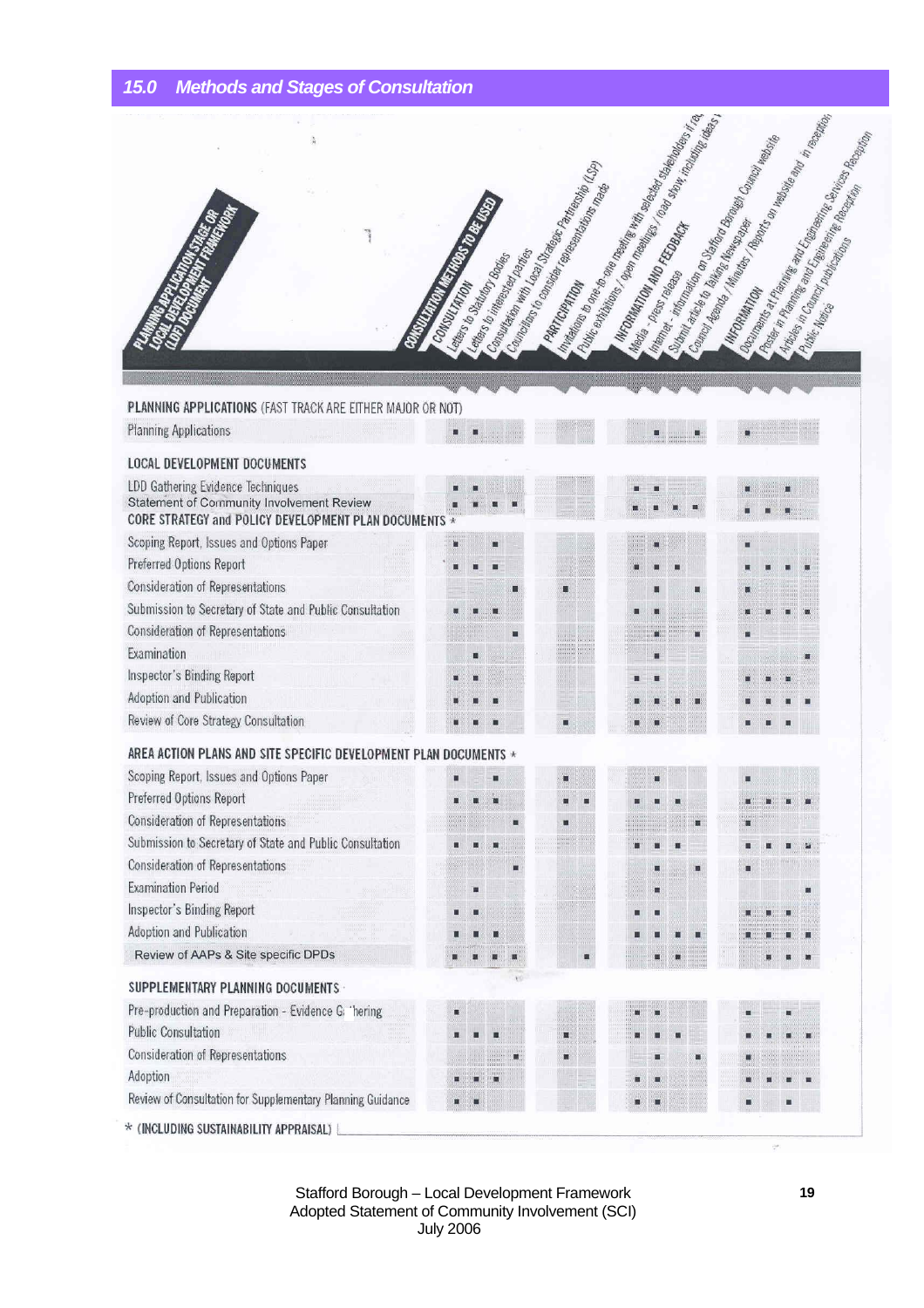## 15.0 Methods and Stages of Consultation

| PLANNING APPLICATION STAGE OR LOCAL DEVELOPMENT FRAMEWORK (LDF) DOCUMENT | CONSULTATION METHODS TO BE USED: CONSULTATION | | | | PARTICIPATION | | INFORMATION AND FEEDBACK | | | | INFORMATION | | | |
|---|---|---|---|---|---|---|---|---|---|---|---|---|---|---|
| | Letters to Statutory Bodies | Letters to interested parties | Consultation with Local Strategic Partnership (LSP) | Councillors to consider representations made | Invitations to one-to-one meeting with selected stakeholders if re... | Public exhibitions / open meetings / road show, including ideas ... | Media - press release | Internet - information on Stafford Borough Council website | Submit article to Talking Newspaper | Council Agenda / Minutes / Reports on website and in reception | Documents at Planning and Engineering Services Reception | Poster in Planning and Engineering Reception | Articles in Council publications | Public Notice |
| **PLANNING APPLICATIONS** (FAST TRACK ARE EITHER MAJOR OR NOT) | | | | | | | | | | | | | | |
| Planning Applications | ■ | ■ | | | | | | ■ | | ■ | ■ | | | |
| **LOCAL DEVELOPMENT DOCUMENTS** | | | | | | | | | | | | | | |
| LDD Gathering Evidence Techniques | ■ | ■ | | | | | ■ | ■ | | | ■ | | ■ | |
| Statement of Community Involvement Review | ■ | ■ | ■ | ■ | | | ■ | ■ | ■ | ■ | ■ | ■ | ■ | |
| **CORE STRATEGY and POLICY DEVELOPMENT PLAN DOCUMENTS** * | | | | | | | | | | | | | | |
| Scoping Report, Issues and Options Paper | ■ | | ■ | | | | | ■ | | | ■ | | | |
| Preferred Options Report | ■ | ■ | ■ | | | | ■ | ■ | ■ | | ■ | ■ | ■ | ■ |
| Consideration of Representations | | | | ■ | ■ | | | ■ | | ■ | ■ | | | |
| Submission to Secretary of State and Public Consultation | ■ | ■ | ■ | | | | ■ | ■ | | | ■ | ■ | ■ | ■ |
| Consideration of Representations | | | | ■ | | | | ■ | | ■ | ■ | | | |
| Examination | | ■ | | | | | | ■ | | | | | | ■ |
| Inspector's Binding Report | ■ | ■ | | | | | ■ | ■ | | | ■ | ■ | ■ | |
| Adoption and Publication | ■ | ■ | ■ | | | | ■ | ■ | ■ | ■ | ■ | ■ | ■ | ■ |
| Review of Core Strategy Consultation | ■ | ■ | ■ | | ■ | | ■ | ■ | | | ■ | ■ | ■ | |
| **AREA ACTION PLANS AND SITE SPECIFIC DEVELOPMENT PLAN DOCUMENTS** * | | | | | | | | | | | | | | |
| Scoping Report, Issues and Options Paper | ■ | | ■ | | ■ | | | ■ | | | ■ | | | |
| Preferred Options Report | ■ | ■ | ■ | | ■ | ■ | ■ | ■ | ■ | | ■ | ■ | ■ | ■ |
| Consideration of Representations | | | | ■ | ■ | | | | | ■ | ■ | | | |
| Submission to Secretary of State and Public Consultation | ■ | ■ | ■ | | | | ■ | ■ | ■ | | ■ | ■ | ■ | ■ |
| Consideration of Representations | | | | ■ | | | | ■ | | ■ | ■ | | | |
| Examination Period | | ■ | | | | | | ■ | | | | | | ■ |
| Inspector's Binding Report | ■ | ■ | | | | | ■ | ■ | | | ■ | ■ | ■ | |
| Adoption and Publication | ■ | ■ | ■ | | | | ■ | ■ | ■ | ■ | ■ | ■ | ■ | ■ |
| Review of AAPs & Site specific DPDs | ■ | ■ | ■ | ■ | | ■ | | ■ | ■ | | | ■ | ■ | ■ |
| **SUPPLEMENTARY PLANNING DOCUMENTS** | | | | | | | | | | | | | | |
| Pre-production and Preparation - Evidence Gathering | ■ | | | | | | ■ | ■ | | | ■ | | ■ | |
| Public Consultation | ■ | ■ | ■ | | ■ | | ■ | ■ | ■ | | ■ | ■ | ■ | ■ |
| Consideration of Representations | | | | ■ | ■ | | | ■ | | ■ | ■ | | | |
| Adoption | ■ | ■ | ■ | | | | ■ | ■ | | | ■ | ■ | ■ | ■ |
| Review of Consultation for Supplementary Planning Guidance | ■ | ■ | | | | | ■ | ■ | | | ■ | | ■ | |

* (INCLUDING SUSTAINABILITY APPRAISAL)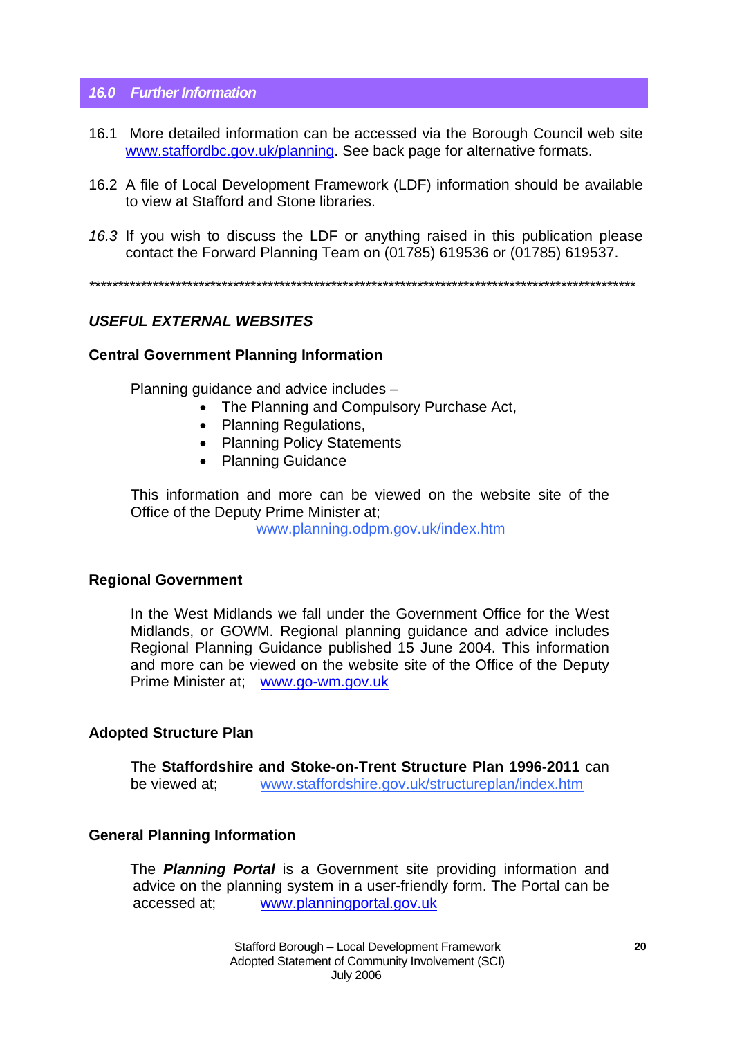## *16.0 Further Information*

16.1 More detailed information can be accessed via the Borough Council web site www.staffordbc.gov.uk/planning. See back page for alternative formats.

16.2 A file of Local Development Framework (LDF) information should be available to view at Stafford and Stone libraries.

*16.3* If you wish to discuss the LDF or anything raised in this publication please contact the Forward Planning Team on (01785) 619536 or (01785) 619537.

*****************************************************************************************************

***USEFUL EXTERNAL WEBSITES***

**Central Government Planning Information**

Planning guidance and advice includes –

- The Planning and Compulsory Purchase Act,
- Planning Regulations,
- Planning Policy Statements
- Planning Guidance

This information and more can be viewed on the website site of the Office of the Deputy Prime Minister at;

www.planning.odpm.gov.uk/index.htm

**Regional Government**

In the West Midlands we fall under the Government Office for the West Midlands, or GOWM. Regional planning guidance and advice includes Regional Planning Guidance published 15 June 2004. This information and more can be viewed on the website site of the Office of the Deputy Prime Minister at; www.go-wm.gov.uk

**Adopted Structure Plan**

The **Staffordshire and Stoke-on-Trent Structure Plan 1996-2011** can be viewed at; www.staffordshire.gov.uk/structureplan/index.htm

**General Planning Information**

The ***Planning Portal*** is a Government site providing information and advice on the planning system in a user-friendly form. The Portal can be accessed at; www.planningportal.gov.uk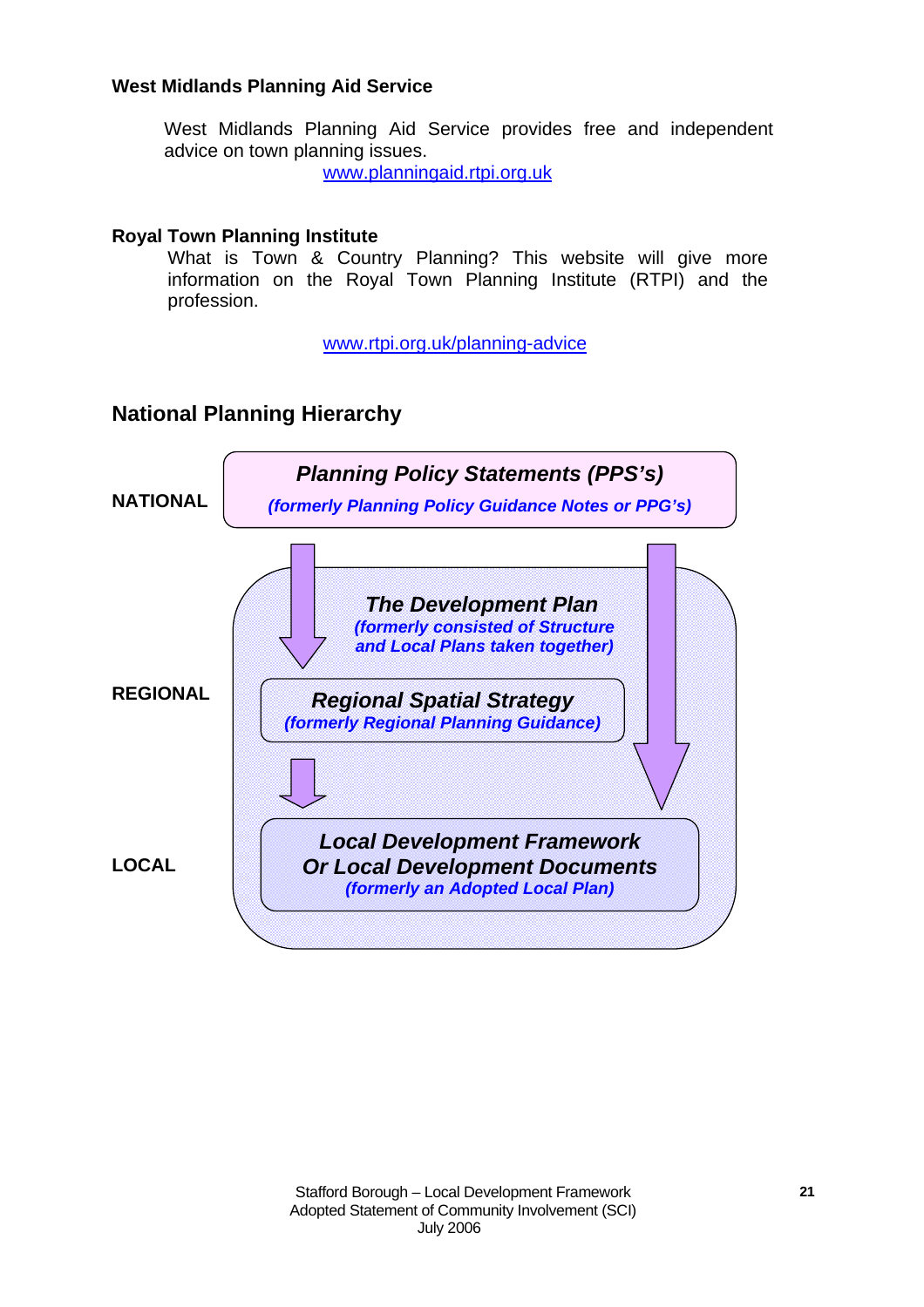**West Midlands Planning Aid Service**

West Midlands Planning Aid Service provides free and independent advice on town planning issues.

www.planningaid.rtpi.org.uk

**Royal Town Planning Institute**

What is Town & Country Planning? This website will give more information on the Royal Town Planning Institute (RTPI) and the profession.

www.rtpi.org.uk/planning-advice

## National Planning Hierarchy

**NATIONAL**

***Planning Policy Statements (PPS's)***
***(formerly Planning Policy Guidance Notes or PPG's)***

**REGIONAL**

***The Development Plan***
***(formerly consisted of Structure and Local Plans taken together)***

***Regional Spatial Strategy***
***(formerly Regional Planning Guidance)***

**LOCAL**

***Local Development Framework Or Local Development Documents***
***(formerly an Adopted Local Plan)***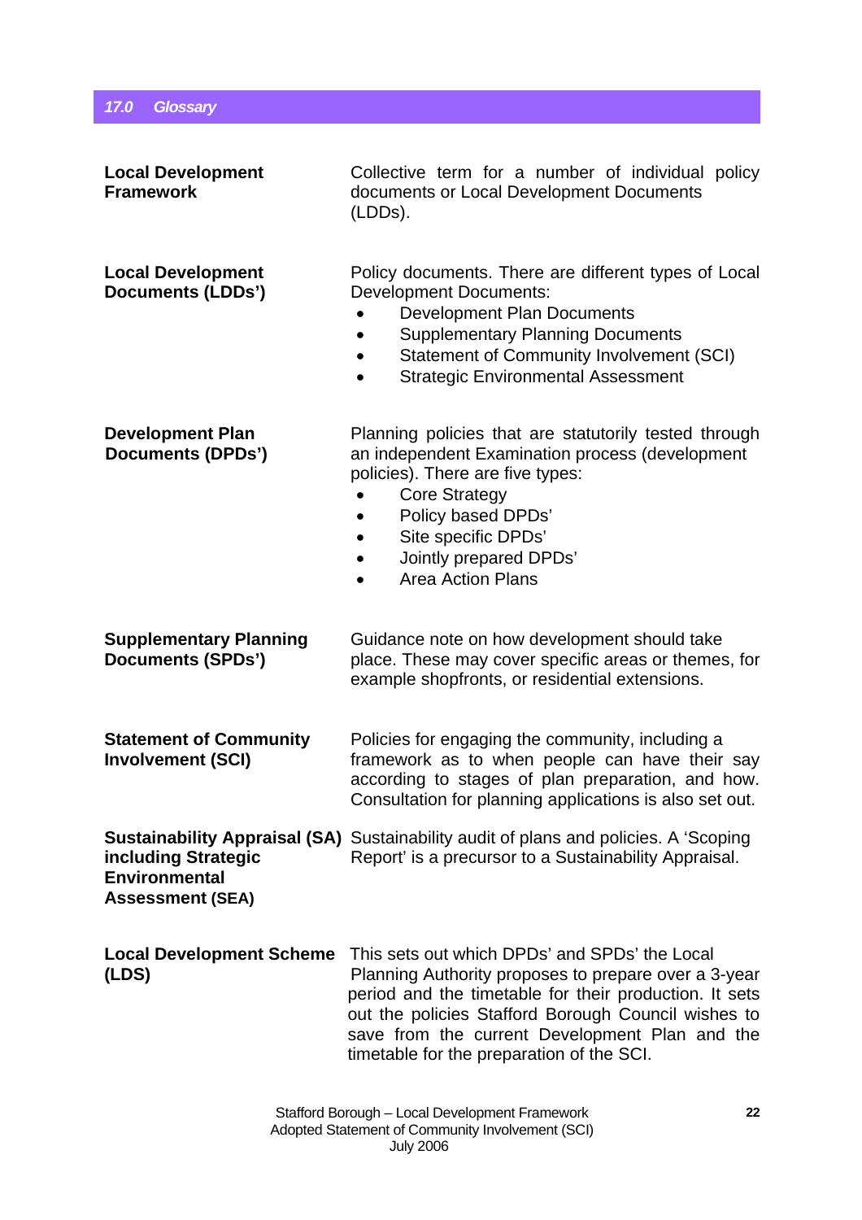## 17.0 Glossary

**Local Development Framework**

Collective term for a number of individual policy documents or Local Development Documents (LDDs).

**Local Development Documents (LDDs')**

Policy documents. There are different types of Local Development Documents:

- Development Plan Documents
- Supplementary Planning Documents
- Statement of Community Involvement (SCI)
- Strategic Environmental Assessment

**Development Plan Documents (DPDs')**

Planning policies that are statutorily tested through an independent Examination process (development policies). There are five types:

- Core Strategy
- Policy based DPDs'
- Site specific DPDs'
- Jointly prepared DPDs'
- Area Action Plans

**Supplementary Planning Documents (SPDs')**

Guidance note on how development should take place. These may cover specific areas or themes, for example shopfronts, or residential extensions.

**Statement of Community Involvement (SCI)**

Policies for engaging the community, including a framework as to when people can have their say according to stages of plan preparation, and how. Consultation for planning applications is also set out.

**Sustainability Appraisal (SA) including Strategic Environmental Assessment (SEA)**

Sustainability audit of plans and policies. A 'Scoping Report' is a precursor to a Sustainability Appraisal.

**Local Development Scheme (LDS)**

This sets out which DPDs' and SPDs' the Local Planning Authority proposes to prepare over a 3-year period and the timetable for their production. It sets out the policies Stafford Borough Council wishes to save from the current Development Plan and the timetable for the preparation of the SCI.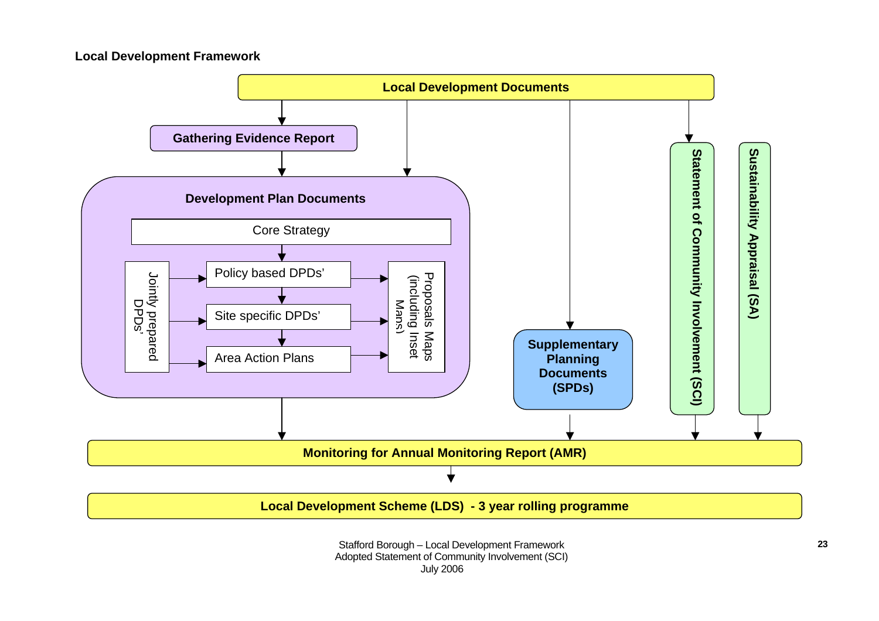**Local Development Framework**

**Local Development Documents**

**Gathering Evidence Report**

**Development Plan Documents**

- Core Strategy
- Jointly prepared DPDs'
- Policy based DPDs'
- Site specific DPDs'
- Area Action Plans
- Proposals Maps (including Inset Maps)

**Supplementary Planning Documents (SPDs)**

**Statement of Community Involvement (SCI)**

**Sustainability Appraisal (SA)**

**Monitoring for Annual Monitoring Report (AMR)**

**Local Development Scheme (LDS) - 3 year rolling programme**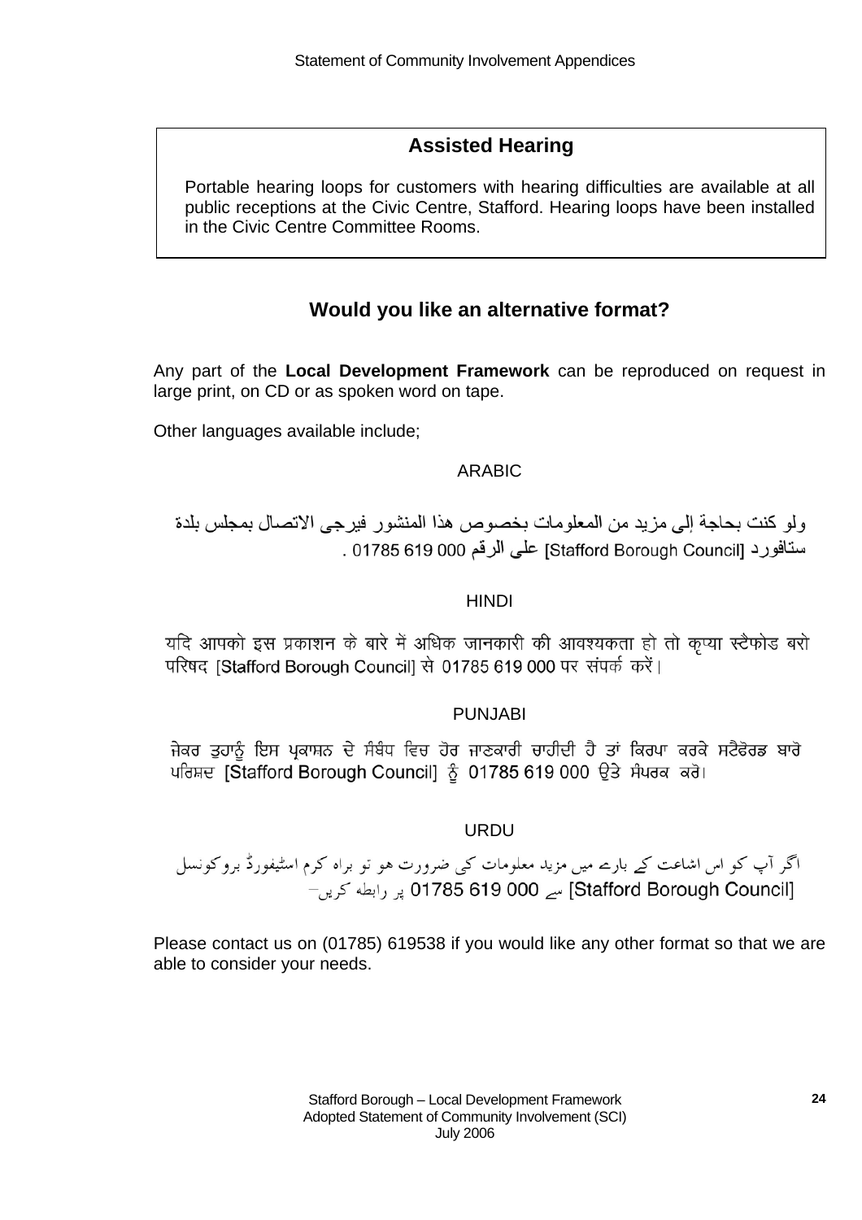## Assisted Hearing

Portable hearing loops for customers with hearing difficulties are available at all public receptions at the Civic Centre, Stafford. Hearing loops have been installed in the Civic Centre Committee Rooms.

## Would you like an alternative format?

Any part of the **Local Development Framework** can be reproduced on request in large print, on CD or as spoken word on tape.

Other languages available include;

ARABIC

ولو كنت بحاجة إلى مزيد من المعلومات بخصوص هذا المنشور فيرجى الاتصال بمجلس بلدة ستافورد [Stafford Borough Council] على الرقم 000 619 01785 .

HINDI

यदि आपको इस प्रकाशन के बारे में अधिक जानकारी की आवश्यकता हो तो कृप्या स्टैफोड बरो परिषद [Stafford Borough Council] से 01785 619 000 पर संपर्क करें।

PUNJABI

ਜੇਕਰ ਤੁਹਾਨੂੰ ਇਸ ਪ੍ਰਕਾਸ਼ਨ ਦੇ ਸੰਬੰਧ ਵਿਚ ਹੋਰ ਜਾਣਕਾਰੀ ਚਾਹੀਦੀ ਹੈ ਤਾਂ ਕਿਰਪਾ ਕਰਕੇ ਸਟੈਫੋਰਡ ਬਾਰੋ ਪਰਿਸ਼ਦ [Stafford Borough Council] ਨੂੰ 01785 619 000 ਉਤੇ ਸੰਪਰਕ ਕਰੋ।

URDU

اگر آپ کو اس اشاعت کے بارے میں مزید معلومات کی ضرورت ہو تو براہ کرم اسٹیفورڈ بروکونسل [Stafford Borough Council] سے 01785 619 000 پر رابطہ کریں۔

Please contact us on (01785) 619538 if you would like any other format so that we are able to consider your needs.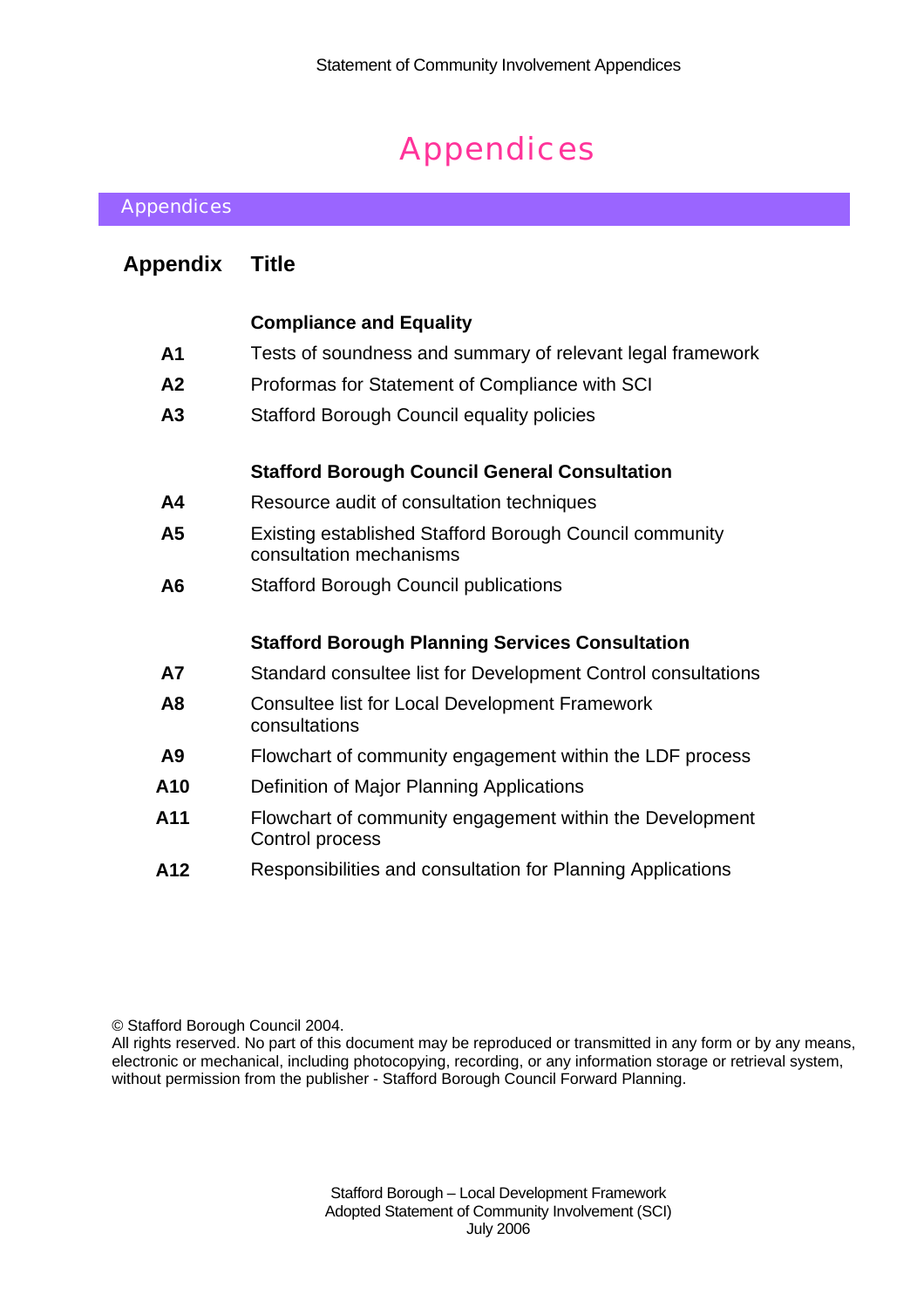# Appendices

## Appendices

| Appendix | Title |
|---|---|
| | **Compliance and Equality** |
| **A1** | Tests of soundness and summary of relevant legal framework |
| **A2** | Proformas for Statement of Compliance with SCI |
| **A3** | Stafford Borough Council equality policies |
| | **Stafford Borough Council General Consultation** |
| **A4** | Resource audit of consultation techniques |
| **A5** | Existing established Stafford Borough Council community consultation mechanisms |
| **A6** | Stafford Borough Council publications |
| | **Stafford Borough Planning Services Consultation** |
| **A7** | Standard consultee list for Development Control consultations |
| **A8** | Consultee list for Local Development Framework consultations |
| **A9** | Flowchart of community engagement within the LDF process |
| **A10** | Definition of Major Planning Applications |
| **A11** | Flowchart of community engagement within the Development Control process |
| **A12** | Responsibilities and consultation for Planning Applications |

© Stafford Borough Council 2004.
All rights reserved. No part of this document may be reproduced or transmitted in any form or by any means, electronic or mechanical, including photocopying, recording, or any information storage or retrieval system, without permission from the publisher - Stafford Borough Council Forward Planning.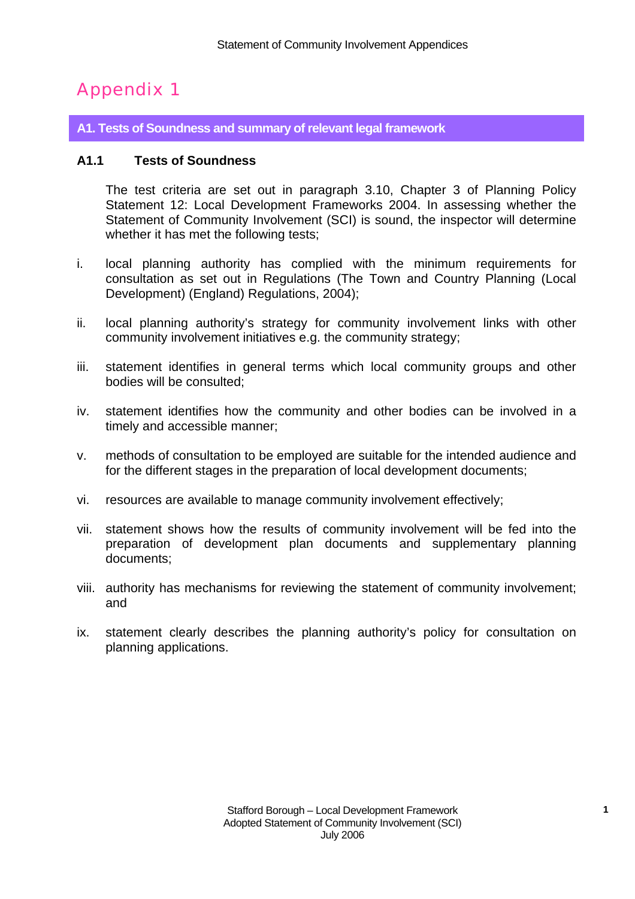# Appendix 1

## A1. Tests of Soundness and summary of relevant legal framework

### A1.1 Tests of Soundness

The test criteria are set out in paragraph 3.10, Chapter 3 of Planning Policy Statement 12: Local Development Frameworks 2004. In assessing whether the Statement of Community Involvement (SCI) is sound, the inspector will determine whether it has met the following tests;

i. local planning authority has complied with the minimum requirements for consultation as set out in Regulations (The Town and Country Planning (Local Development) (England) Regulations, 2004);

ii. local planning authority's strategy for community involvement links with other community involvement initiatives e.g. the community strategy;

iii. statement identifies in general terms which local community groups and other bodies will be consulted;

iv. statement identifies how the community and other bodies can be involved in a timely and accessible manner;

v. methods of consultation to be employed are suitable for the intended audience and for the different stages in the preparation of local development documents;

vi. resources are available to manage community involvement effectively;

vii. statement shows how the results of community involvement will be fed into the preparation of development plan documents and supplementary planning documents;

viii. authority has mechanisms for reviewing the statement of community involvement; and

ix. statement clearly describes the planning authority's policy for consultation on planning applications.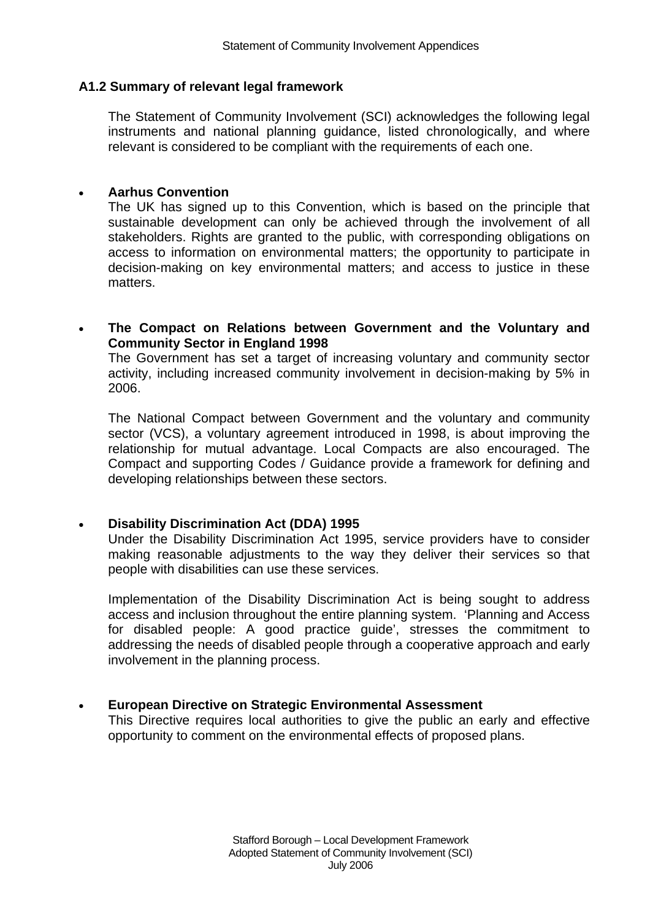### A1.2 Summary of relevant legal framework

The Statement of Community Involvement (SCI) acknowledges the following legal instruments and national planning guidance, listed chronologically, and where relevant is considered to be compliant with the requirements of each one.

- **Aarhus Convention**
  The UK has signed up to this Convention, which is based on the principle that sustainable development can only be achieved through the involvement of all stakeholders. Rights are granted to the public, with corresponding obligations on access to information on environmental matters; the opportunity to participate in decision-making on key environmental matters; and access to justice in these matters.

- **The Compact on Relations between Government and the Voluntary and Community Sector in England 1998**
  The Government has set a target of increasing voluntary and community sector activity, including increased community involvement in decision-making by 5% in 2006.

  The National Compact between Government and the voluntary and community sector (VCS), a voluntary agreement introduced in 1998, is about improving the relationship for mutual advantage. Local Compacts are also encouraged. The Compact and supporting Codes / Guidance provide a framework for defining and developing relationships between these sectors.

- **Disability Discrimination Act (DDA) 1995**
  Under the Disability Discrimination Act 1995, service providers have to consider making reasonable adjustments to the way they deliver their services so that people with disabilities can use these services.

  Implementation of the Disability Discrimination Act is being sought to address access and inclusion throughout the entire planning system. 'Planning and Access for disabled people: A good practice guide', stresses the commitment to addressing the needs of disabled people through a cooperative approach and early involvement in the planning process.

- **European Directive on Strategic Environmental Assessment**
  This Directive requires local authorities to give the public an early and effective opportunity to comment on the environmental effects of proposed plans.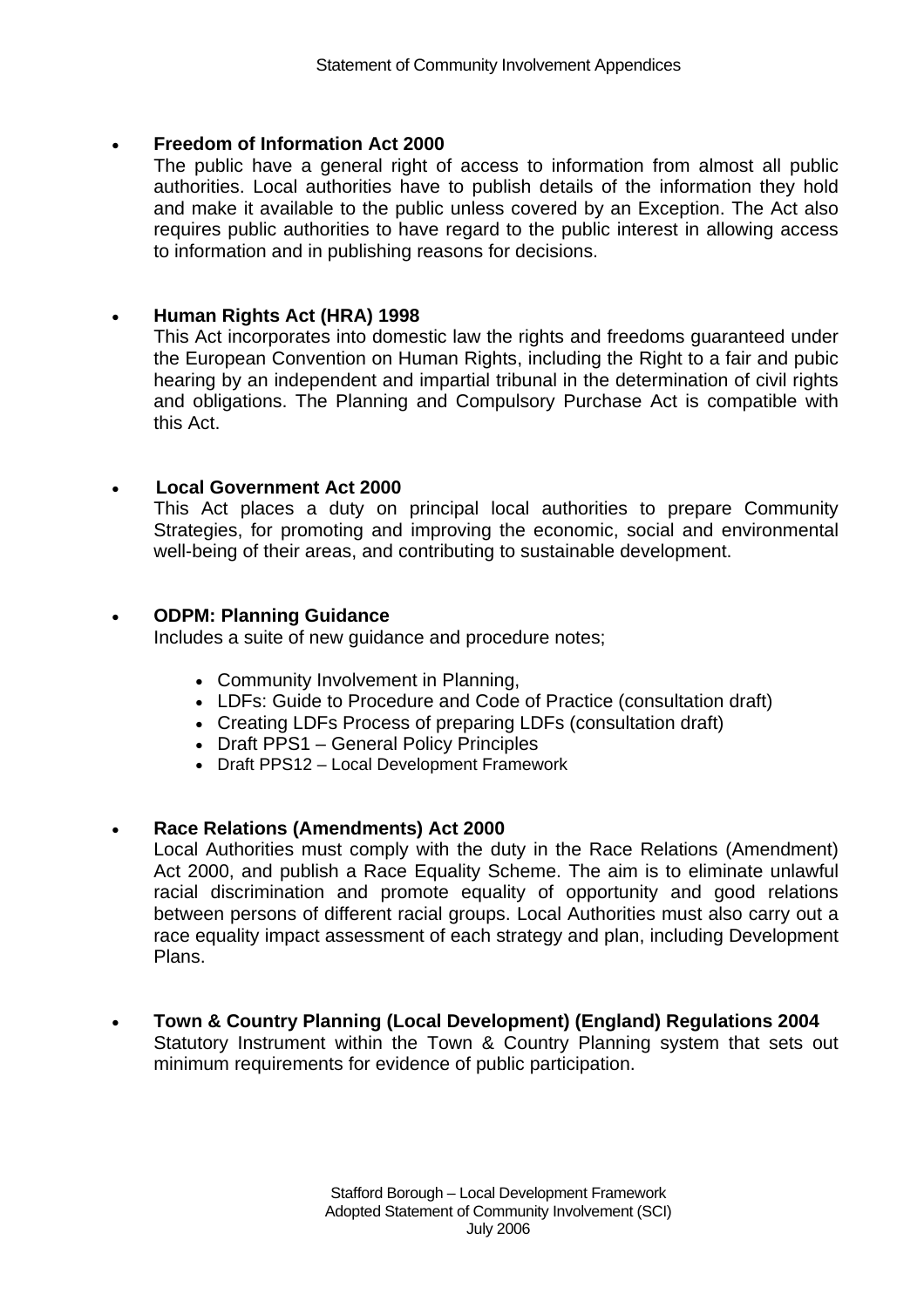- **Freedom of Information Act 2000**
  The public have a general right of access to information from almost all public authorities. Local authorities have to publish details of the information they hold and make it available to the public unless covered by an Exception. The Act also requires public authorities to have regard to the public interest in allowing access to information and in publishing reasons for decisions.

- **Human Rights Act (HRA) 1998**
  This Act incorporates into domestic law the rights and freedoms guaranteed under the European Convention on Human Rights, including the Right to a fair and pubic hearing by an independent and impartial tribunal in the determination of civil rights and obligations. The Planning and Compulsory Purchase Act is compatible with this Act.

- **Local Government Act 2000**
  This Act places a duty on principal local authorities to prepare Community Strategies, for promoting and improving the economic, social and environmental well-being of their areas, and contributing to sustainable development.

- **ODPM: Planning Guidance**
  Includes a suite of new guidance and procedure notes;

  - Community Involvement in Planning,
  - LDFs: Guide to Procedure and Code of Practice (consultation draft)
  - Creating LDFs Process of preparing LDFs (consultation draft)
  - Draft PPS1 – General Policy Principles
  - Draft PPS12 – Local Development Framework

- **Race Relations (Amendments) Act 2000**
  Local Authorities must comply with the duty in the Race Relations (Amendment) Act 2000, and publish a Race Equality Scheme. The aim is to eliminate unlawful racial discrimination and promote equality of opportunity and good relations between persons of different racial groups. Local Authorities must also carry out a race equality impact assessment of each strategy and plan, including Development Plans.

- **Town & Country Planning (Local Development) (England) Regulations 2004**
  Statutory Instrument within the Town & Country Planning system that sets out minimum requirements for evidence of public participation.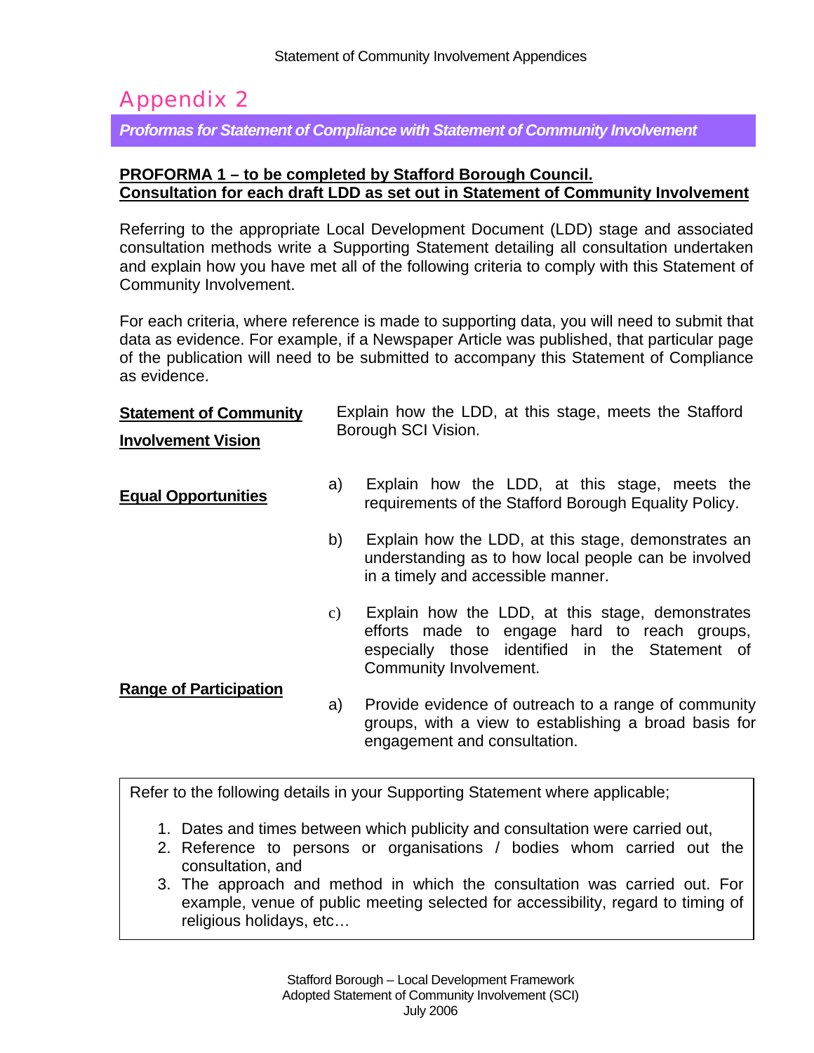# Appendix 2

***Proformas for Statement of Compliance with Statement of Community Involvement***

**PROFORMA 1 – to be completed by Stafford Borough Council.**
**Consultation for each draft LDD as set out in Statement of Community Involvement**

Referring to the appropriate Local Development Document (LDD) stage and associated consultation methods write a Supporting Statement detailing all consultation undertaken and explain how you have met all of the following criteria to comply with this Statement of Community Involvement.

For each criteria, where reference is made to supporting data, you will need to submit that data as evidence. For example, if a Newspaper Article was published, that particular page of the publication will need to be submitted to accompany this Statement of Compliance as evidence.

**Statement of Community Involvement Vision**

Explain how the LDD, at this stage, meets the Stafford Borough SCI Vision.

**Equal Opportunities**

a) Explain how the LDD, at this stage, meets the requirements of the Stafford Borough Equality Policy.

b) Explain how the LDD, at this stage, demonstrates an understanding as to how local people can be involved in a timely and accessible manner.

c) Explain how the LDD, at this stage, demonstrates efforts made to engage hard to reach groups, especially those identified in the Statement of Community Involvement.

**Range of Participation**

a) Provide evidence of outreach to a range of community groups, with a view to establishing a broad basis for engagement and consultation.

Refer to the following details in your Supporting Statement where applicable;

1. Dates and times between which publicity and consultation were carried out,
2. Reference to persons or organisations / bodies whom carried out the consultation, and
3. The approach and method in which the consultation was carried out. For example, venue of public meeting selected for accessibility, regard to timing of religious holidays, etc…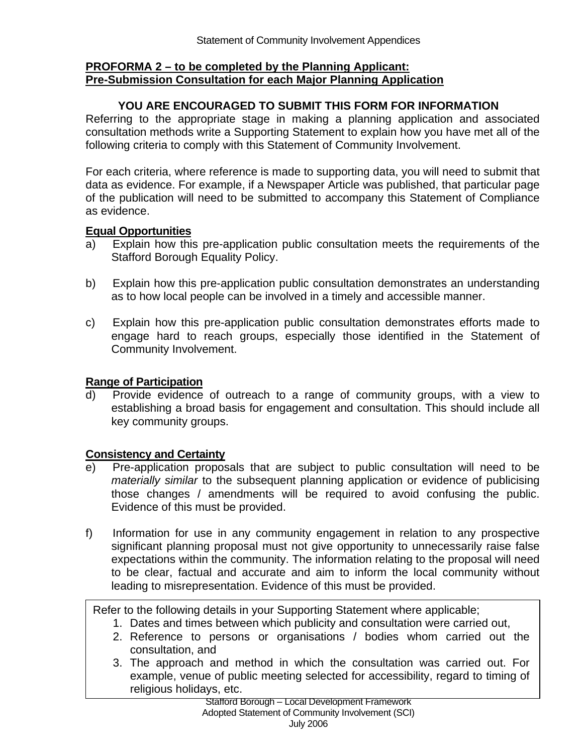**PROFORMA 2 – to be completed by the Planning Applicant:**
**Pre-Submission Consultation for each Major Planning Application**

**YOU ARE ENCOURAGED TO SUBMIT THIS FORM FOR INFORMATION**

Referring to the appropriate stage in making a planning application and associated consultation methods write a Supporting Statement to explain how you have met all of the following criteria to comply with this Statement of Community Involvement.

For each criteria, where reference is made to supporting data, you will need to submit that data as evidence. For example, if a Newspaper Article was published, that particular page of the publication will need to be submitted to accompany this Statement of Compliance as evidence.

**Equal Opportunities**

a) Explain how this pre-application public consultation meets the requirements of the Stafford Borough Equality Policy.

b) Explain how this pre-application public consultation demonstrates an understanding as to how local people can be involved in a timely and accessible manner.

c) Explain how this pre-application public consultation demonstrates efforts made to engage hard to reach groups, especially those identified in the Statement of Community Involvement.

**Range of Participation**

d) Provide evidence of outreach to a range of community groups, with a view to establishing a broad basis for engagement and consultation. This should include all key community groups.

**Consistency and Certainty**

e) Pre-application proposals that are subject to public consultation will need to be *materially similar* to the subsequent planning application or evidence of publicising those changes / amendments will be required to avoid confusing the public. Evidence of this must be provided.

f) Information for use in any community engagement in relation to any prospective significant planning proposal must not give opportunity to unnecessarily raise false expectations within the community. The information relating to the proposal will need to be clear, factual and accurate and aim to inform the local community without leading to misrepresentation. Evidence of this must be provided.

Refer to the following details in your Supporting Statement where applicable;

1. Dates and times between which publicity and consultation were carried out,
2. Reference to persons or organisations / bodies whom carried out the consultation, and
3. The approach and method in which the consultation was carried out. For example, venue of public meeting selected for accessibility, regard to timing of religious holidays, etc.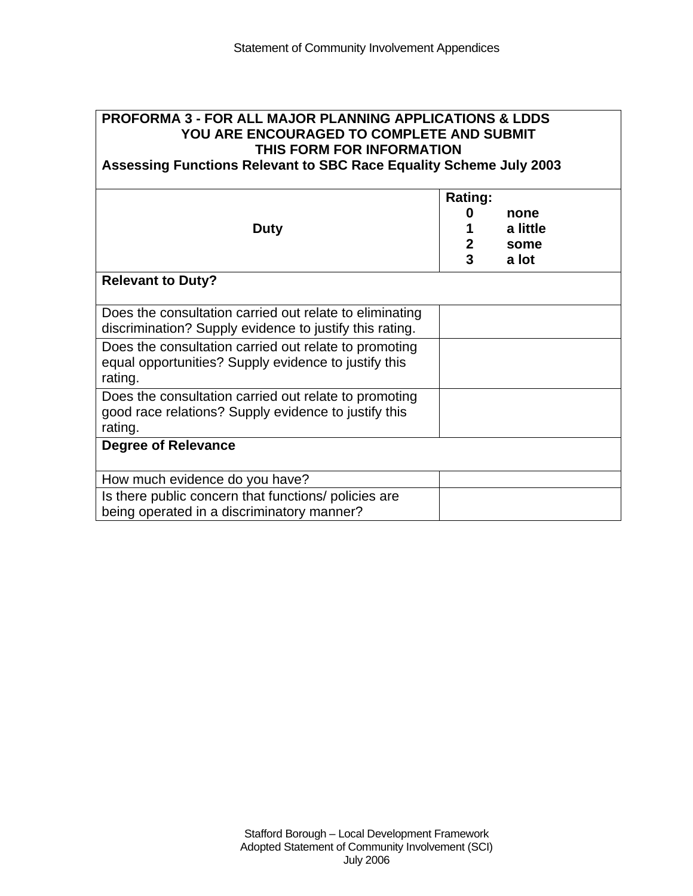**PROFORMA 3 - FOR ALL MAJOR PLANNING APPLICATIONS & LDDS**
**YOU ARE ENCOURAGED TO COMPLETE AND SUBMIT THIS FORM FOR INFORMATION**
**Assessing Functions Relevant to SBC Race Equality Scheme July 2003**

| Duty | Rating: 0 none, 1 a little, 2 some, 3 a lot |
|---|---|
| **Relevant to Duty?** | |
| Does the consultation carried out relate to eliminating discrimination? Supply evidence to justify this rating. | |
| Does the consultation carried out relate to promoting equal opportunities? Supply evidence to justify this rating. | |
| Does the consultation carried out relate to promoting good race relations? Supply evidence to justify this rating. | |
| **Degree of Relevance** | |
| How much evidence do you have? | |
| Is there public concern that functions/ policies are being operated in a discriminatory manner? | |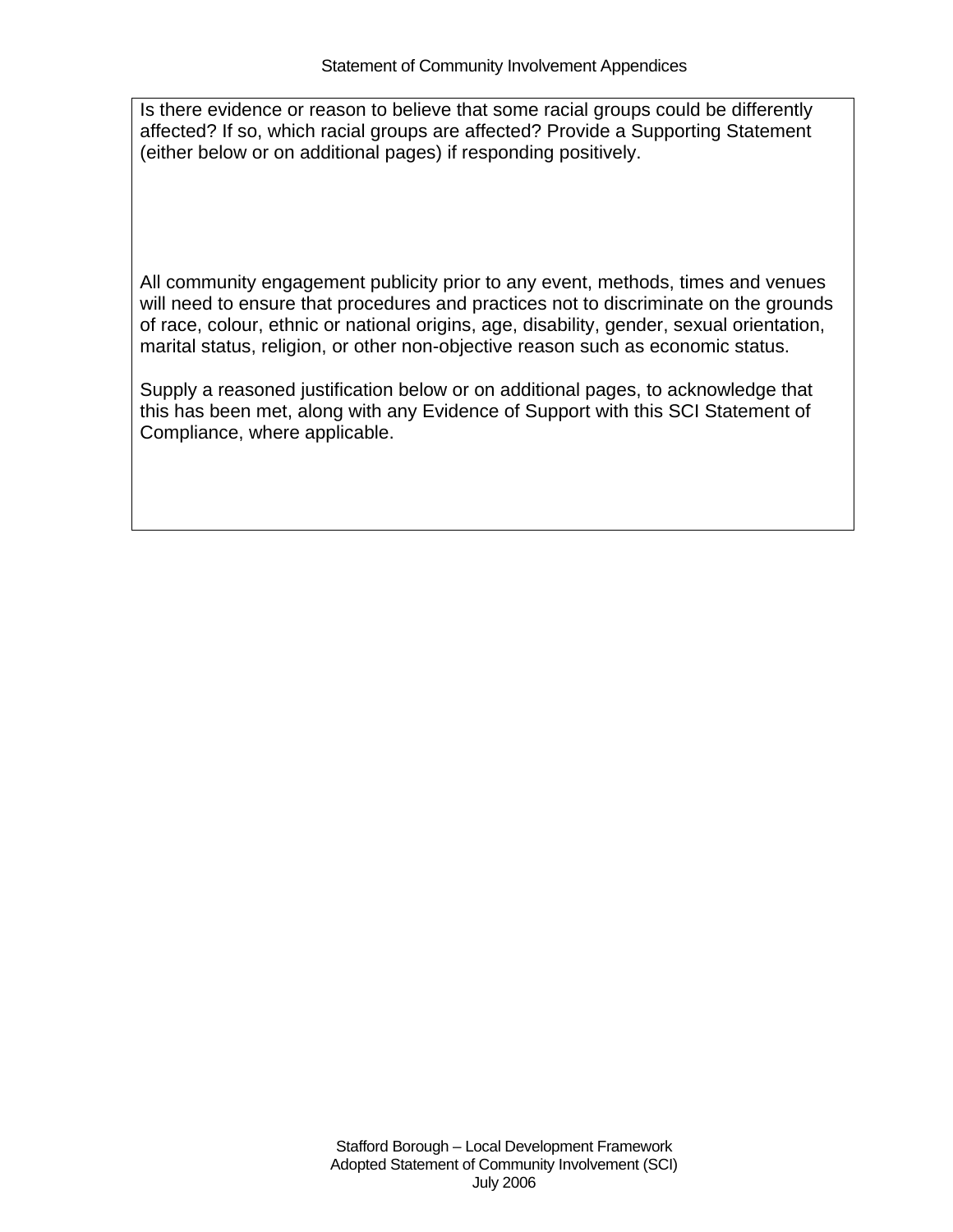Is there evidence or reason to believe that some racial groups could be differently affected? If so, which racial groups are affected? Provide a Supporting Statement (either below or on additional pages) if responding positively.

All community engagement publicity prior to any event, methods, times and venues will need to ensure that procedures and practices not to discriminate on the grounds of race, colour, ethnic or national origins, age, disability, gender, sexual orientation, marital status, religion, or other non-objective reason such as economic status.

Supply a reasoned justification below or on additional pages, to acknowledge that this has been met, along with any Evidence of Support with this SCI Statement of Compliance, where applicable.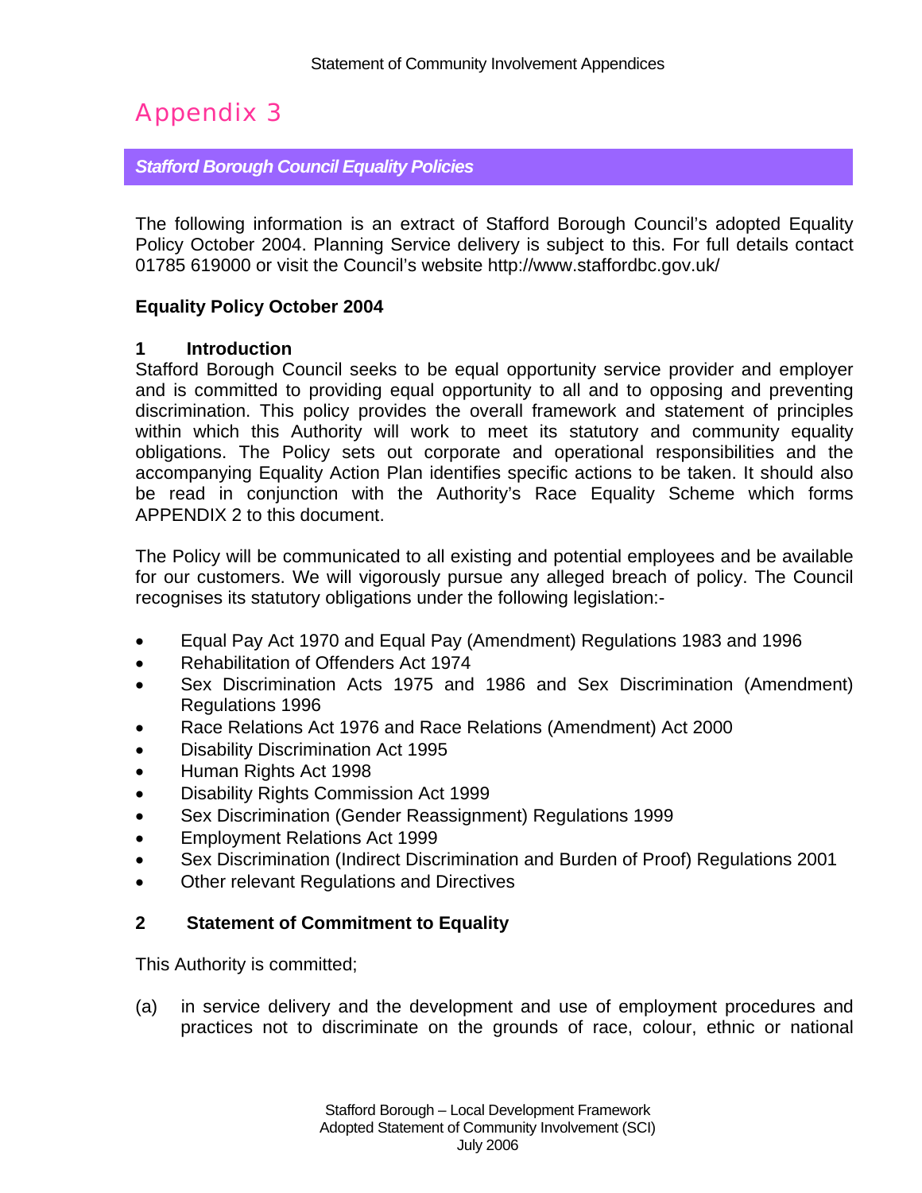# Appendix 3

## *Stafford Borough Council Equality Policies*

The following information is an extract of Stafford Borough Council's adopted Equality Policy October 2004. Planning Service delivery is subject to this. For full details contact 01785 619000 or visit the Council's website http://www.staffordbc.gov.uk/

**Equality Policy October 2004**

### 1 Introduction

Stafford Borough Council seeks to be equal opportunity service provider and employer and is committed to providing equal opportunity to all and to opposing and preventing discrimination. This policy provides the overall framework and statement of principles within which this Authority will work to meet its statutory and community equality obligations. The Policy sets out corporate and operational responsibilities and the accompanying Equality Action Plan identifies specific actions to be taken. It should also be read in conjunction with the Authority's Race Equality Scheme which forms APPENDIX 2 to this document.

The Policy will be communicated to all existing and potential employees and be available for our customers. We will vigorously pursue any alleged breach of policy. The Council recognises its statutory obligations under the following legislation:-

- Equal Pay Act 1970 and Equal Pay (Amendment) Regulations 1983 and 1996
- Rehabilitation of Offenders Act 1974
- Sex Discrimination Acts 1975 and 1986 and Sex Discrimination (Amendment) Regulations 1996
- Race Relations Act 1976 and Race Relations (Amendment) Act 2000
- Disability Discrimination Act 1995
- Human Rights Act 1998
- Disability Rights Commission Act 1999
- Sex Discrimination (Gender Reassignment) Regulations 1999
- Employment Relations Act 1999
- Sex Discrimination (Indirect Discrimination and Burden of Proof) Regulations 2001
- Other relevant Regulations and Directives

### 2 Statement of Commitment to Equality

This Authority is committed;

(a) in service delivery and the development and use of employment procedures and practices not to discriminate on the grounds of race, colour, ethnic or national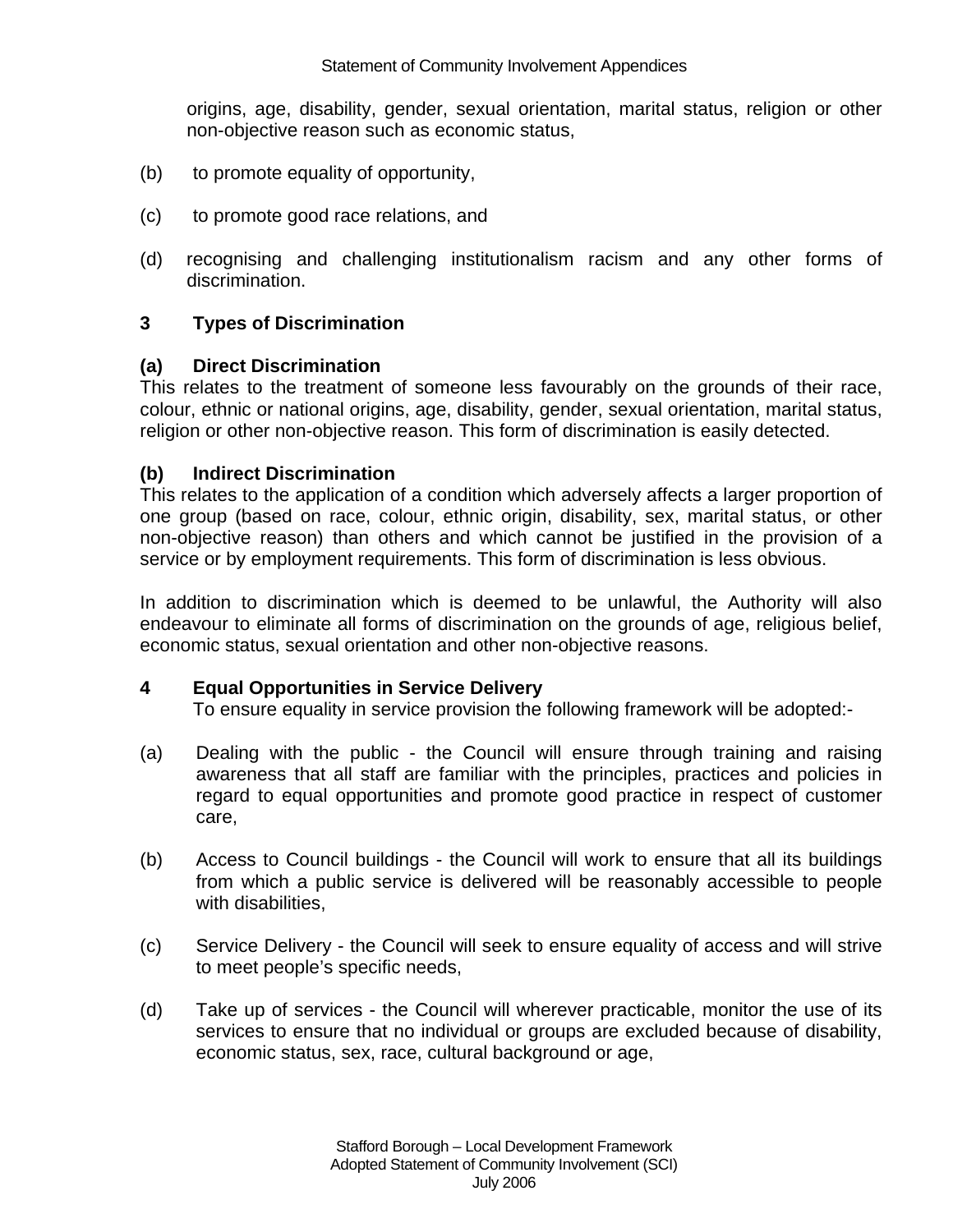origins, age, disability, gender, sexual orientation, marital status, religion or other non-objective reason such as economic status,

(b) to promote equality of opportunity,

(c) to promote good race relations, and

(d) recognising and challenging institutionalism racism and any other forms of discrimination.

### 3 Types of Discrimination

#### (a) Direct Discrimination

This relates to the treatment of someone less favourably on the grounds of their race, colour, ethnic or national origins, age, disability, gender, sexual orientation, marital status, religion or other non-objective reason. This form of discrimination is easily detected.

#### (b) Indirect Discrimination

This relates to the application of a condition which adversely affects a larger proportion of one group (based on race, colour, ethnic origin, disability, sex, marital status, or other non-objective reason) than others and which cannot be justified in the provision of a service or by employment requirements. This form of discrimination is less obvious.

In addition to discrimination which is deemed to be unlawful, the Authority will also endeavour to eliminate all forms of discrimination on the grounds of age, religious belief, economic status, sexual orientation and other non-objective reasons.

### 4 Equal Opportunities in Service Delivery

To ensure equality in service provision the following framework will be adopted:-

(a) Dealing with the public - the Council will ensure through training and raising awareness that all staff are familiar with the principles, practices and policies in regard to equal opportunities and promote good practice in respect of customer care,

(b) Access to Council buildings - the Council will work to ensure that all its buildings from which a public service is delivered will be reasonably accessible to people with disabilities,

(c) Service Delivery - the Council will seek to ensure equality of access and will strive to meet people's specific needs,

(d) Take up of services - the Council will wherever practicable, monitor the use of its services to ensure that no individual or groups are excluded because of disability, economic status, sex, race, cultural background or age,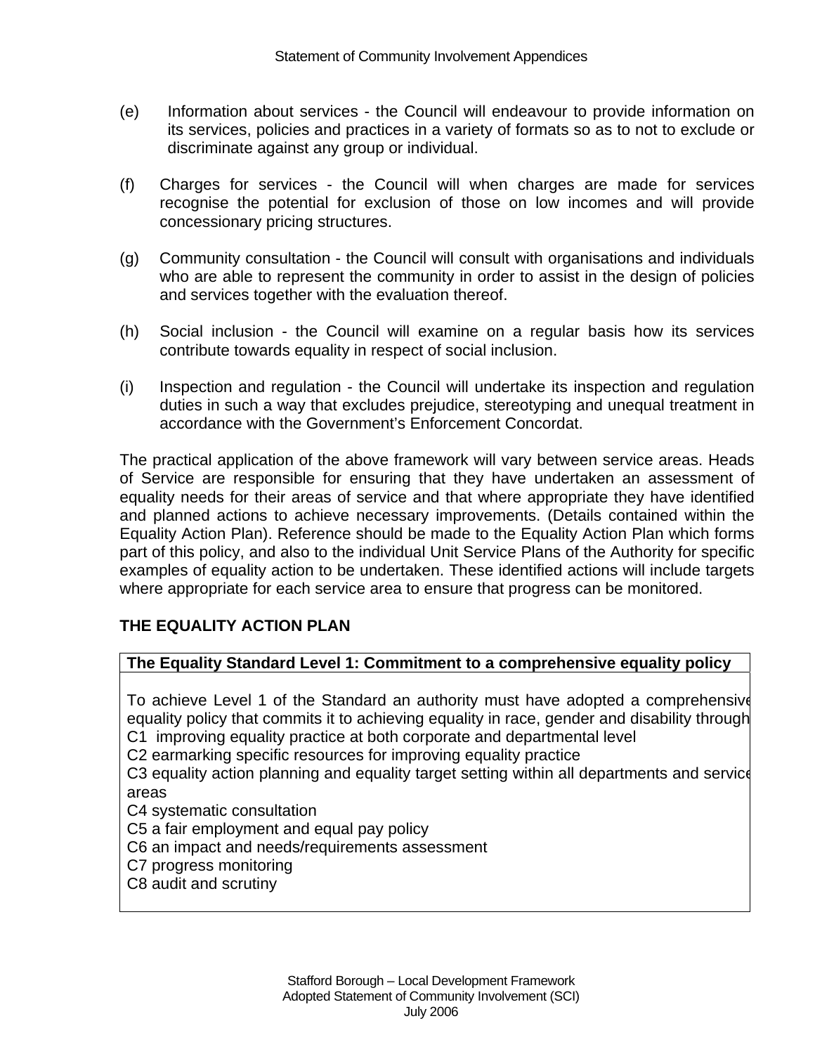(e) Information about services - the Council will endeavour to provide information on its services, policies and practices in a variety of formats so as to not to exclude or discriminate against any group or individual.

(f) Charges for services - the Council will when charges are made for services recognise the potential for exclusion of those on low incomes and will provide concessionary pricing structures.

(g) Community consultation - the Council will consult with organisations and individuals who are able to represent the community in order to assist in the design of policies and services together with the evaluation thereof.

(h) Social inclusion - the Council will examine on a regular basis how its services contribute towards equality in respect of social inclusion.

(i) Inspection and regulation - the Council will undertake its inspection and regulation duties in such a way that excludes prejudice, stereotyping and unequal treatment in accordance with the Government's Enforcement Concordat.

The practical application of the above framework will vary between service areas. Heads of Service are responsible for ensuring that they have undertaken an assessment of equality needs for their areas of service and that where appropriate they have identified and planned actions to achieve necessary improvements. (Details contained within the Equality Action Plan). Reference should be made to the Equality Action Plan which forms part of this policy, and also to the individual Unit Service Plans of the Authority for specific examples of equality action to be undertaken. These identified actions will include targets where appropriate for each service area to ensure that progress can be monitored.

## THE EQUALITY ACTION PLAN

| **The Equality Standard Level 1: Commitment to a comprehensive equality policy** |
|---|
| To achieve Level 1 of the Standard an authority must have adopted a comprehensive equality policy that commits it to achieving equality in race, gender and disability through<br>C1 improving equality practice at both corporate and departmental level<br>C2 earmarking specific resources for improving equality practice<br>C3 equality action planning and equality target setting within all departments and service areas<br>C4 systematic consultation<br>C5 a fair employment and equal pay policy<br>C6 an impact and needs/requirements assessment<br>C7 progress monitoring<br>C8 audit and scrutiny |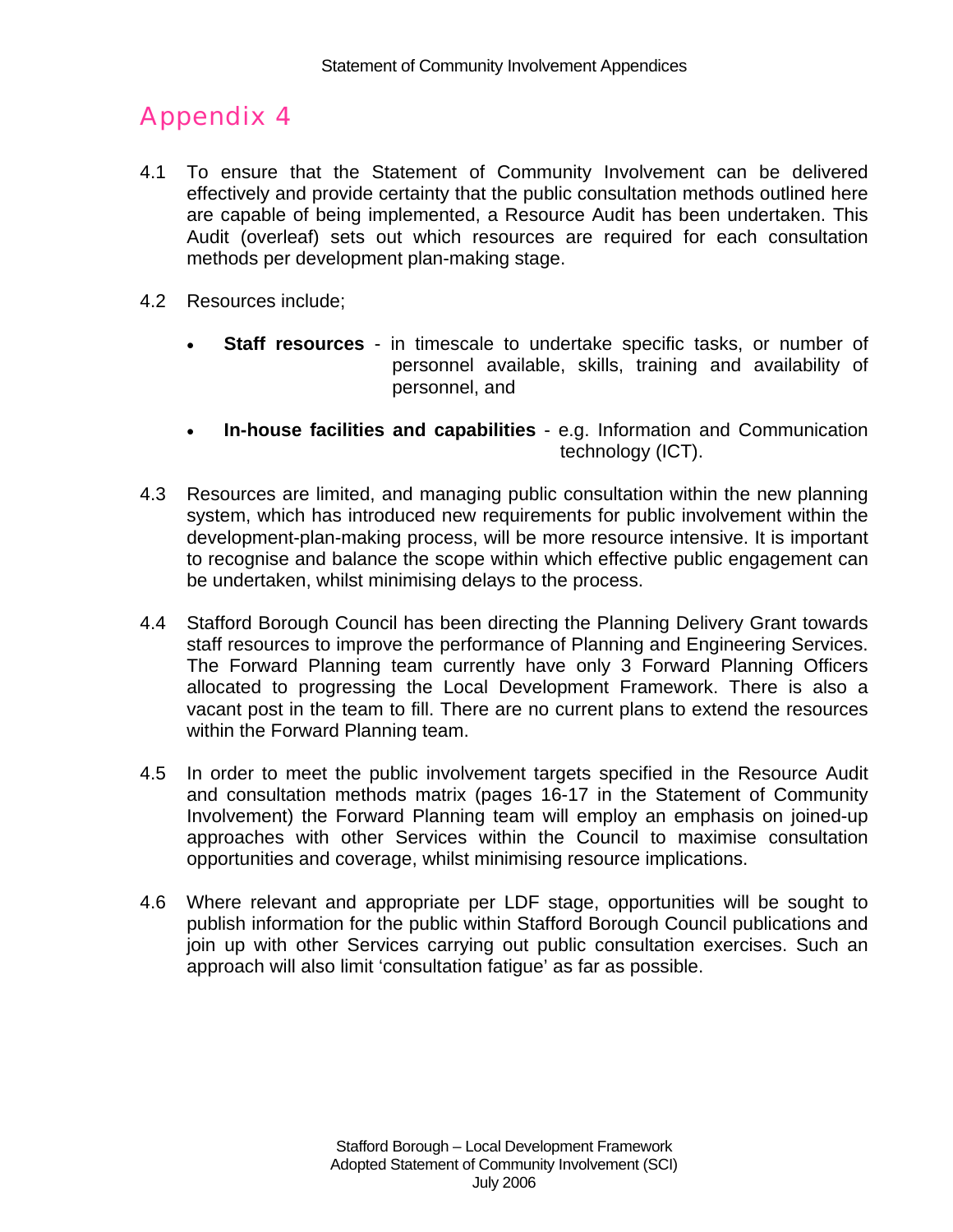# Appendix 4

4.1 To ensure that the Statement of Community Involvement can be delivered effectively and provide certainty that the public consultation methods outlined here are capable of being implemented, a Resource Audit has been undertaken. This Audit (overleaf) sets out which resources are required for each consultation methods per development plan-making stage.

4.2 Resources include;

- **Staff resources** - in timescale to undertake specific tasks, or number of personnel available, skills, training and availability of personnel, and
- **In-house facilities and capabilities** - e.g. Information and Communication technology (ICT).

4.3 Resources are limited, and managing public consultation within the new planning system, which has introduced new requirements for public involvement within the development-plan-making process, will be more resource intensive. It is important to recognise and balance the scope within which effective public engagement can be undertaken, whilst minimising delays to the process.

4.4 Stafford Borough Council has been directing the Planning Delivery Grant towards staff resources to improve the performance of Planning and Engineering Services. The Forward Planning team currently have only 3 Forward Planning Officers allocated to progressing the Local Development Framework. There is also a vacant post in the team to fill. There are no current plans to extend the resources within the Forward Planning team.

4.5 In order to meet the public involvement targets specified in the Resource Audit and consultation methods matrix (pages 16-17 in the Statement of Community Involvement) the Forward Planning team will employ an emphasis on joined-up approaches with other Services within the Council to maximise consultation opportunities and coverage, whilst minimising resource implications.

4.6 Where relevant and appropriate per LDF stage, opportunities will be sought to publish information for the public within Stafford Borough Council publications and join up with other Services carrying out public consultation exercises. Such an approach will also limit 'consultation fatigue' as far as possible.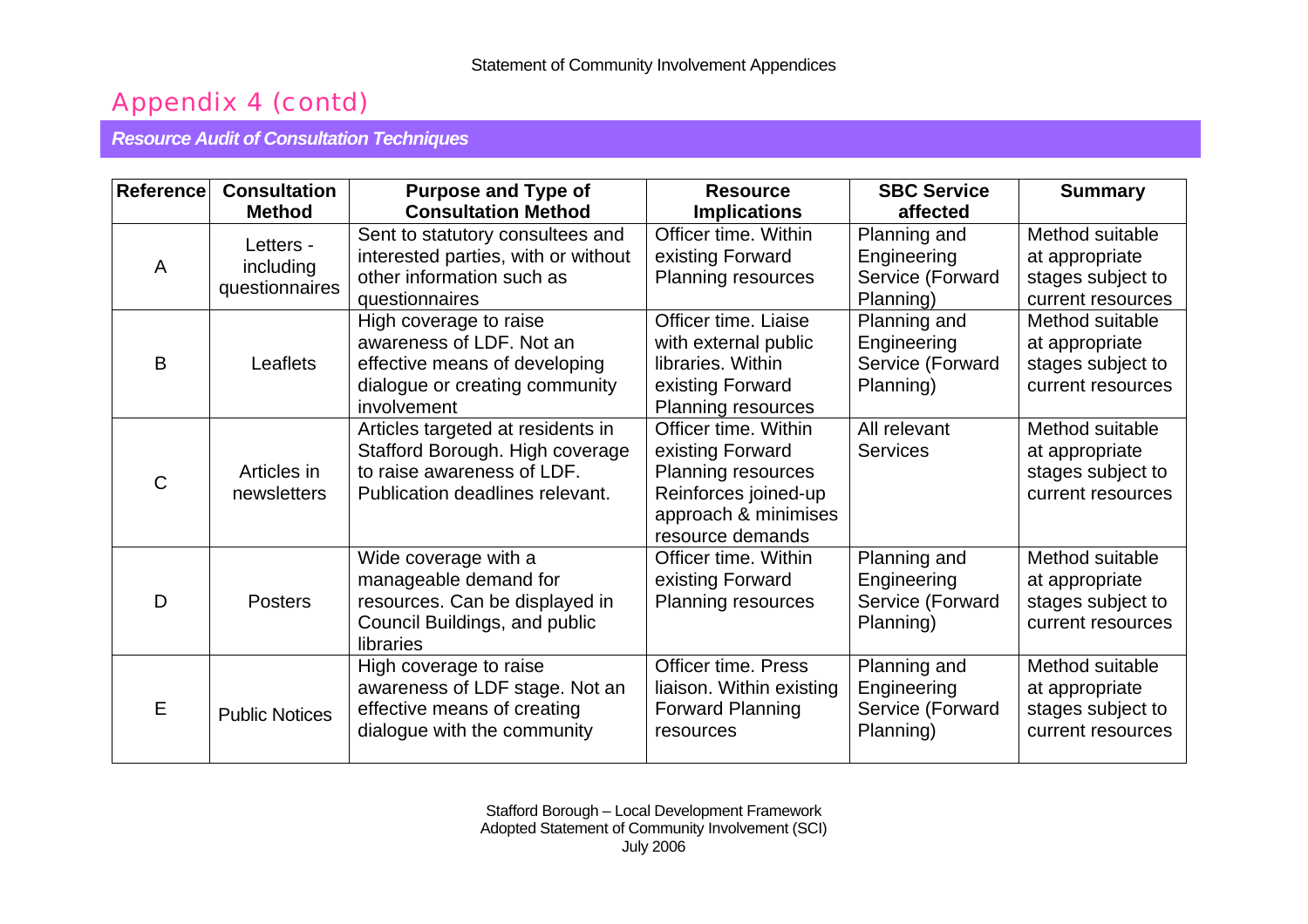## Appendix 4 (contd)

***Resource Audit of Consultation Techniques***

| Reference | Consultation Method | Purpose and Type of Consultation Method | Resource Implications | SBC Service affected | Summary |
|---|---|---|---|---|---|
| A | Letters - including questionnaires | Sent to statutory consultees and interested parties, with or without other information such as questionnaires | Officer time. Within existing Forward Planning resources | Planning and Engineering Service (Forward Planning) | Method suitable at appropriate stages subject to current resources |
| B | Leaflets | High coverage to raise awareness of LDF. Not an effective means of developing dialogue or creating community involvement | Officer time. Liaise with external public libraries. Within existing Forward Planning resources | Planning and Engineering Service (Forward Planning) | Method suitable at appropriate stages subject to current resources |
| C | Articles in newsletters | Articles targeted at residents in Stafford Borough. High coverage to raise awareness of LDF. Publication deadlines relevant. | Officer time. Within existing Forward Planning resources Reinforces joined-up approach & minimises resource demands | All relevant Services | Method suitable at appropriate stages subject to current resources |
| D | Posters | Wide coverage with a manageable demand for resources. Can be displayed in Council Buildings, and public libraries | Officer time. Within existing Forward Planning resources | Planning and Engineering Service (Forward Planning) | Method suitable at appropriate stages subject to current resources |
| E | Public Notices | High coverage to raise awareness of LDF stage. Not an effective means of creating dialogue with the community | Officer time. Press liaison. Within existing Forward Planning resources | Planning and Engineering Service (Forward Planning) | Method suitable at appropriate stages subject to current resources |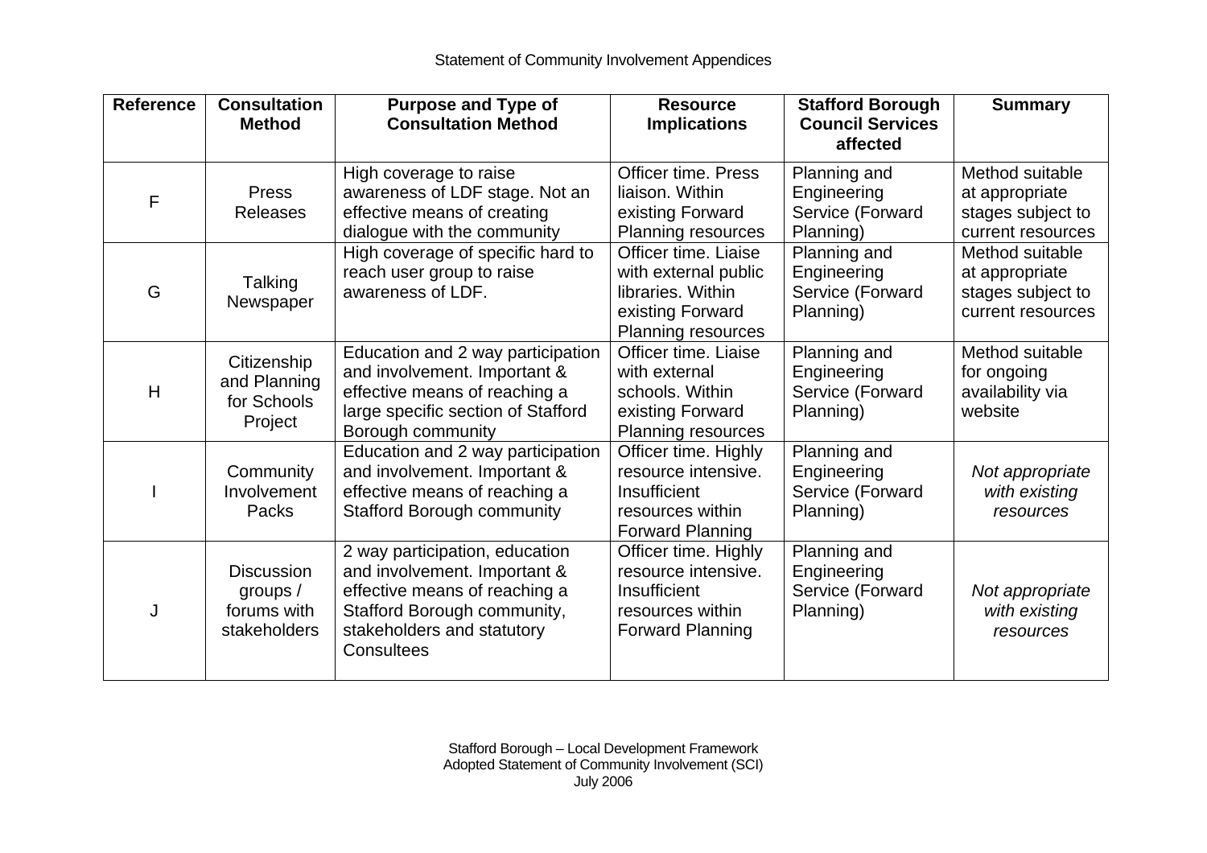| Reference | Consultation Method | Purpose and Type of Consultation Method | Resource Implications | Stafford Borough Council Services affected | Summary |
|---|---|---|---|---|---|
| F | Press Releases | High coverage to raise awareness of LDF stage. Not an effective means of creating dialogue with the community | Officer time. Press liaison. Within existing Forward Planning resources | Planning and Engineering Service (Forward Planning) | Method suitable at appropriate stages subject to current resources |
| G | Talking Newspaper | High coverage of specific hard to reach user group to raise awareness of LDF. | Officer time. Liaise with external public libraries. Within existing Forward Planning resources | Planning and Engineering Service (Forward Planning) | Method suitable at appropriate stages subject to current resources |
| H | Citizenship and Planning for Schools Project | Education and 2 way participation and involvement. Important & effective means of reaching a large specific section of Stafford Borough community | Officer time. Liaise with external schools. Within existing Forward Planning resources | Planning and Engineering Service (Forward Planning) | Method suitable for ongoing availability via website |
| I | Community Involvement Packs | Education and 2 way participation and involvement. Important & effective means of reaching a Stafford Borough community | Officer time. Highly resource intensive. Insufficient resources within Forward Planning | Planning and Engineering Service (Forward Planning) | *Not appropriate with existing resources* |
| J | Discussion groups / forums with stakeholders | 2 way participation, education and involvement. Important & effective means of reaching a Stafford Borough community, stakeholders and statutory Consultees | Officer time. Highly resource intensive. Insufficient resources within Forward Planning | Planning and Engineering Service (Forward Planning) | *Not appropriate with existing resources* |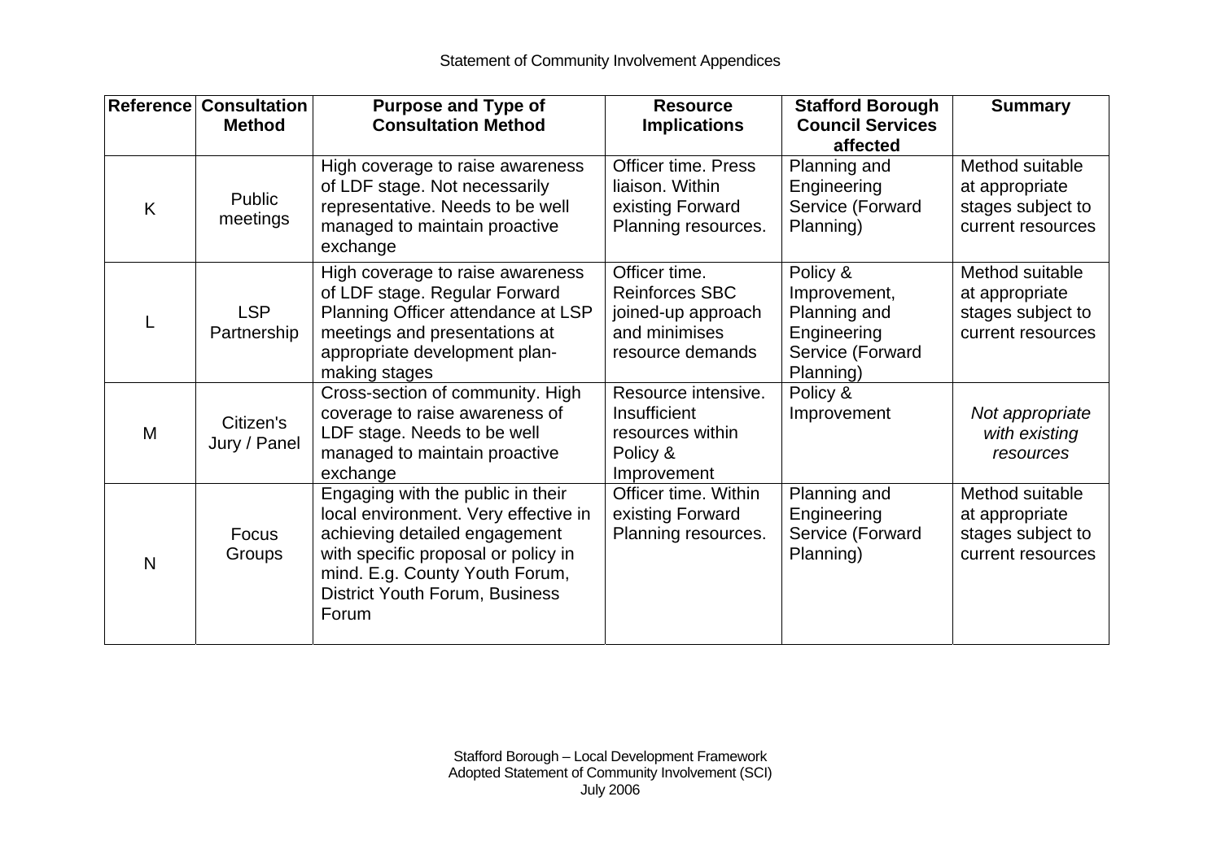| Reference | Consultation Method | Purpose and Type of Consultation Method | Resource Implications | Stafford Borough Council Services affected | Summary |
|---|---|---|---|---|---|
| K | Public meetings | High coverage to raise awareness of LDF stage. Not necessarily representative. Needs to be well managed to maintain proactive exchange | Officer time. Press liaison. Within existing Forward Planning resources. | Planning and Engineering Service (Forward Planning) | Method suitable at appropriate stages subject to current resources |
| L | LSP Partnership | High coverage to raise awareness of LDF stage. Regular Forward Planning Officer attendance at LSP meetings and presentations at appropriate development plan-making stages | Officer time. Reinforces SBC joined-up approach and minimises resource demands | Policy & Improvement, Planning and Engineering Service (Forward Planning) | Method suitable at appropriate stages subject to current resources |
| M | Citizen's Jury / Panel | Cross-section of community. High coverage to raise awareness of LDF stage. Needs to be well managed to maintain proactive exchange | Resource intensive. Insufficient resources within Policy & Improvement | Policy & Improvement | *Not appropriate with existing resources* |
| N | Focus Groups | Engaging with the public in their local environment. Very effective in achieving detailed engagement with specific proposal or policy in mind. E.g. County Youth Forum, District Youth Forum, Business Forum | Officer time. Within existing Forward Planning resources. | Planning and Engineering Service (Forward Planning) | Method suitable at appropriate stages subject to current resources |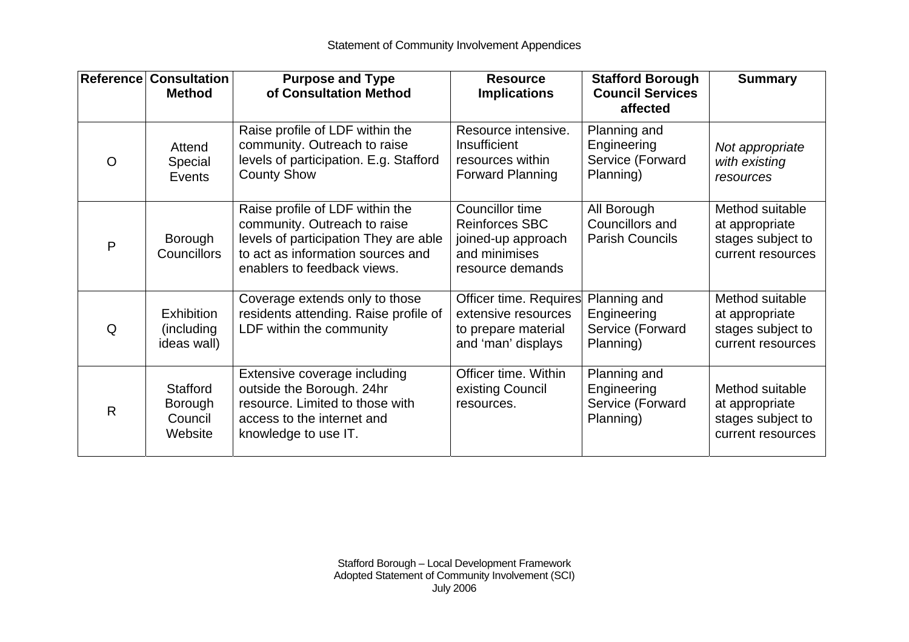| Reference | Consultation Method | Purpose and Type of Consultation Method | Resource Implications | Stafford Borough Council Services affected | Summary |
|---|---|---|---|---|---|
| O | Attend Special Events | Raise profile of LDF within the community. Outreach to raise levels of participation. E.g. Stafford County Show | Resource intensive. Insufficient resources within Forward Planning | Planning and Engineering Service (Forward Planning) | *Not appropriate with existing resources* |
| P | Borough Councillors | Raise profile of LDF within the community. Outreach to raise levels of participation They are able to act as information sources and enablers to feedback views. | Councillor time Reinforces SBC joined-up approach and minimises resource demands | All Borough Councillors and Parish Councils | Method suitable at appropriate stages subject to current resources |
| Q | Exhibition (including ideas wall) | Coverage extends only to those residents attending. Raise profile of LDF within the community | Officer time. Requires extensive resources to prepare material and 'man' displays | Planning and Engineering Service (Forward Planning) | Method suitable at appropriate stages subject to current resources |
| R | Stafford Borough Council Website | Extensive coverage including outside the Borough. 24hr resource. Limited to those with access to the internet and knowledge to use IT. | Officer time. Within existing Council resources. | Planning and Engineering Service (Forward Planning) | Method suitable at appropriate stages subject to current resources |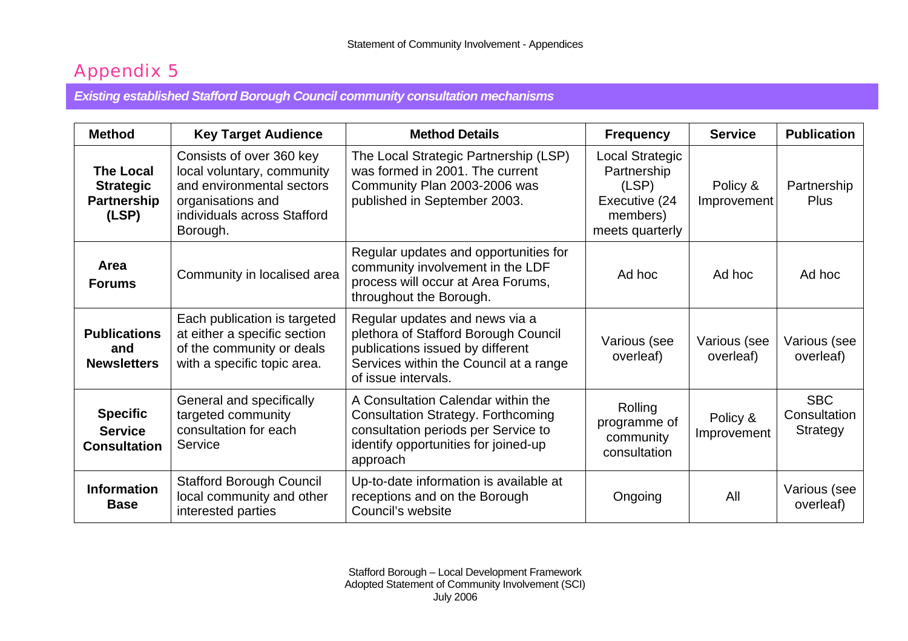# Appendix 5

***Existing established Stafford Borough Council community consultation mechanisms***

| Method | Key Target Audience | Method Details | Frequency | Service | Publication |
|---|---|---|---|---|---|
| **The Local Strategic Partnership (LSP)** | Consists of over 360 key local voluntary, community and environmental sectors organisations and individuals across Stafford Borough. | The Local Strategic Partnership (LSP) was formed in 2001. The current Community Plan 2003-2006 was published in September 2003. | Local Strategic Partnership (LSP) Executive (24 members) meets quarterly | Policy & Improvement | Partnership Plus |
| **Area Forums** | Community in localised area | Regular updates and opportunities for community involvement in the LDF process will occur at Area Forums, throughout the Borough. | Ad hoc | Ad hoc | Ad hoc |
| **Publications and Newsletters** | Each publication is targeted at either a specific section of the community or deals with a specific topic area. | Regular updates and news via a plethora of Stafford Borough Council publications issued by different Services within the Council at a range of issue intervals. | Various (see overleaf) | Various (see overleaf) | Various (see overleaf) |
| **Specific Service Consultation** | General and specifically targeted community consultation for each Service | A Consultation Calendar within the Consultation Strategy. Forthcoming consultation periods per Service to identify opportunities for joined-up approach | Rolling programme of community consultation | Policy & Improvement | SBC Consultation Strategy |
| **Information Base** | Stafford Borough Council local community and other interested parties | Up-to-date information is available at receptions and on the Borough Council's website | Ongoing | All | Various (see overleaf) |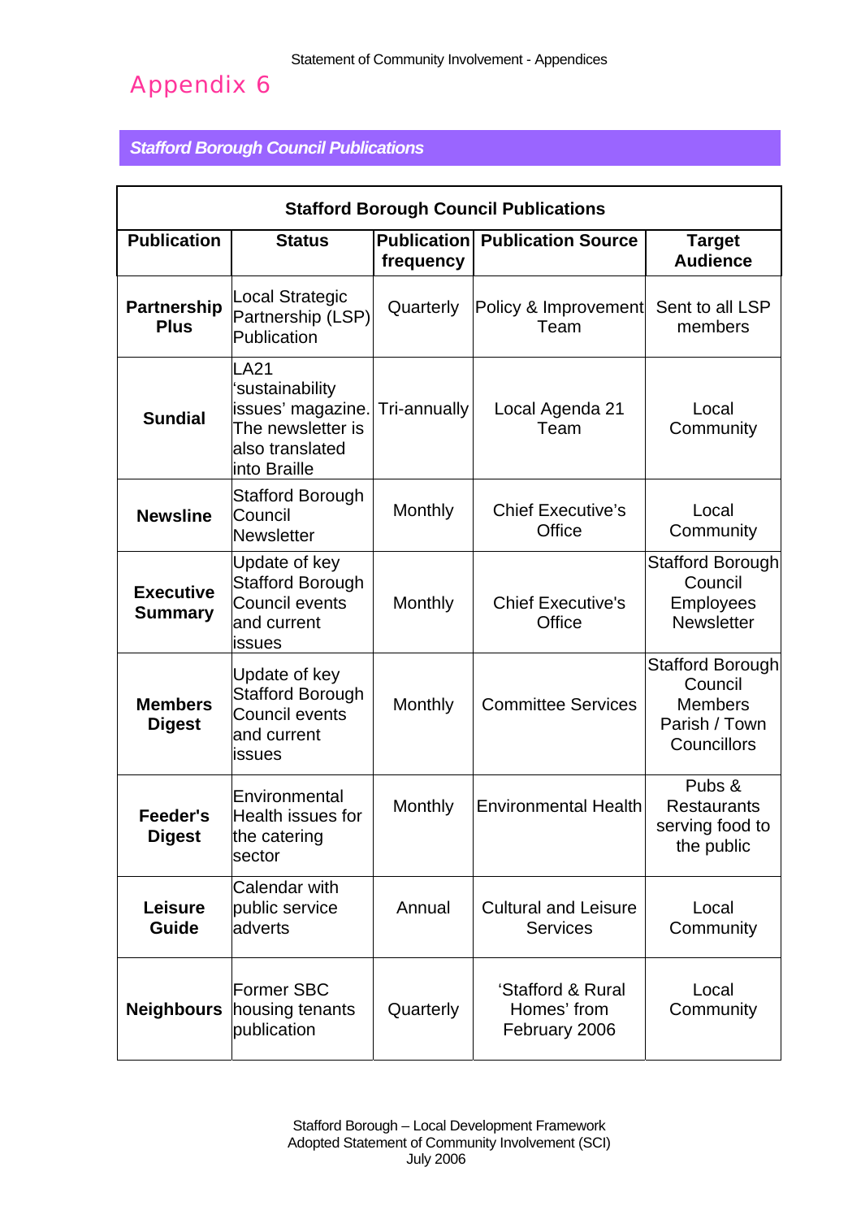# Appendix 6

## *Stafford Borough Council Publications*

| Stafford Borough Council Publications | | | | |
|---|---|---|---|---|
| **Publication** | **Status** | **Publication frequency** | **Publication Source** | **Target Audience** |
| **Partnership Plus** | Local Strategic Partnership (LSP) Publication | Quarterly | Policy & Improvement Team | Sent to all LSP members |
| **Sundial** | LA21 'sustainability issues' magazine. The newsletter is also translated into Braille | Tri-annually | Local Agenda 21 Team | Local Community |
| **Newsline** | Stafford Borough Council Newsletter | Monthly | Chief Executive's Office | Local Community |
| **Executive Summary** | Update of key Stafford Borough Council events and current issues | Monthly | Chief Executive's Office | Stafford Borough Council Employees Newsletter |
| **Members Digest** | Update of key Stafford Borough Council events and current issues | Monthly | Committee Services | Stafford Borough Council Members Parish / Town Councillors |
| **Feeder's Digest** | Environmental Health issues for the catering sector | Monthly | Environmental Health | Pubs & Restaurants serving food to the public |
| **Leisure Guide** | Calendar with public service adverts | Annual | Cultural and Leisure Services | Local Community |
| **Neighbours** | Former SBC housing tenants publication | Quarterly | 'Stafford & Rural Homes' from February 2006 | Local Community |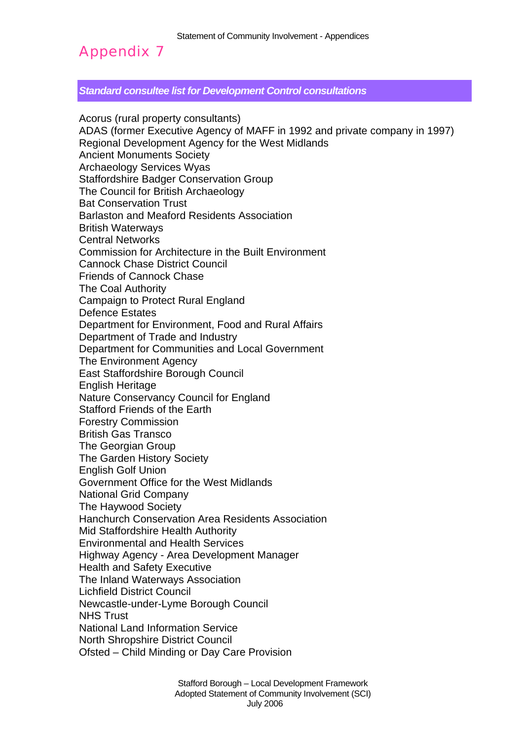# Appendix 7

***Standard consultee list for Development Control consultations***

Acorus (rural property consultants)
ADAS (former Executive Agency of MAFF in 1992 and private company in 1997)
Regional Development Agency for the West Midlands
Ancient Monuments Society
Archaeology Services Wyas
Staffordshire Badger Conservation Group
The Council for British Archaeology
Bat Conservation Trust
Barlaston and Meaford Residents Association
British Waterways
Central Networks
Commission for Architecture in the Built Environment
Cannock Chase District Council
Friends of Cannock Chase
The Coal Authority
Campaign to Protect Rural England
Defence Estates
Department for Environment, Food and Rural Affairs
Department of Trade and Industry
Department for Communities and Local Government
The Environment Agency
East Staffordshire Borough Council
English Heritage
Nature Conservancy Council for England
Stafford Friends of the Earth
Forestry Commission
British Gas Transco
The Georgian Group
The Garden History Society
English Golf Union
Government Office for the West Midlands
National Grid Company
The Haywood Society
Hanchurch Conservation Area Residents Association
Mid Staffordshire Health Authority
Environmental and Health Services
Highway Agency - Area Development Manager
Health and Safety Executive
The Inland Waterways Association
Lichfield District Council
Newcastle-under-Lyme Borough Council
NHS Trust
National Land Information Service
North Shropshire District Council
Ofsted – Child Minding or Day Care Provision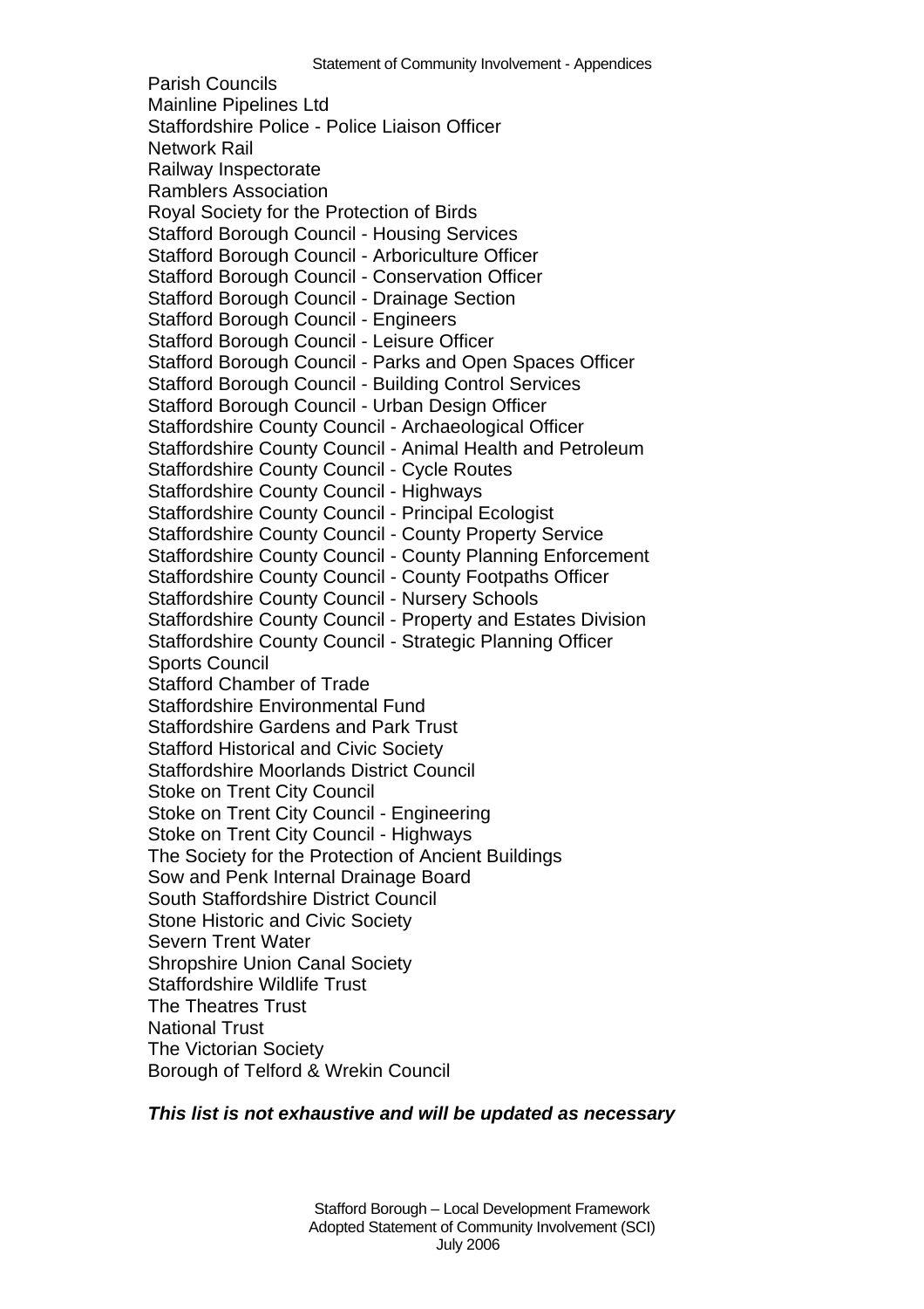Parish Councils
Mainline Pipelines Ltd
Staffordshire Police - Police Liaison Officer
Network Rail
Railway Inspectorate
Ramblers Association
Royal Society for the Protection of Birds
Stafford Borough Council - Housing Services
Stafford Borough Council - Arboriculture Officer
Stafford Borough Council - Conservation Officer
Stafford Borough Council - Drainage Section
Stafford Borough Council - Engineers
Stafford Borough Council - Leisure Officer
Stafford Borough Council - Parks and Open Spaces Officer
Stafford Borough Council - Building Control Services
Stafford Borough Council - Urban Design Officer
Staffordshire County Council - Archaeological Officer
Staffordshire County Council - Animal Health and Petroleum
Staffordshire County Council - Cycle Routes
Staffordshire County Council - Highways
Staffordshire County Council - Principal Ecologist
Staffordshire County Council - County Property Service
Staffordshire County Council - County Planning Enforcement
Staffordshire County Council - County Footpaths Officer
Staffordshire County Council - Nursery Schools
Staffordshire County Council - Property and Estates Division
Staffordshire County Council - Strategic Planning Officer
Sports Council
Stafford Chamber of Trade
Staffordshire Environmental Fund
Staffordshire Gardens and Park Trust
Stafford Historical and Civic Society
Staffordshire Moorlands District Council
Stoke on Trent City Council
Stoke on Trent City Council - Engineering
Stoke on Trent City Council - Highways
The Society for the Protection of Ancient Buildings
Sow and Penk Internal Drainage Board
South Staffordshire District Council
Stone Historic and Civic Society
Severn Trent Water
Shropshire Union Canal Society
Staffordshire Wildlife Trust
The Theatres Trust
National Trust
The Victorian Society
Borough of Telford & Wrekin Council

***This list is not exhaustive and will be updated as necessary***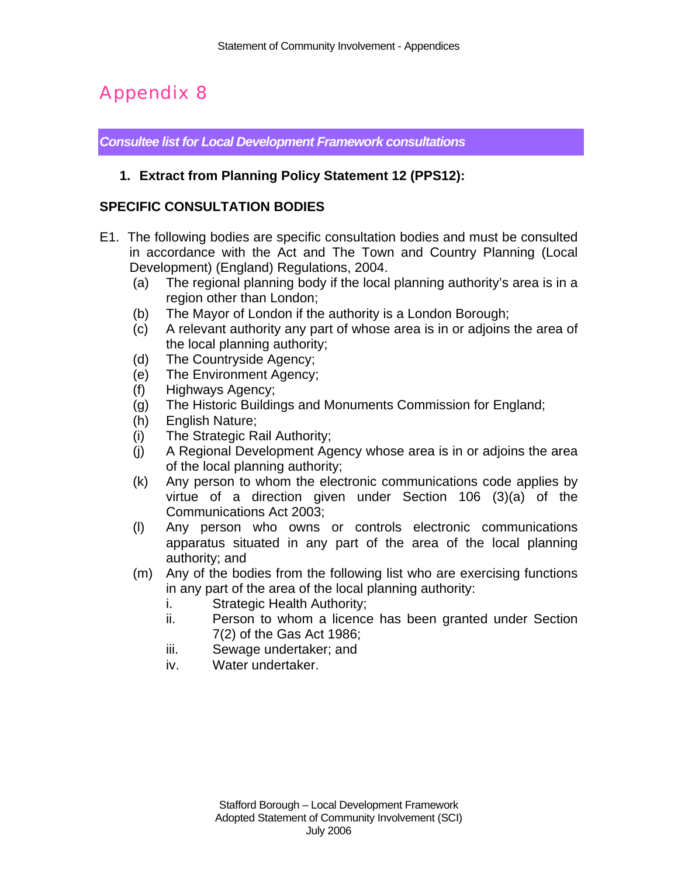# Appendix 8

***Consultee list for Local Development Framework consultations***

1. **Extract from Planning Policy Statement 12 (PPS12):**

**SPECIFIC CONSULTATION BODIES**

E1. The following bodies are specific consultation bodies and must be consulted in accordance with the Act and The Town and Country Planning (Local Development) (England) Regulations, 2004.

- (a) The regional planning body if the local planning authority's area is in a region other than London;
- (b) The Mayor of London if the authority is a London Borough;
- (c) A relevant authority any part of whose area is in or adjoins the area of the local planning authority;
- (d) The Countryside Agency;
- (e) The Environment Agency;
- (f) Highways Agency;
- (g) The Historic Buildings and Monuments Commission for England;
- (h) English Nature;
- (i) The Strategic Rail Authority;
- (j) A Regional Development Agency whose area is in or adjoins the area of the local planning authority;
- (k) Any person to whom the electronic communications code applies by virtue of a direction given under Section 106 (3)(a) of the Communications Act 2003;
- (l) Any person who owns or controls electronic communications apparatus situated in any part of the area of the local planning authority; and
- (m) Any of the bodies from the following list who are exercising functions in any part of the area of the local planning authority:
  - i. Strategic Health Authority;
  - ii. Person to whom a licence has been granted under Section 7(2) of the Gas Act 1986;
  - iii. Sewage undertaker; and
  - iv. Water undertaker.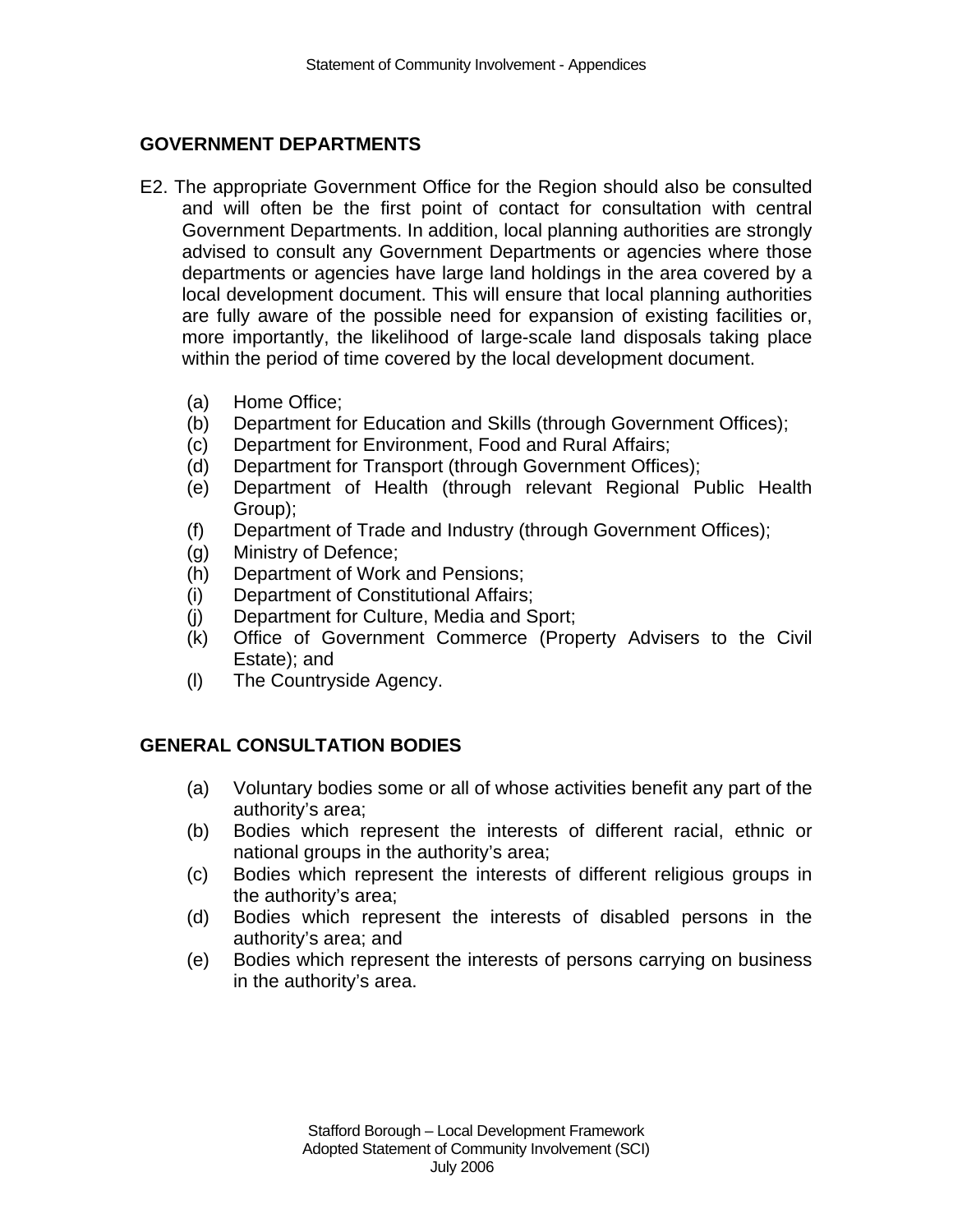## GOVERNMENT DEPARTMENTS

E2. The appropriate Government Office for the Region should also be consulted and will often be the first point of contact for consultation with central Government Departments. In addition, local planning authorities are strongly advised to consult any Government Departments or agencies where those departments or agencies have large land holdings in the area covered by a local development document. This will ensure that local planning authorities are fully aware of the possible need for expansion of existing facilities or, more importantly, the likelihood of large-scale land disposals taking place within the period of time covered by the local development document.

- (a) Home Office;
- (b) Department for Education and Skills (through Government Offices);
- (c) Department for Environment, Food and Rural Affairs;
- (d) Department for Transport (through Government Offices);
- (e) Department of Health (through relevant Regional Public Health Group);
- (f) Department of Trade and Industry (through Government Offices);
- (g) Ministry of Defence;
- (h) Department of Work and Pensions;
- (i) Department of Constitutional Affairs;
- (j) Department for Culture, Media and Sport;
- (k) Office of Government Commerce (Property Advisers to the Civil Estate); and
- (l) The Countryside Agency.

## GENERAL CONSULTATION BODIES

- (a) Voluntary bodies some or all of whose activities benefit any part of the authority's area;
- (b) Bodies which represent the interests of different racial, ethnic or national groups in the authority's area;
- (c) Bodies which represent the interests of different religious groups in the authority's area;
- (d) Bodies which represent the interests of disabled persons in the authority's area; and
- (e) Bodies which represent the interests of persons carrying on business in the authority's area.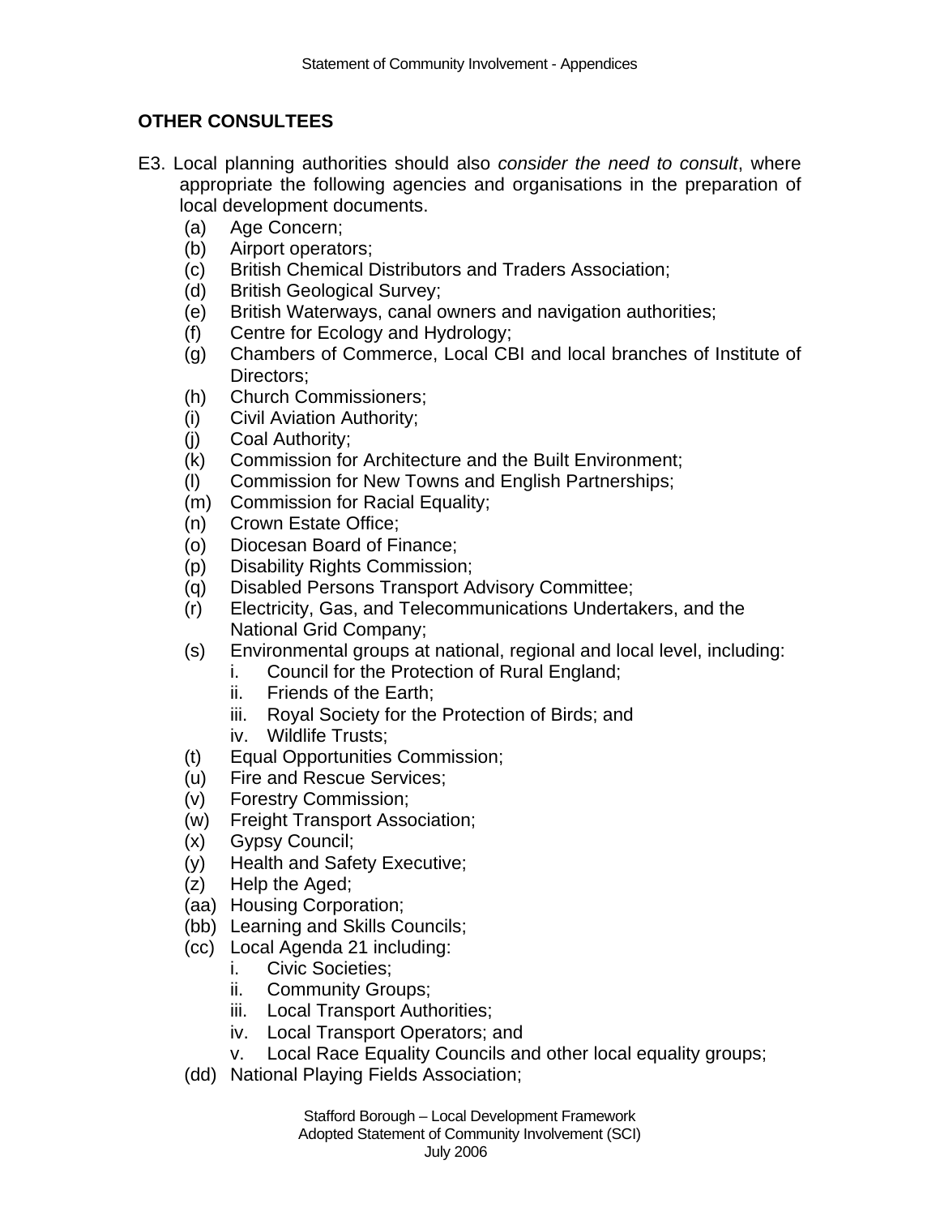## OTHER CONSULTEES

E3. Local planning authorities should also *consider the need to consult*, where appropriate the following agencies and organisations in the preparation of local development documents.

- (a) Age Concern;
- (b) Airport operators;
- (c) British Chemical Distributors and Traders Association;
- (d) British Geological Survey;
- (e) British Waterways, canal owners and navigation authorities;
- (f) Centre for Ecology and Hydrology;
- (g) Chambers of Commerce, Local CBI and local branches of Institute of Directors;
- (h) Church Commissioners;
- (i) Civil Aviation Authority;
- (j) Coal Authority;
- (k) Commission for Architecture and the Built Environment;
- (l) Commission for New Towns and English Partnerships;
- (m) Commission for Racial Equality;
- (n) Crown Estate Office;
- (o) Diocesan Board of Finance;
- (p) Disability Rights Commission;
- (q) Disabled Persons Transport Advisory Committee;
- (r) Electricity, Gas, and Telecommunications Undertakers, and the National Grid Company;
- (s) Environmental groups at national, regional and local level, including:
  - i. Council for the Protection of Rural England;
  - ii. Friends of the Earth;
  - iii. Royal Society for the Protection of Birds; and
  - iv. Wildlife Trusts;
- (t) Equal Opportunities Commission;
- (u) Fire and Rescue Services;
- (v) Forestry Commission;
- (w) Freight Transport Association;
- (x) Gypsy Council;
- (y) Health and Safety Executive;
- (z) Help the Aged;
- (aa) Housing Corporation;
- (bb) Learning and Skills Councils;
- (cc) Local Agenda 21 including:
  - i. Civic Societies;
  - ii. Community Groups;
  - iii. Local Transport Authorities;
  - iv. Local Transport Operators; and
  - v. Local Race Equality Councils and other local equality groups;
- (dd) National Playing Fields Association;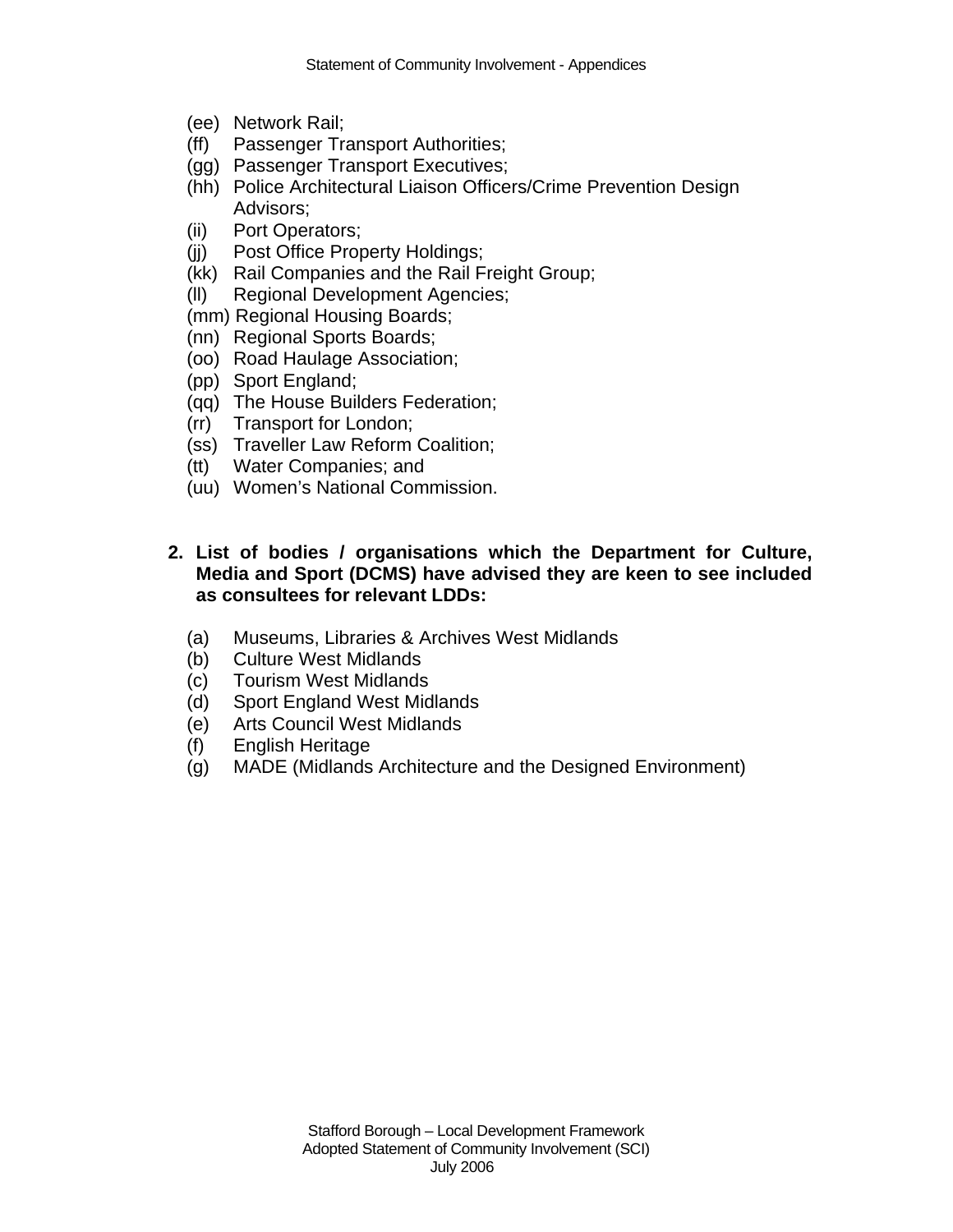(ee) Network Rail;
(ff) Passenger Transport Authorities;
(gg) Passenger Transport Executives;
(hh) Police Architectural Liaison Officers/Crime Prevention Design Advisors;
(ii) Port Operators;
(jj) Post Office Property Holdings;
(kk) Rail Companies and the Rail Freight Group;
(ll) Regional Development Agencies;
(mm) Regional Housing Boards;
(nn) Regional Sports Boards;
(oo) Road Haulage Association;
(pp) Sport England;
(qq) The House Builders Federation;
(rr) Transport for London;
(ss) Traveller Law Reform Coalition;
(tt) Water Companies; and
(uu) Women's National Commission.

**2. List of bodies / organisations which the Department for Culture, Media and Sport (DCMS) have advised they are keen to see included as consultees for relevant LDDs:**

(a) Museums, Libraries & Archives West Midlands
(b) Culture West Midlands
(c) Tourism West Midlands
(d) Sport England West Midlands
(e) Arts Council West Midlands
(f) English Heritage
(g) MADE (Midlands Architecture and the Designed Environment)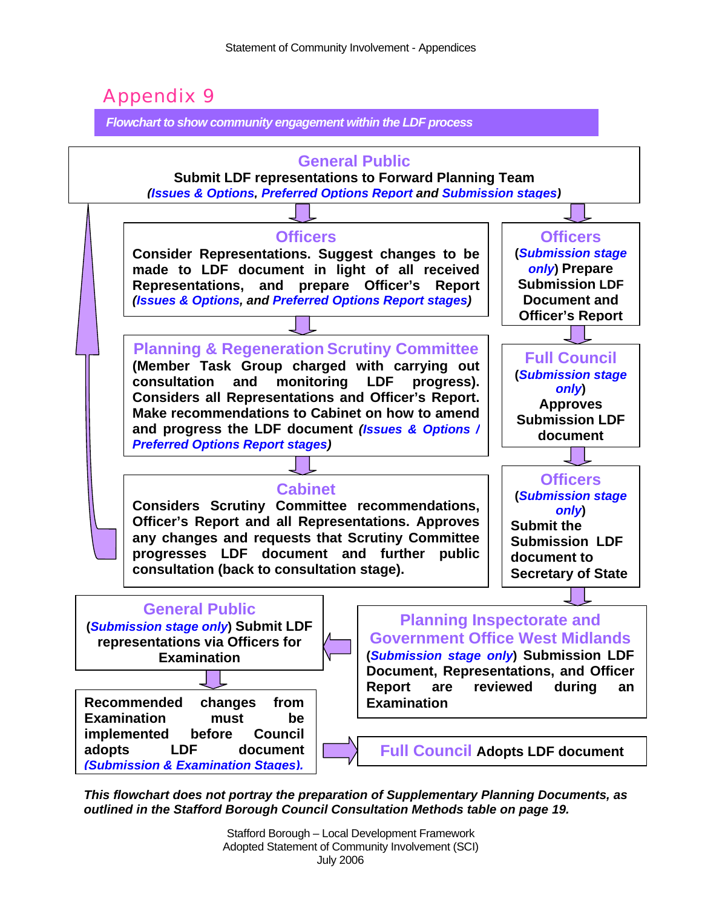# Appendix 9

***Flowchart to show community engagement within the LDF process***

**General Public**
**Submit LDF representations to Forward Planning Team**
***(Issues & Options, Preferred Options Report and Submission stages)***

**Officers**
**Consider Representations. Suggest changes to be made to LDF document in light of all received Representations, and prepare Officer's Report *(Issues & Options, and Preferred Options Report stages)***

**Planning & Regeneration Scrutiny Committee**
**(Member Task Group charged with carrying out consultation and monitoring LDF progress). Considers all Representations and Officer's Report. Make recommendations to Cabinet on how to amend and progress the LDF document *(Issues & Options / Preferred Options Report stages)***

**Cabinet**
**Considers Scrutiny Committee recommendations, Officer's Report and all Representations. Approves any changes and requests that Scrutiny Committee progresses LDF document and further public consultation (back to consultation stage).**

**Officers**
**(*Submission stage only*) Prepare Submission LDF Document and Officer's Report**

**Full Council**
**(*Submission stage only*) Approves Submission LDF document**

**Officers**
**(*Submission stage only*) Submit the Submission LDF document to Secretary of State**

**Planning Inspectorate and Government Office West Midlands**
**(*Submission stage only*) Submission LDF Document, Representations, and Officer Report are reviewed during an Examination**

**General Public**
**(*Submission stage only*) Submit LDF representations via Officers for Examination**

**Recommended changes from Examination must be implemented before Council adopts LDF document *(Submission & Examination Stages).***

**Full Council Adopts LDF document**

***This flowchart does not portray the preparation of Supplementary Planning Documents, as outlined in the Stafford Borough Council Consultation Methods table on page 19.***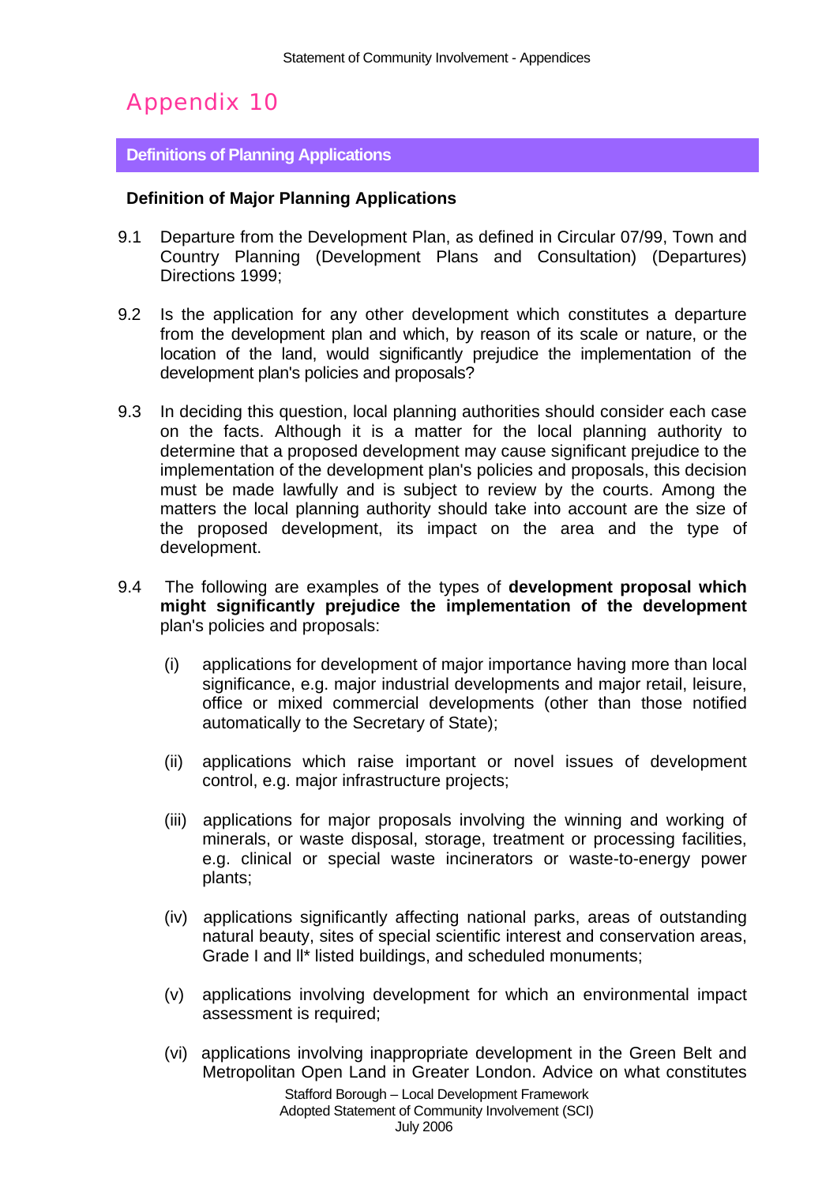# Appendix 10

## Definitions of Planning Applications

### Definition of Major Planning Applications

9.1 Departure from the Development Plan, as defined in Circular 07/99, Town and Country Planning (Development Plans and Consultation) (Departures) Directions 1999;

9.2 Is the application for any other development which constitutes a departure from the development plan and which, by reason of its scale or nature, or the location of the land, would significantly prejudice the implementation of the development plan's policies and proposals?

9.3 In deciding this question, local planning authorities should consider each case on the facts. Although it is a matter for the local planning authority to determine that a proposed development may cause significant prejudice to the implementation of the development plan's policies and proposals, this decision must be made lawfully and is subject to review by the courts. Among the matters the local planning authority should take into account are the size of the proposed development, its impact on the area and the type of development.

9.4 The following are examples of the types of **development proposal which might significantly prejudice the implementation of the development** plan's policies and proposals:

(i) applications for development of major importance having more than local significance, e.g. major industrial developments and major retail, leisure, office or mixed commercial developments (other than those notified automatically to the Secretary of State);

(ii) applications which raise important or novel issues of development control, e.g. major infrastructure projects;

(iii) applications for major proposals involving the winning and working of minerals, or waste disposal, storage, treatment or processing facilities, e.g. clinical or special waste incinerators or waste-to-energy power plants;

(iv) applications significantly affecting national parks, areas of outstanding natural beauty, sites of special scientific interest and conservation areas, Grade I and II* listed buildings, and scheduled monuments;

(v) applications involving development for which an environmental impact assessment is required;

(vi) applications involving inappropriate development in the Green Belt and Metropolitan Open Land in Greater London. Advice on what constitutes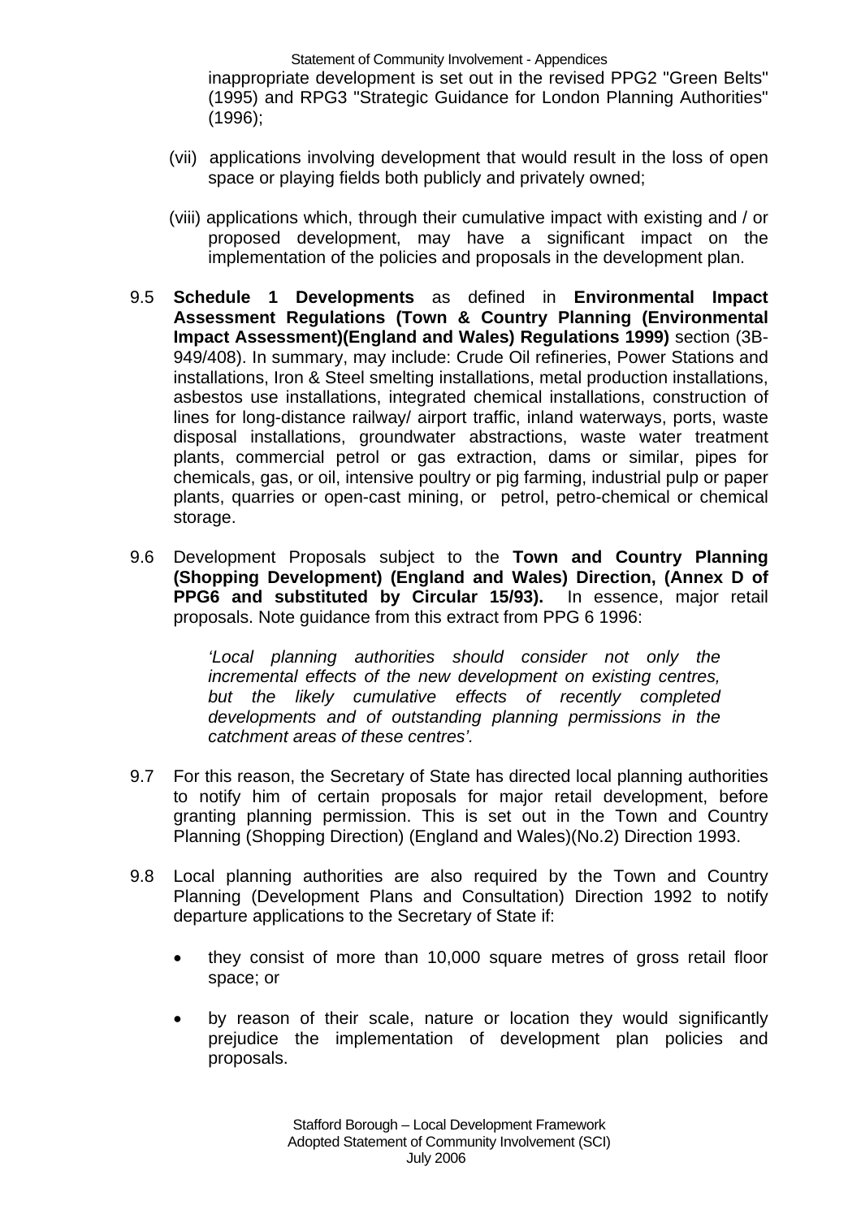inappropriate development is set out in the revised PPG2 "Green Belts" (1995) and RPG3 "Strategic Guidance for London Planning Authorities" (1996);

(vii) applications involving development that would result in the loss of open space or playing fields both publicly and privately owned;

(viii) applications which, through their cumulative impact with existing and / or proposed development, may have a significant impact on the implementation of the policies and proposals in the development plan.

9.5 **Schedule 1 Developments** as defined in **Environmental Impact Assessment Regulations (Town & Country Planning (Environmental Impact Assessment)(England and Wales) Regulations 1999)** section (3B-949/408). In summary, may include: Crude Oil refineries, Power Stations and installations, Iron & Steel smelting installations, metal production installations, asbestos use installations, integrated chemical installations, construction of lines for long-distance railway/ airport traffic, inland waterways, ports, waste disposal installations, groundwater abstractions, waste water treatment plants, commercial petrol or gas extraction, dams or similar, pipes for chemicals, gas, or oil, intensive poultry or pig farming, industrial pulp or paper plants, quarries or open-cast mining, or petrol, petro-chemical or chemical storage.

9.6 Development Proposals subject to the **Town and Country Planning (Shopping Development) (England and Wales) Direction, (Annex D of PPG6 and substituted by Circular 15/93).** In essence, major retail proposals. Note guidance from this extract from PPG 6 1996:

> *'Local planning authorities should consider not only the incremental effects of the new development on existing centres, but the likely cumulative effects of recently completed developments and of outstanding planning permissions in the catchment areas of these centres'*.

9.7 For this reason, the Secretary of State has directed local planning authorities to notify him of certain proposals for major retail development, before granting planning permission. This is set out in the Town and Country Planning (Shopping Direction) (England and Wales)(No.2) Direction 1993.

9.8 Local planning authorities are also required by the Town and Country Planning (Development Plans and Consultation) Direction 1992 to notify departure applications to the Secretary of State if:

- they consist of more than 10,000 square metres of gross retail floor space; or
- by reason of their scale, nature or location they would significantly prejudice the implementation of development plan policies and proposals.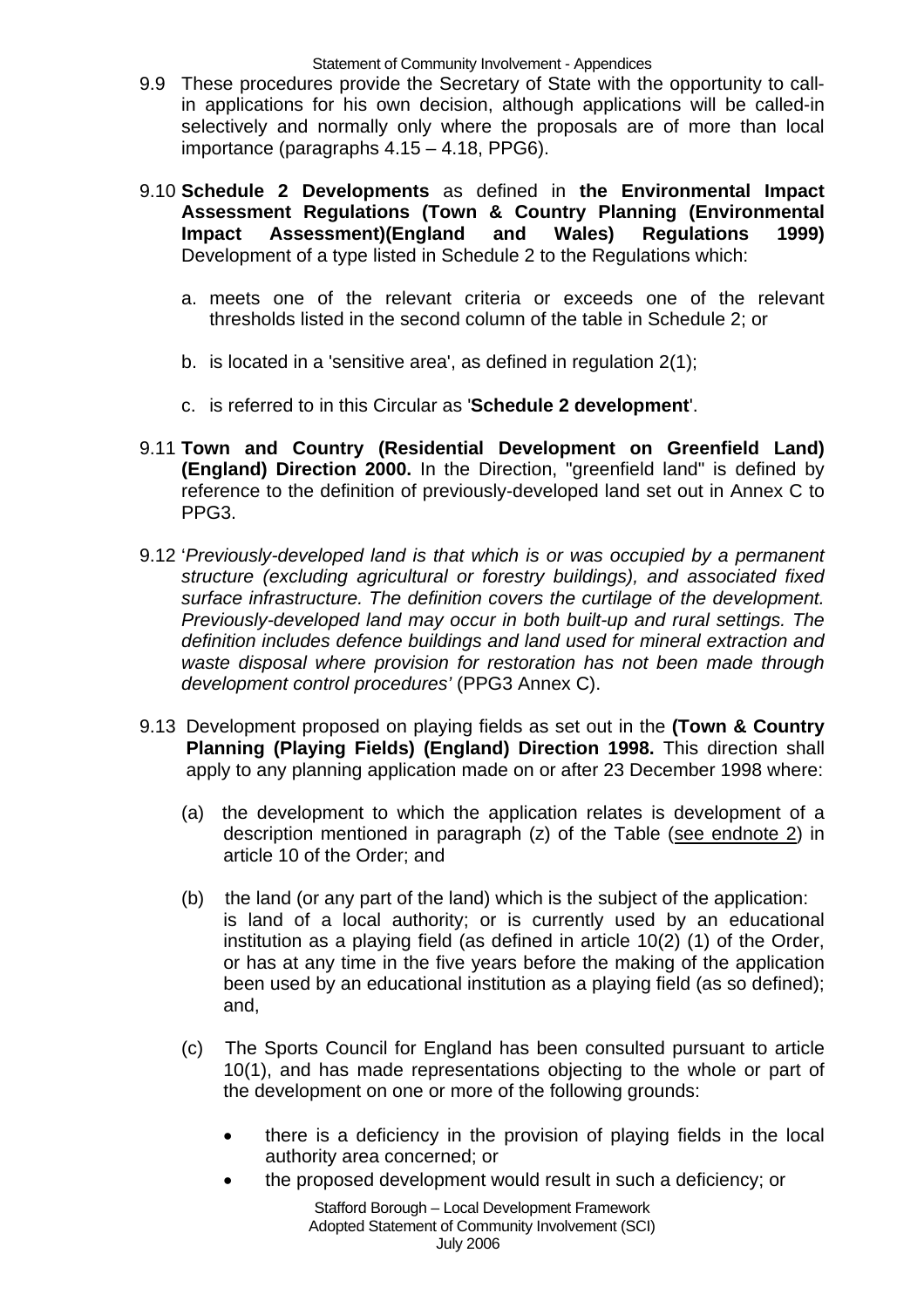9.9 These procedures provide the Secretary of State with the opportunity to call-in applications for his own decision, although applications will be called-in selectively and normally only where the proposals are of more than local importance (paragraphs 4.15 – 4.18, PPG6).

9.10 **Schedule 2 Developments** as defined in **the Environmental Impact Assessment Regulations (Town & Country Planning (Environmental Impact Assessment)(England and Wales) Regulations 1999)** Development of a type listed in Schedule 2 to the Regulations which:

a. meets one of the relevant criteria or exceeds one of the relevant thresholds listed in the second column of the table in Schedule 2; or

b. is located in a 'sensitive area', as defined in regulation 2(1);

c. is referred to in this Circular as '**Schedule 2 development**'.

9.11 **Town and Country (Residential Development on Greenfield Land) (England) Direction 2000.** In the Direction, "greenfield land" is defined by reference to the definition of previously-developed land set out in Annex C to PPG3.

9.12 '*Previously-developed land is that which is or was occupied by a permanent structure (excluding agricultural or forestry buildings), and associated fixed surface infrastructure. The definition covers the curtilage of the development. Previously-developed land may occur in both built-up and rural settings. The definition includes defence buildings and land used for mineral extraction and waste disposal where provision for restoration has not been made through development control procedures'* (PPG3 Annex C).

9.13 Development proposed on playing fields as set out in the **(Town & Country Planning (Playing Fields) (England) Direction 1998.** This direction shall apply to any planning application made on or after 23 December 1998 where:

(a) the development to which the application relates is development of a description mentioned in paragraph (z) of the Table (see endnote 2) in article 10 of the Order; and

(b) the land (or any part of the land) which is the subject of the application: is land of a local authority; or is currently used by an educational institution as a playing field (as defined in article 10(2) (1) of the Order, or has at any time in the five years before the making of the application been used by an educational institution as a playing field (as so defined); and,

(c) The Sports Council for England has been consulted pursuant to article 10(1), and has made representations objecting to the whole or part of the development on one or more of the following grounds:

- there is a deficiency in the provision of playing fields in the local authority area concerned; or
- the proposed development would result in such a deficiency; or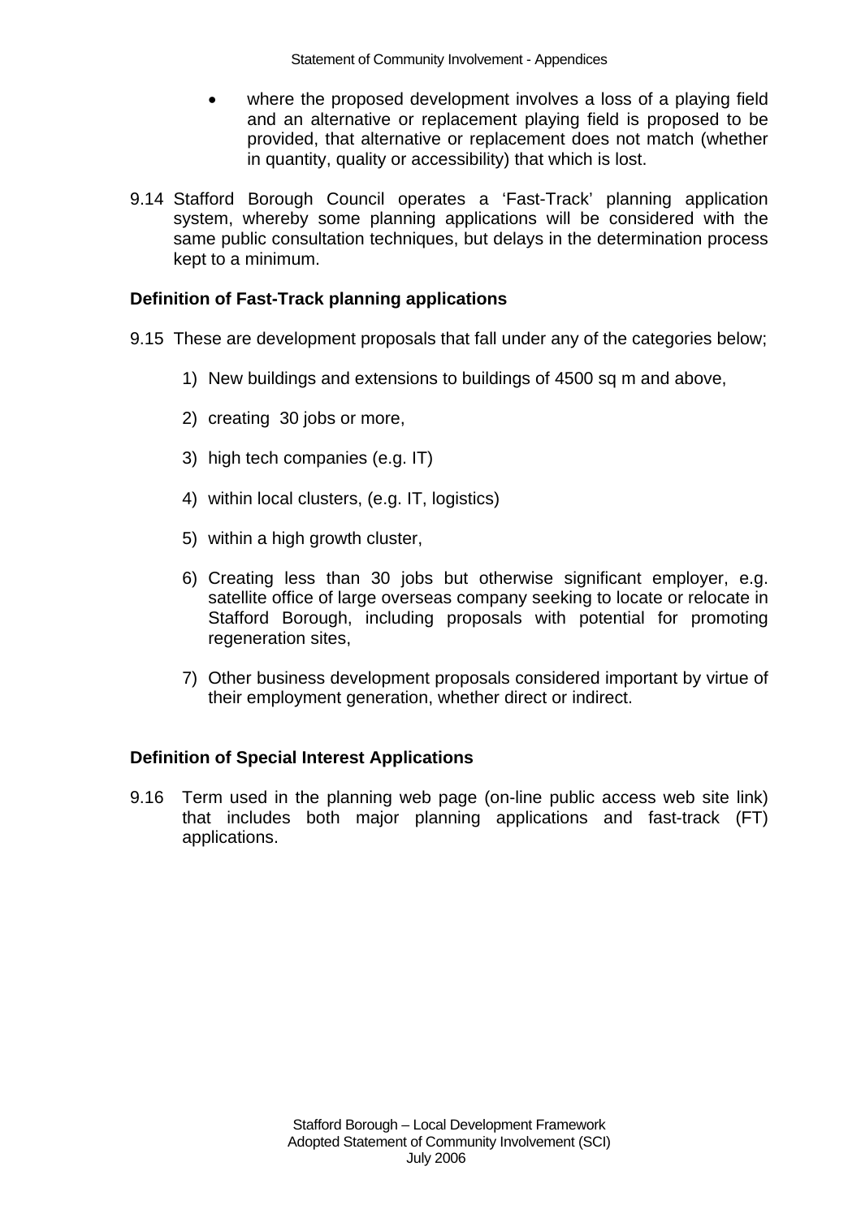- where the proposed development involves a loss of a playing field and an alternative or replacement playing field is proposed to be provided, that alternative or replacement does not match (whether in quantity, quality or accessibility) that which is lost.

9.14 Stafford Borough Council operates a 'Fast-Track' planning application system, whereby some planning applications will be considered with the same public consultation techniques, but delays in the determination process kept to a minimum.

**Definition of Fast-Track planning applications**

9.15 These are development proposals that fall under any of the categories below;

1) New buildings and extensions to buildings of 4500 sq m and above,

2) creating 30 jobs or more,

3) high tech companies (e.g. IT)

4) within local clusters, (e.g. IT, logistics)

5) within a high growth cluster,

6) Creating less than 30 jobs but otherwise significant employer, e.g. satellite office of large overseas company seeking to locate or relocate in Stafford Borough, including proposals with potential for promoting regeneration sites,

7) Other business development proposals considered important by virtue of their employment generation, whether direct or indirect.

**Definition of Special Interest Applications**

9.16 Term used in the planning web page (on-line public access web site link) that includes both major planning applications and fast-track (FT) applications.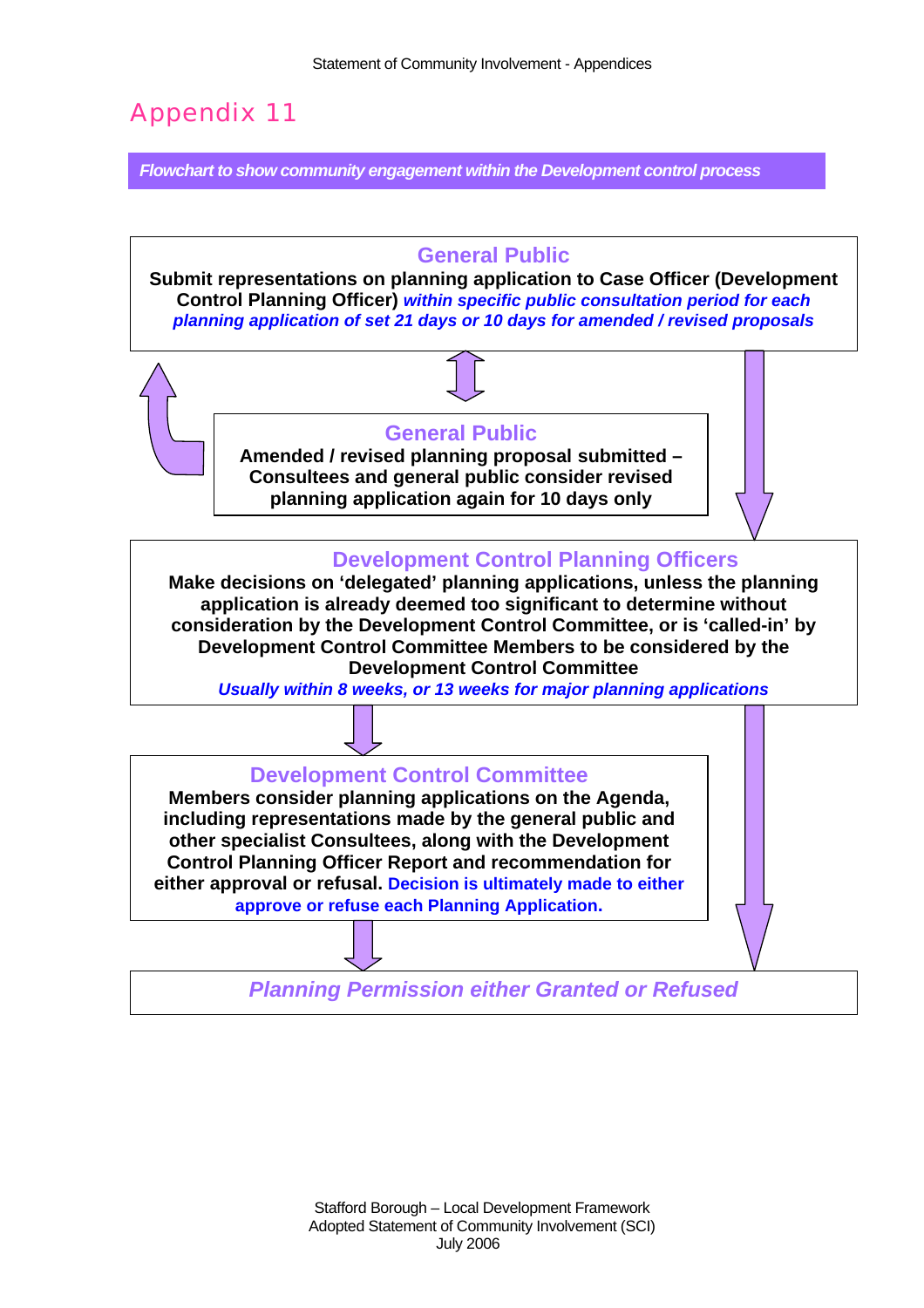# Appendix 11

***Flowchart to show community engagement within the Development control process***

**General Public**

**Submit representations on planning application to Case Officer (Development Control Planning Officer)** ***within specific public consultation period for each planning application of set 21 days or 10 days for amended / revised proposals***

**General Public**

**Amended / revised planning proposal submitted – Consultees and general public consider revised planning application again for 10 days only**

**Development Control Planning Officers**

**Make decisions on 'delegated' planning applications, unless the planning application is already deemed too significant to determine without consideration by the Development Control Committee, or is 'called-in' by Development Control Committee Members to be considered by the Development Control Committee**

***Usually within 8 weeks, or 13 weeks for major planning applications***

**Development Control Committee**

**Members consider planning applications on the Agenda, including representations made by the general public and other specialist Consultees, along with the Development Control Planning Officer Report and recommendation for either approval or refusal. Decision is ultimately made to either approve or refuse each Planning Application.**

***Planning Permission either Granted or Refused***

Stafford Borough – Local Development Framework
Adopted Statement of Community Involvement (SCI)
July 2006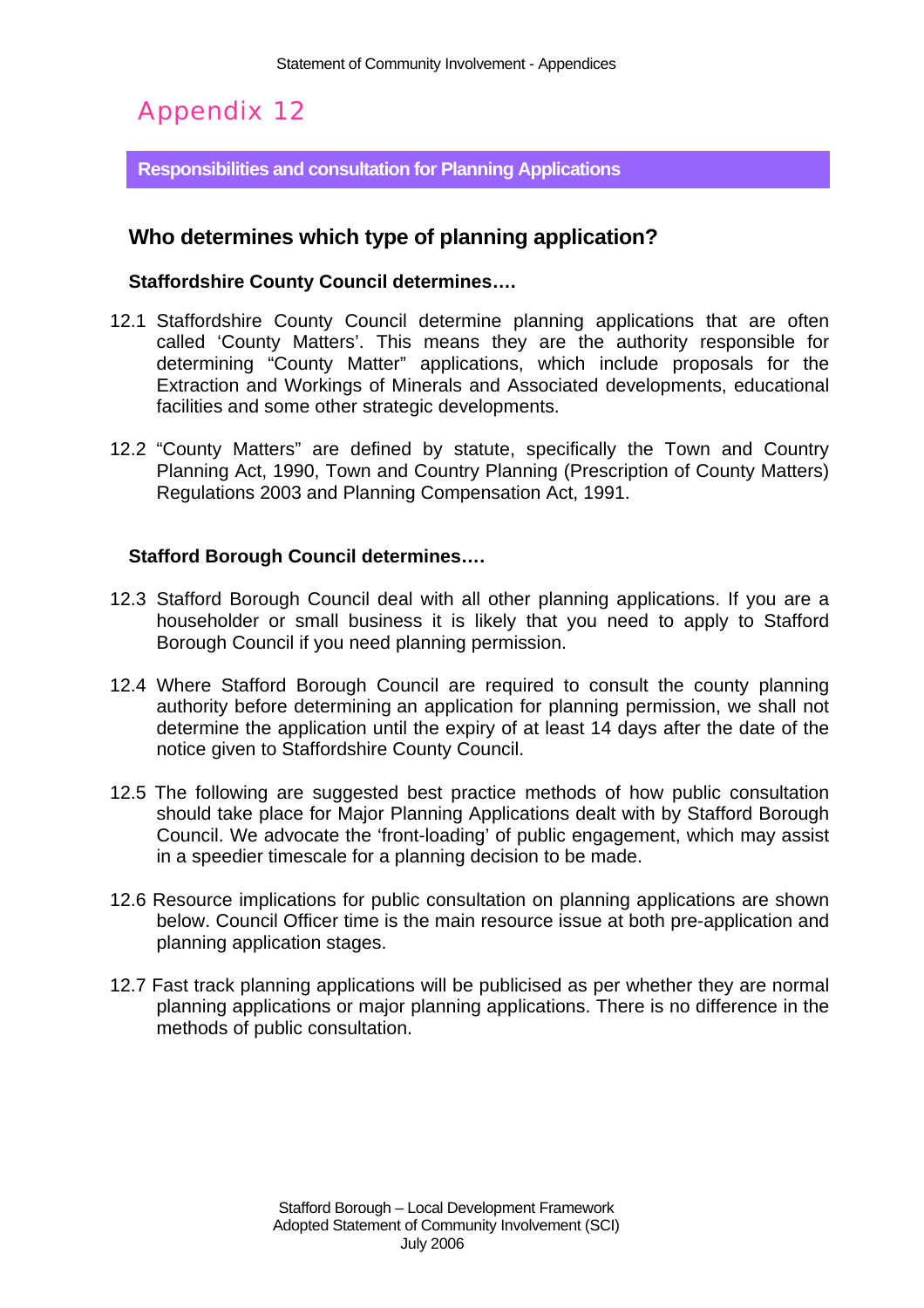# Appendix 12

## Responsibilities and consultation for Planning Applications

### Who determines which type of planning application?

**Staffordshire County Council determines….**

12.1 Staffordshire County Council determine planning applications that are often called 'County Matters'. This means they are the authority responsible for determining "County Matter" applications, which include proposals for the Extraction and Workings of Minerals and Associated developments, educational facilities and some other strategic developments.

12.2 "County Matters" are defined by statute, specifically the Town and Country Planning Act, 1990, Town and Country Planning (Prescription of County Matters) Regulations 2003 and Planning Compensation Act, 1991.

**Stafford Borough Council determines….**

12.3 Stafford Borough Council deal with all other planning applications. If you are a householder or small business it is likely that you need to apply to Stafford Borough Council if you need planning permission.

12.4 Where Stafford Borough Council are required to consult the county planning authority before determining an application for planning permission, we shall not determine the application until the expiry of at least 14 days after the date of the notice given to Staffordshire County Council.

12.5 The following are suggested best practice methods of how public consultation should take place for Major Planning Applications dealt with by Stafford Borough Council. We advocate the 'front-loading' of public engagement, which may assist in a speedier timescale for a planning decision to be made.

12.6 Resource implications for public consultation on planning applications are shown below. Council Officer time is the main resource issue at both pre-application and planning application stages.

12.7 Fast track planning applications will be publicised as per whether they are normal planning applications or major planning applications. There is no difference in the methods of public consultation.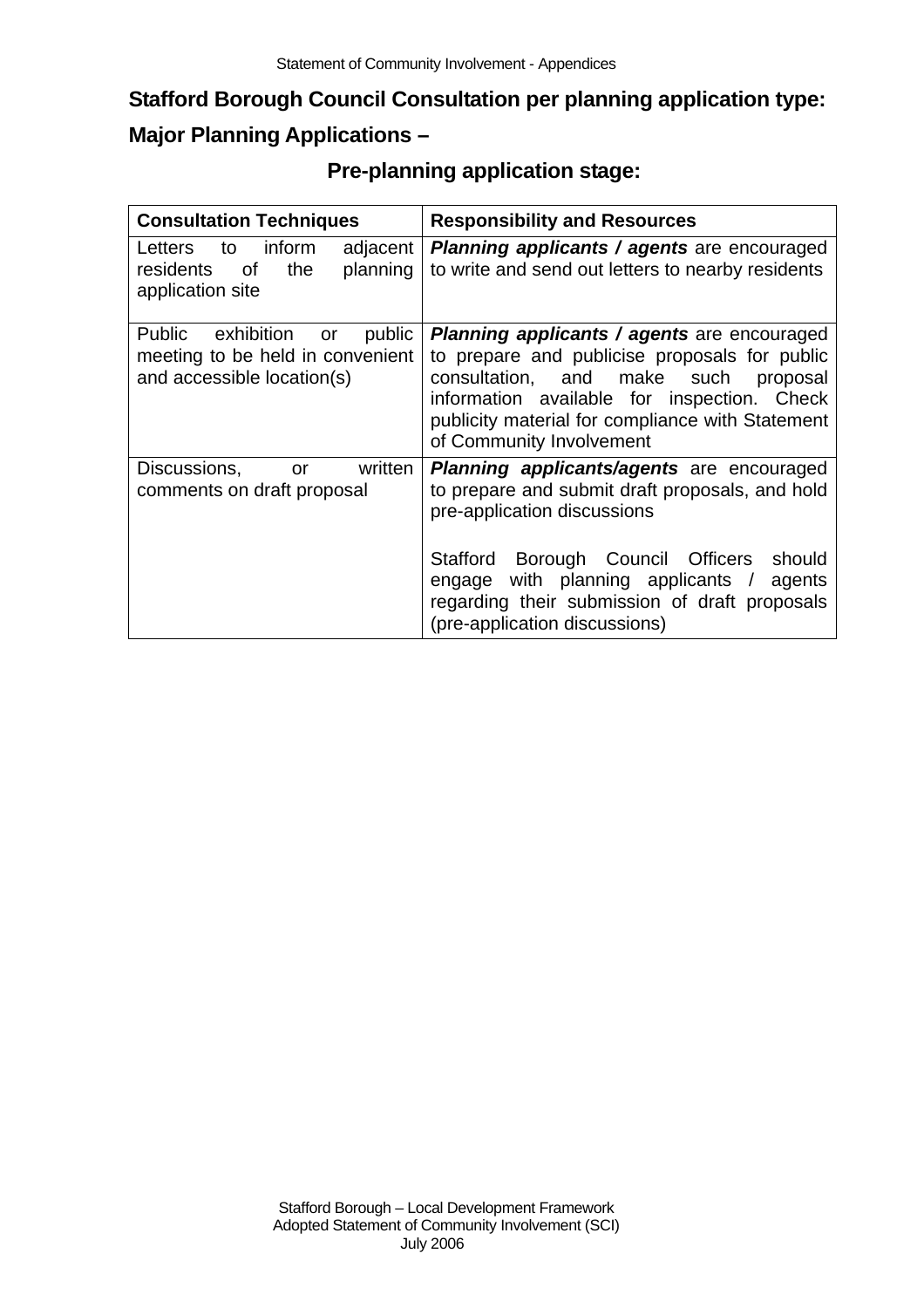**Stafford Borough Council Consultation per planning application type:**

**Major Planning Applications –**

**Pre-planning application stage:**

| Consultation Techniques | Responsibility and Resources |
|---|---|
| Letters to inform adjacent residents of the planning application site | ***Planning applicants / agents*** are encouraged to write and send out letters to nearby residents |
| Public exhibition or public meeting to be held in convenient and accessible location(s) | ***Planning applicants / agents*** are encouraged to prepare and publicise proposals for public consultation, and make such proposal information available for inspection. Check publicity material for compliance with Statement of Community Involvement |
| Discussions, or written comments on draft proposal | ***Planning applicants/agents*** are encouraged to prepare and submit draft proposals, and hold pre-application discussions<br><br>Stafford Borough Council Officers should engage with planning applicants / agents regarding their submission of draft proposals (pre-application discussions) |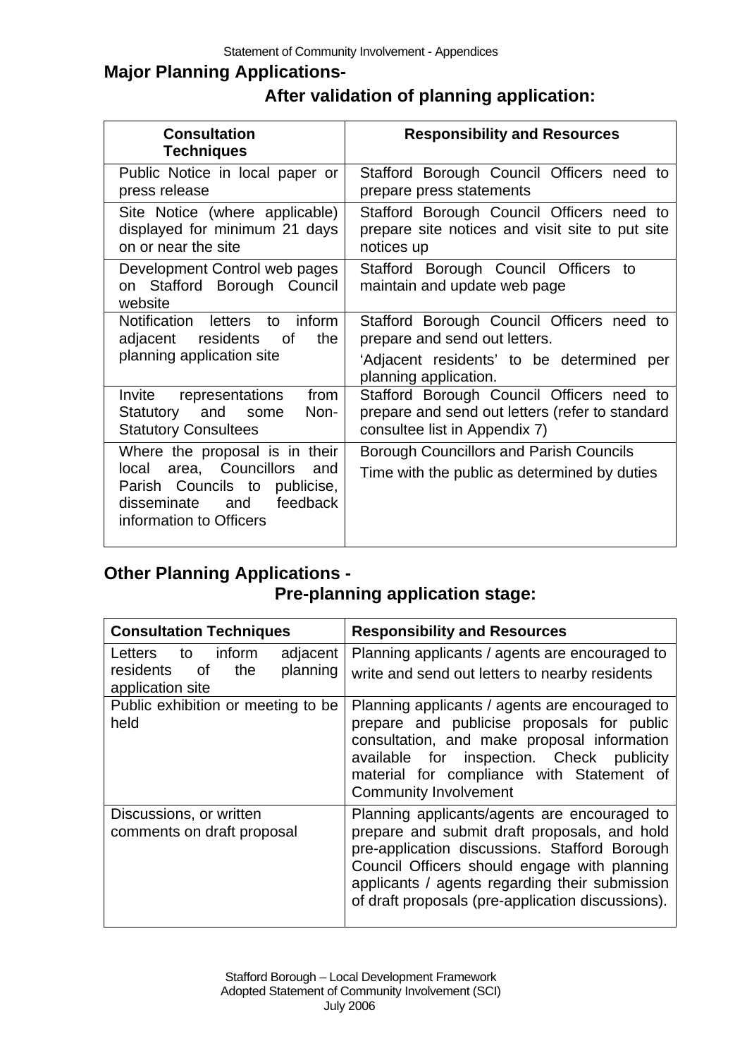## Major Planning Applications-

### After validation of planning application:

| Consultation Techniques | Responsibility and Resources |
|---|---|
| Public Notice in local paper or press release | Stafford Borough Council Officers need to prepare press statements |
| Site Notice (where applicable) displayed for minimum 21 days on or near the site | Stafford Borough Council Officers need to prepare site notices and visit site to put site notices up |
| Development Control web pages on Stafford Borough Council website | Stafford Borough Council Officers to maintain and update web page |
| Notification letters to inform adjacent residents of the planning application site | Stafford Borough Council Officers need to prepare and send out letters. 'Adjacent residents' to be determined per planning application. |
| Invite representations from Statutory and some Non-Statutory Consultees | Stafford Borough Council Officers need to prepare and send out letters (refer to standard consultee list in Appendix 7) |
| Where the proposal is in their local area, Councillors and Parish Councils to publicise, disseminate and feedback information to Officers | Borough Councillors and Parish Councils Time with the public as determined by duties |

## Other Planning Applications -

### Pre-planning application stage:

| Consultation Techniques | Responsibility and Resources |
|---|---|
| Letters to inform adjacent residents of the planning application site | Planning applicants / agents are encouraged to write and send out letters to nearby residents |
| Public exhibition or meeting to be held | Planning applicants / agents are encouraged to prepare and publicise proposals for public consultation, and make proposal information available for inspection. Check publicity material for compliance with Statement of Community Involvement |
| Discussions, or written comments on draft proposal | Planning applicants/agents are encouraged to prepare and submit draft proposals, and hold pre-application discussions. Stafford Borough Council Officers should engage with planning applicants / agents regarding their submission of draft proposals (pre-application discussions). |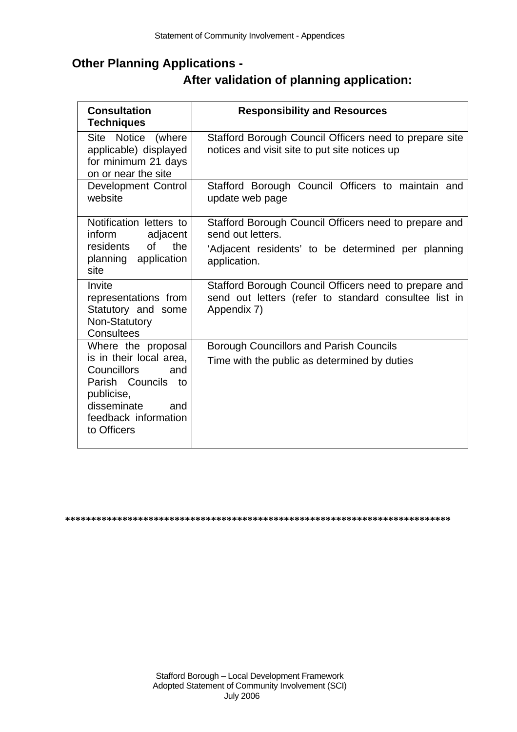## Other Planning Applications -

### After validation of planning application:

| Consultation Techniques | Responsibility and Resources |
|---|---|
| Site Notice (where applicable) displayed for minimum 21 days on or near the site | Stafford Borough Council Officers need to prepare site notices and visit site to put site notices up |
| Development Control website | Stafford Borough Council Officers to maintain and update web page |
| Notification letters to inform adjacent residents of the planning application site | Stafford Borough Council Officers need to prepare and send out letters.<br>'Adjacent residents' to be determined per planning application. |
| Invite representations from Statutory and some Non-Statutory Consultees | Stafford Borough Council Officers need to prepare and send out letters (refer to standard consultee list in Appendix 7) |
| Where the proposal is in their local area, Councillors and Parish Councils to publicise, disseminate and feedback information to Officers | Borough Councillors and Parish Councils<br>Time with the public as determined by duties |

*************************************************************************